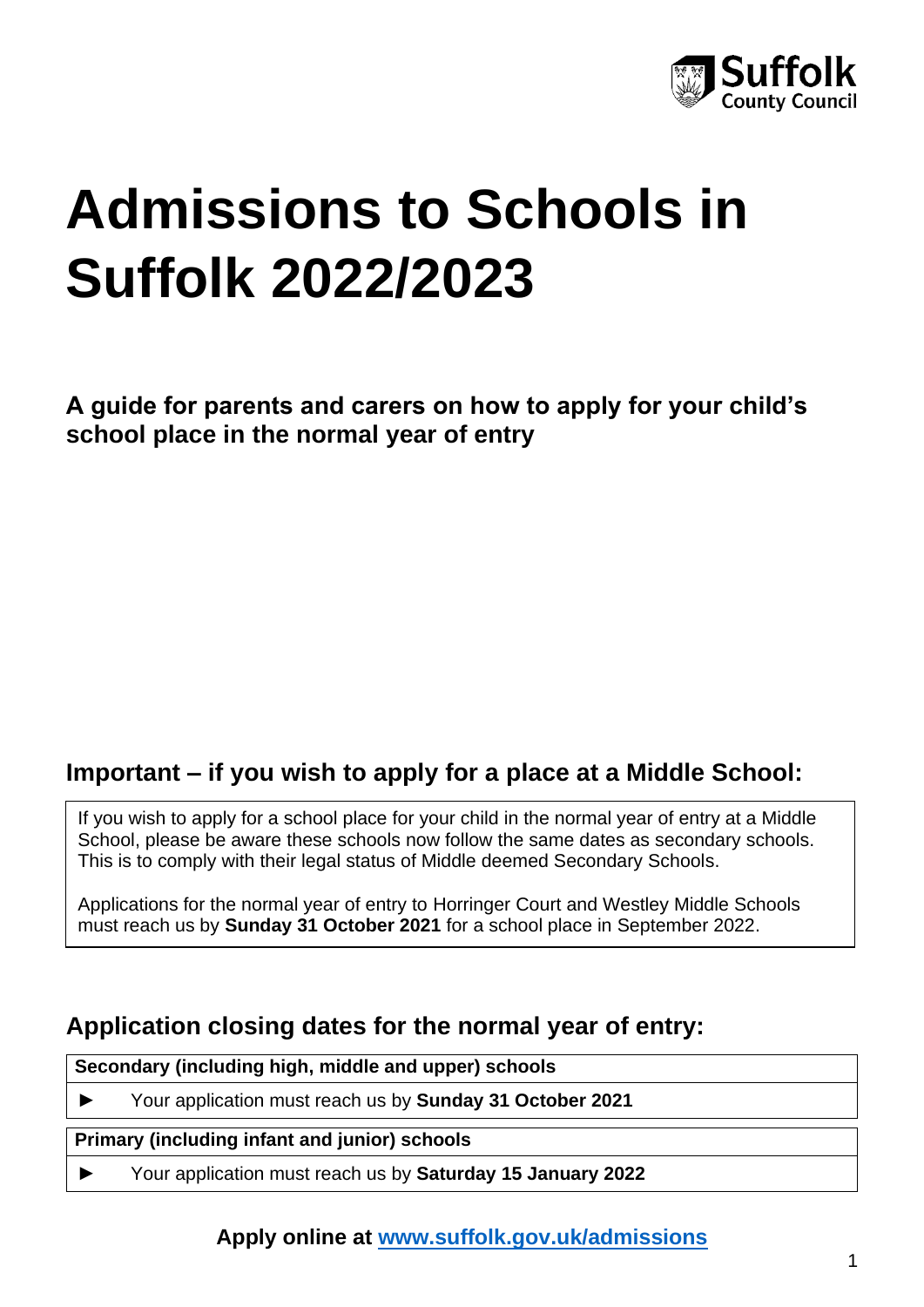Suffolk County Council

# Admissions to Schools in Suffolk 2022/2023

**A guide for parents and carers on how to apply for your child's school place in the normal year of entry**

## Important – if you wish to apply for a place at a Middle School:

If you wish to apply for a school place for your child in the normal year of entry at a Middle School, please be aware these schools now follow the same dates as secondary schools. This is to comply with their legal status of Middle deemed Secondary Schools.

Applications for the normal year of entry to Horringer Court and Westley Middle Schools must reach us by **Sunday 31 October 2021** for a school place in September 2022.

## Application closing dates for the normal year of entry:

**Secondary (including high, middle and upper) schools**

► Your application must reach us by **Sunday 31 October 2021**

**Primary (including infant and junior) schools**

► Your application must reach us by **Saturday 15 January 2022**

**Apply online at [www.suffolk.gov.uk/admissions](www.suffolk.gov.uk/admissions)**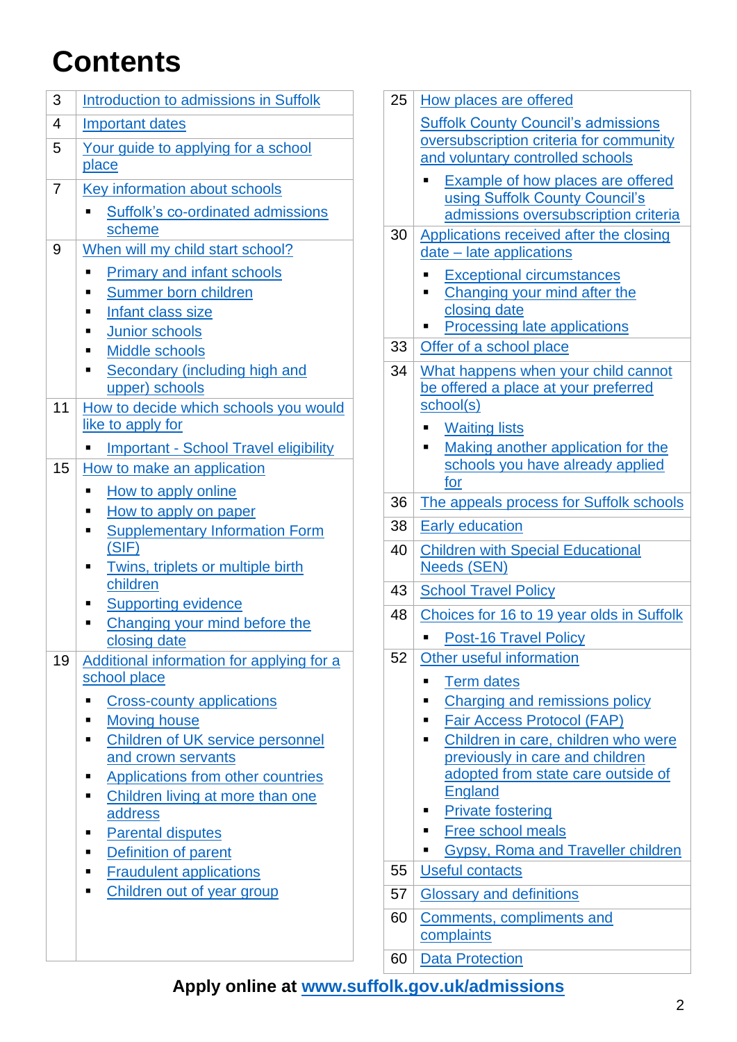# Contents

| Page | Section |
|---|---|
| 3 | Introduction to admissions in Suffolk |
| 4 | Important dates |
| 5 | Your guide to applying for a school place |
| 7 | Key information about schools<br>▪ Suffolk's co-ordinated admissions scheme |
| 9 | When will my child start school?<br>▪ Primary and infant schools<br>▪ Summer born children<br>▪ Infant class size<br>▪ Junior schools<br>▪ Middle schools<br>▪ Secondary (including high and upper) schools |
| 11 | How to decide which schools you would like to apply for<br>▪ Important - School Travel eligibility |
| 15 | How to make an application<br>▪ How to apply online<br>▪ How to apply on paper<br>▪ Supplementary Information Form (SIF)<br>▪ Twins, triplets or multiple birth children<br>▪ Supporting evidence<br>▪ Changing your mind before the closing date |
| 19 | Additional information for applying for a school place<br>▪ Cross-county applications<br>▪ Moving house<br>▪ Children of UK service personnel and crown servants<br>▪ Applications from other countries<br>▪ Children living at more than one address<br>▪ Parental disputes<br>▪ Definition of parent<br>▪ Fraudulent applications<br>▪ Children out of year group |
| 25 | How places are offered<br>Suffolk County Council's admissions oversubscription criteria for community and voluntary controlled schools<br>▪ Example of how places are offered using Suffolk County Council's admissions oversubscription criteria |
| 30 | Applications received after the closing date – late applications<br>▪ Exceptional circumstances<br>▪ Changing your mind after the closing date<br>▪ Processing late applications |
| 33 | Offer of a school place |
| 34 | What happens when your child cannot be offered a place at your preferred school(s)<br>▪ Waiting lists<br>▪ Making another application for the schools you have already applied for |
| 36 | The appeals process for Suffolk schools |
| 38 | Early education |
| 40 | Children with Special Educational Needs (SEN) |
| 43 | School Travel Policy |
| 48 | Choices for 16 to 19 year olds in Suffolk<br>▪ Post-16 Travel Policy |
| 52 | Other useful information<br>▪ Term dates<br>▪ Charging and remissions policy<br>▪ Fair Access Protocol (FAP)<br>▪ Children in care, children who were previously in care and children adopted from state care outside of England<br>▪ Private fostering<br>▪ Free school meals<br>▪ Gypsy, Roma and Traveller children |
| 55 | Useful contacts |
| 57 | Glossary and definitions |
| 60 | Comments, compliments and complaints |
| 60 | Data Protection |

**Apply online at www.suffolk.gov.uk/admissions**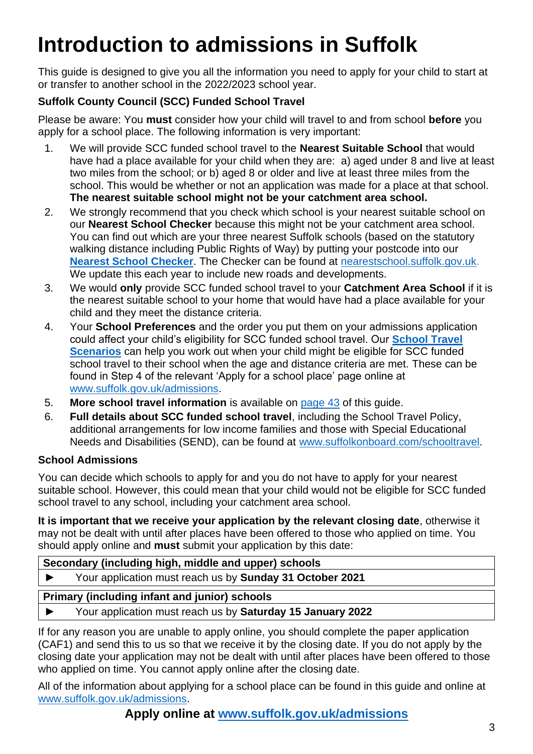# Introduction to admissions in Suffolk

This guide is designed to give you all the information you need to apply for your child to start at or transfer to another school in the 2022/2023 school year.

**Suffolk County Council (SCC) Funded School Travel**

Please be aware: You **must** consider how your child will travel to and from school **before** you apply for a school place. The following information is very important:

1. We will provide SCC funded school travel to the **Nearest Suitable School** that would have had a place available for your child when they are: a) aged under 8 and live at least two miles from the school; or b) aged 8 or older and live at least three miles from the school. This would be whether or not an application was made for a place at that school. **The nearest suitable school might not be your catchment area school.**
2. We strongly recommend that you check which school is your nearest suitable school on our **Nearest School Checker** because this might not be your catchment area school. You can find out which are your three nearest Suffolk schools (based on the statutory walking distance including Public Rights of Way) by putting your postcode into our **Nearest School Checker**. The Checker can be found at nearestschool.suffolk.gov.uk. We update this each year to include new roads and developments.
3. We would **only** provide SCC funded school travel to your **Catchment Area School** if it is the nearest suitable school to your home that would have had a place available for your child and they meet the distance criteria.
4. Your **School Preferences** and the order you put them on your admissions application could affect your child's eligibility for SCC funded school travel. Our **School Travel Scenarios** can help you work out when your child might be eligible for SCC funded school travel to their school when the age and distance criteria are met. These can be found in Step 4 of the relevant 'Apply for a school place' page online at www.suffolk.gov.uk/admissions.
5. **More school travel information** is available on page 43 of this guide.
6. **Full details about SCC funded school travel**, including the School Travel Policy, additional arrangements for low income families and those with Special Educational Needs and Disabilities (SEND), can be found at www.suffolkonboard.com/schooltravel.

**School Admissions**

You can decide which schools to apply for and you do not have to apply for your nearest suitable school. However, this could mean that your child would not be eligible for SCC funded school travel to any school, including your catchment area school.

**It is important that we receive your application by the relevant closing date**, otherwise it may not be dealt with until after places have been offered to those who applied on time. You should apply online and **must** submit your application by this date:

| **Secondary (including high, middle and upper) schools** |
|---|
| ► Your application must reach us by **Sunday 31 October 2021** |

| **Primary (including infant and junior) schools** |
|---|
| ► Your application must reach us by **Saturday 15 January 2022** |

If for any reason you are unable to apply online, you should complete the paper application (CAF1) and send this to us so that we receive it by the closing date. If you do not apply by the closing date your application may not be dealt with until after places have been offered to those who applied on time. You cannot apply online after the closing date.

All of the information about applying for a school place can be found in this guide and online at www.suffolk.gov.uk/admissions.

**Apply online at www.suffolk.gov.uk/admissions**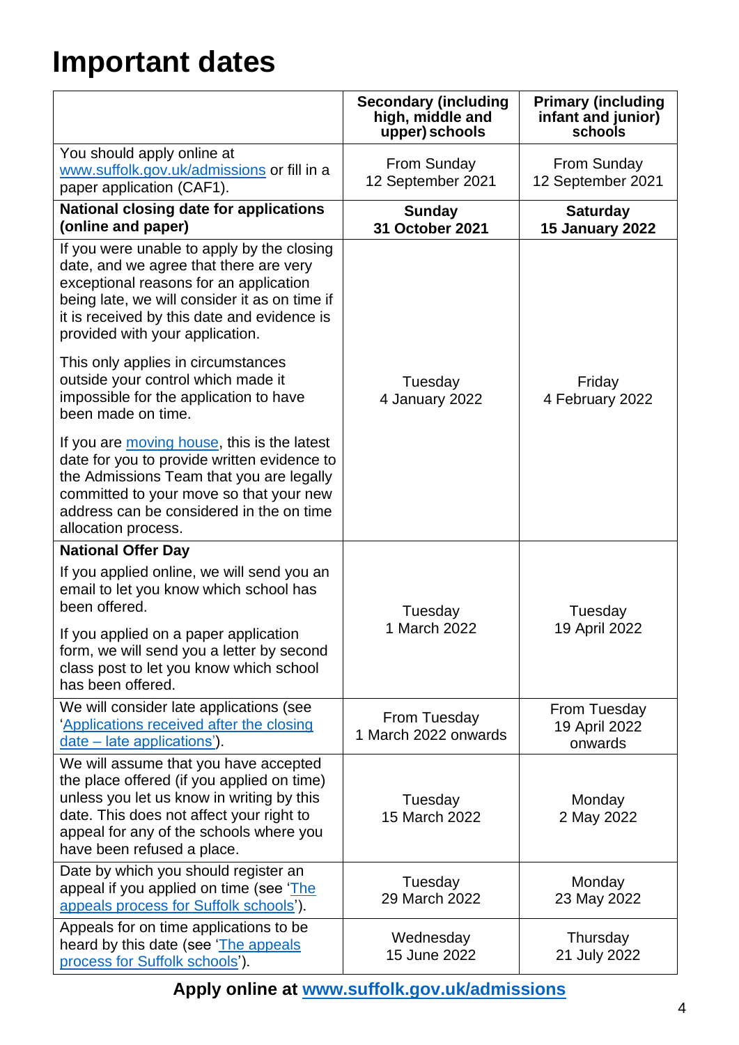# Important dates

| | Secondary (including high, middle and upper) schools | Primary (including infant and junior) schools |
|---|---|---|
| You should apply online at [www.suffolk.gov.uk/admissions](www.suffolk.gov.uk/admissions) or fill in a paper application (CAF1). | From Sunday 12 September 2021 | From Sunday 12 September 2021 |
| **National closing date for applications (online and paper)** | **Sunday 31 October 2021** | **Saturday 15 January 2022** |
| If you were unable to apply by the closing date, and we agree that there are very exceptional reasons for an application being late, we will consider it as on time if it is received by this date and evidence is provided with your application.<br><br>This only applies in circumstances outside your control which made it impossible for the application to have been made on time.<br><br>If you are [moving house](), this is the latest date for you to provide written evidence to the Admissions Team that you are legally committed to your move so that your new address can be considered in the on time allocation process. | Tuesday 4 January 2022 | Friday 4 February 2022 |
| **National Offer Day**<br><br>If you applied online, we will send you an email to let you know which school has been offered.<br><br>If you applied on a paper application form, we will send you a letter by second class post to let you know which school has been offered. | Tuesday 1 March 2022 | Tuesday 19 April 2022 |
| We will consider late applications (see '[Applications received after the closing date – late applications]()'). | From Tuesday 1 March 2022 onwards | From Tuesday 19 April 2022 onwards |
| We will assume that you have accepted the place offered (if you applied on time) unless you let us know in writing by this date. This does not affect your right to appeal for any of the schools where you have been refused a place. | Tuesday 15 March 2022 | Monday 2 May 2022 |
| Date by which you should register an appeal if you applied on time (see '[The appeals process for Suffolk schools]()'). | Tuesday 29 March 2022 | Monday 23 May 2022 |
| Appeals for on time applications to be heard by this date (see '[The appeals process for Suffolk schools]()'). | Wednesday 15 June 2022 | Thursday 21 July 2022 |

**Apply online at [www.suffolk.gov.uk/admissions](www.suffolk.gov.uk/admissions)**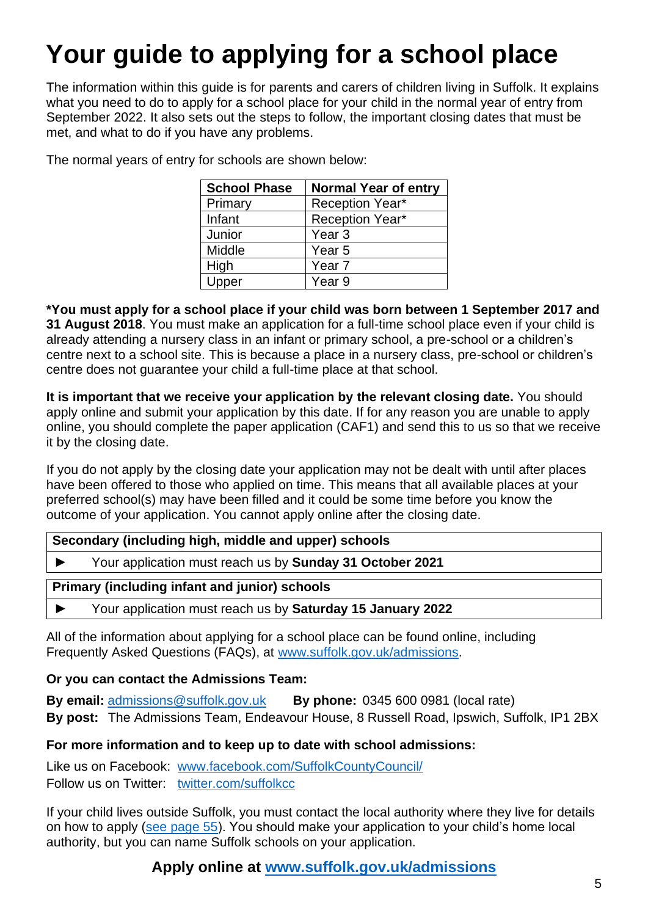# Your guide to applying for a school place

The information within this guide is for parents and carers of children living in Suffolk. It explains what you need to do to apply for a school place for your child in the normal year of entry from September 2022. It also sets out the steps to follow, the important closing dates that must be met, and what to do if you have any problems.

The normal years of entry for schools are shown below:

| School Phase | Normal Year of entry |
|---|---|
| Primary | Reception Year* |
| Infant | Reception Year* |
| Junior | Year 3 |
| Middle | Year 5 |
| High | Year 7 |
| Upper | Year 9 |

**\*You must apply for a school place if your child was born between 1 September 2017 and 31 August 2018**. You must make an application for a full-time school place even if your child is already attending a nursery class in an infant or primary school, a pre-school or a children's centre next to a school site. This is because a place in a nursery class, pre-school or children's centre does not guarantee your child a full-time place at that school.

**It is important that we receive your application by the relevant closing date.** You should apply online and submit your application by this date. If for any reason you are unable to apply online, you should complete the paper application (CAF1) and send this to us so that we receive it by the closing date.

If you do not apply by the closing date your application may not be dealt with until after places have been offered to those who applied on time. This means that all available places at your preferred school(s) may have been filled and it could be some time before you know the outcome of your application. You cannot apply online after the closing date.

**Secondary (including high, middle and upper) schools**

► Your application must reach us by **Sunday 31 October 2021**

**Primary (including infant and junior) schools**

► Your application must reach us by **Saturday 15 January 2022**

All of the information about applying for a school place can be found online, including Frequently Asked Questions (FAQs), at [www.suffolk.gov.uk/admissions](www.suffolk.gov.uk/admissions).

**Or you can contact the Admissions Team:**

**By email:** [admissions@suffolk.gov.uk](mailto:admissions@suffolk.gov.uk) **By phone:** 0345 600 0981 (local rate)
**By post:** The Admissions Team, Endeavour House, 8 Russell Road, Ipswich, Suffolk, IP1 2BX

**For more information and to keep up to date with school admissions:**

Like us on Facebook: [www.facebook.com/SuffolkCountyCouncil/](www.facebook.com/SuffolkCountyCouncil/)
Follow us on Twitter: [twitter.com/suffolkcc](twitter.com/suffolkcc)

If your child lives outside Suffolk, you must contact the local authority where they live for details on how to apply (see page 55). You should make your application to your child's home local authority, but you can name Suffolk schools on your application.

**Apply online at [www.suffolk.gov.uk/admissions](www.suffolk.gov.uk/admissions)**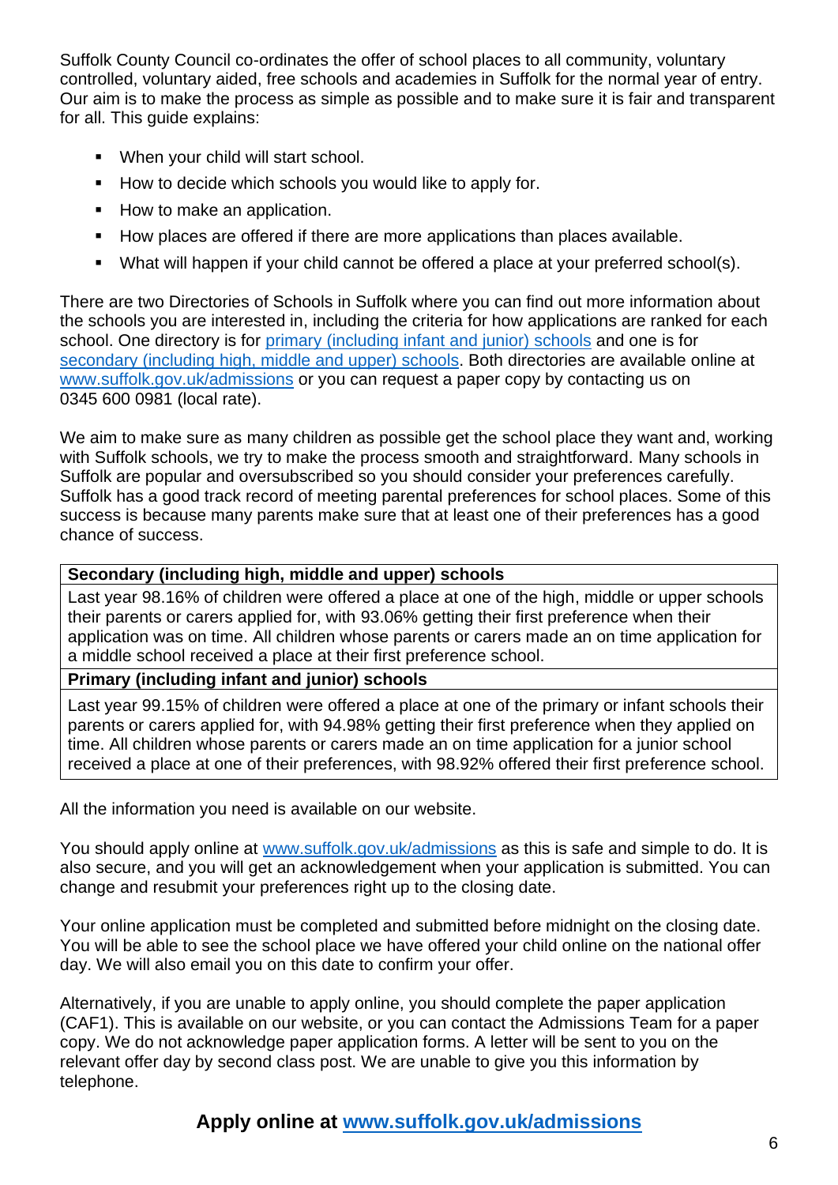Suffolk County Council co-ordinates the offer of school places to all community, voluntary controlled, voluntary aided, free schools and academies in Suffolk for the normal year of entry. Our aim is to make the process as simple as possible and to make sure it is fair and transparent for all. This guide explains:

- When your child will start school.
- How to decide which schools you would like to apply for.
- How to make an application.
- How places are offered if there are more applications than places available.
- What will happen if your child cannot be offered a place at your preferred school(s).

There are two Directories of Schools in Suffolk where you can find out more information about the schools you are interested in, including the criteria for how applications are ranked for each school. One directory is for primary (including infant and junior) schools and one is for secondary (including high, middle and upper) schools. Both directories are available online at www.suffolk.gov.uk/admissions or you can request a paper copy by contacting us on 0345 600 0981 (local rate).

We aim to make sure as many children as possible get the school place they want and, working with Suffolk schools, we try to make the process smooth and straightforward. Many schools in Suffolk are popular and oversubscribed so you should consider your preferences carefully. Suffolk has a good track record of meeting parental preferences for school places. Some of this success is because many parents make sure that at least one of their preferences has a good chance of success.

| **Secondary (including high, middle and upper) schools** |
|---|
| Last year 98.16% of children were offered a place at one of the high, middle or upper schools their parents or carers applied for, with 93.06% getting their first preference when their application was on time. All children whose parents or carers made an on time application for a middle school received a place at their first preference school. |
| **Primary (including infant and junior) schools** |
| Last year 99.15% of children were offered a place at one of the primary or infant schools their parents or carers applied for, with 94.98% getting their first preference when they applied on time. All children whose parents or carers made an on time application for a junior school received a place at one of their preferences, with 98.92% offered their first preference school. |

All the information you need is available on our website.

You should apply online at www.suffolk.gov.uk/admissions as this is safe and simple to do. It is also secure, and you will get an acknowledgement when your application is submitted. You can change and resubmit your preferences right up to the closing date.

Your online application must be completed and submitted before midnight on the closing date. You will be able to see the school place we have offered your child online on the national offer day. We will also email you on this date to confirm your offer.

Alternatively, if you are unable to apply online, you should complete the paper application (CAF1). This is available on our website, or you can contact the Admissions Team for a paper copy. We do not acknowledge paper application forms. A letter will be sent to you on the relevant offer day by second class post. We are unable to give you this information by telephone.

**Apply online at www.suffolk.gov.uk/admissions**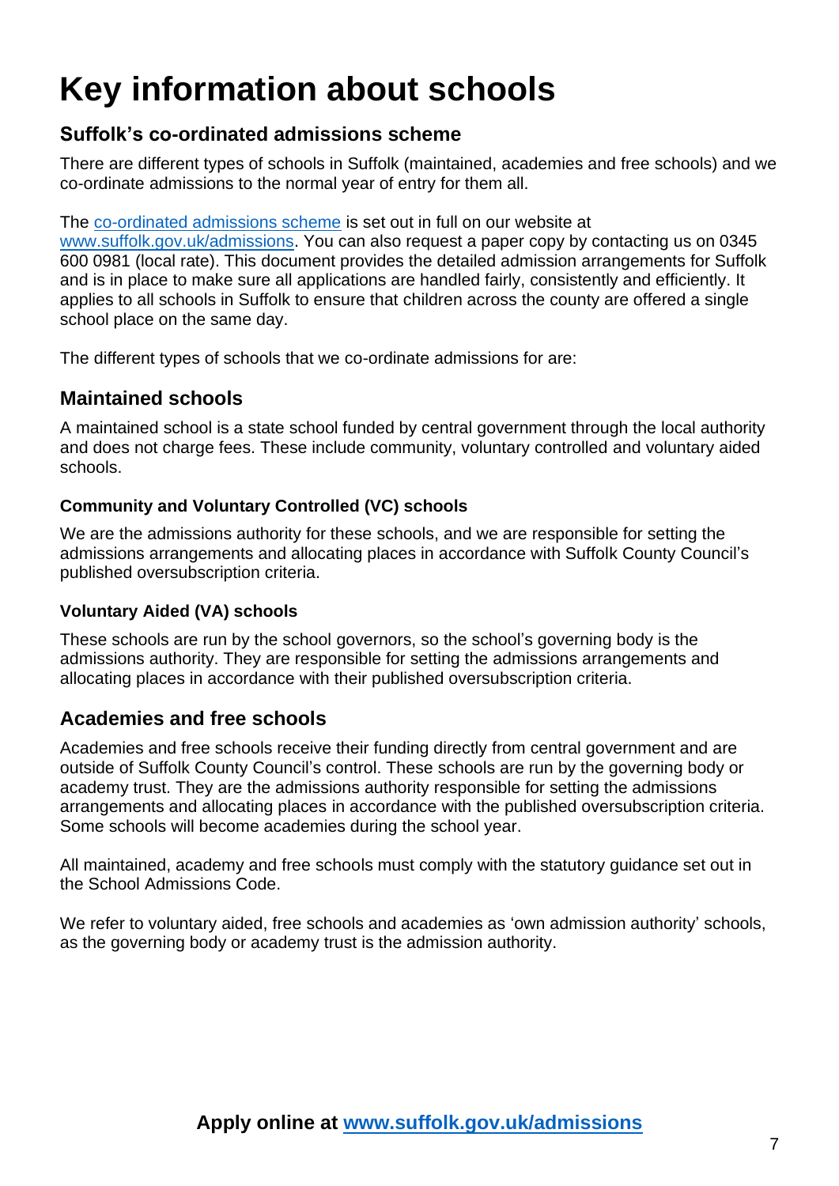# Key information about schools

## Suffolk's co-ordinated admissions scheme

There are different types of schools in Suffolk (maintained, academies and free schools) and we co-ordinate admissions to the normal year of entry for them all.

The co-ordinated admissions scheme is set out in full on our website at www.suffolk.gov.uk/admissions. You can also request a paper copy by contacting us on 0345 600 0981 (local rate). This document provides the detailed admission arrangements for Suffolk and is in place to make sure all applications are handled fairly, consistently and efficiently. It applies to all schools in Suffolk to ensure that children across the county are offered a single school place on the same day.

The different types of schools that we co-ordinate admissions for are:

## Maintained schools

A maintained school is a state school funded by central government through the local authority and does not charge fees. These include community, voluntary controlled and voluntary aided schools.

### Community and Voluntary Controlled (VC) schools

We are the admissions authority for these schools, and we are responsible for setting the admissions arrangements and allocating places in accordance with Suffolk County Council's published oversubscription criteria.

### Voluntary Aided (VA) schools

These schools are run by the school governors, so the school's governing body is the admissions authority. They are responsible for setting the admissions arrangements and allocating places in accordance with their published oversubscription criteria.

## Academies and free schools

Academies and free schools receive their funding directly from central government and are outside of Suffolk County Council's control. These schools are run by the governing body or academy trust. They are the admissions authority responsible for setting the admissions arrangements and allocating places in accordance with the published oversubscription criteria. Some schools will become academies during the school year.

All maintained, academy and free schools must comply with the statutory guidance set out in the School Admissions Code.

We refer to voluntary aided, free schools and academies as 'own admission authority' schools, as the governing body or academy trust is the admission authority.

**Apply online at www.suffolk.gov.uk/admissions**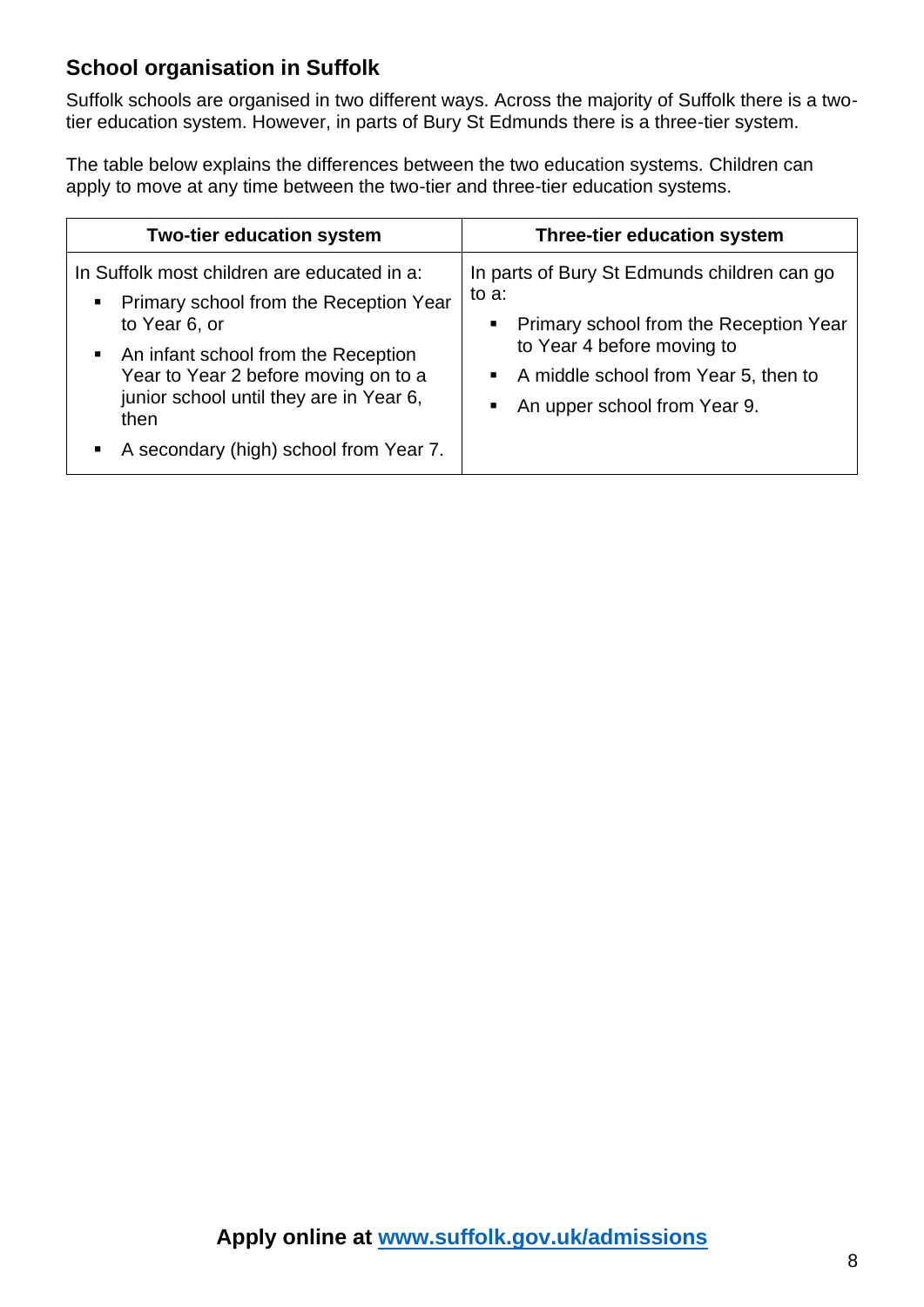## School organisation in Suffolk

Suffolk schools are organised in two different ways. Across the majority of Suffolk there is a two-tier education system. However, in parts of Bury St Edmunds there is a three-tier system.

The table below explains the differences between the two education systems. Children can apply to move at any time between the two-tier and three-tier education systems.

| Two-tier education system | Three-tier education system |
| --- | --- |
| In Suffolk most children are educated in a:<br>▪ Primary school from the Reception Year to Year 6, or<br>▪ An infant school from the Reception Year to Year 2 before moving on to a junior school until they are in Year 6, then<br>▪ A secondary (high) school from Year 7. | In parts of Bury St Edmunds children can go to a:<br>▪ Primary school from the Reception Year to Year 4 before moving to<br>▪ A middle school from Year 5, then to<br>▪ An upper school from Year 9. |

**Apply online at [www.suffolk.gov.uk/admissions](www.suffolk.gov.uk/admissions)**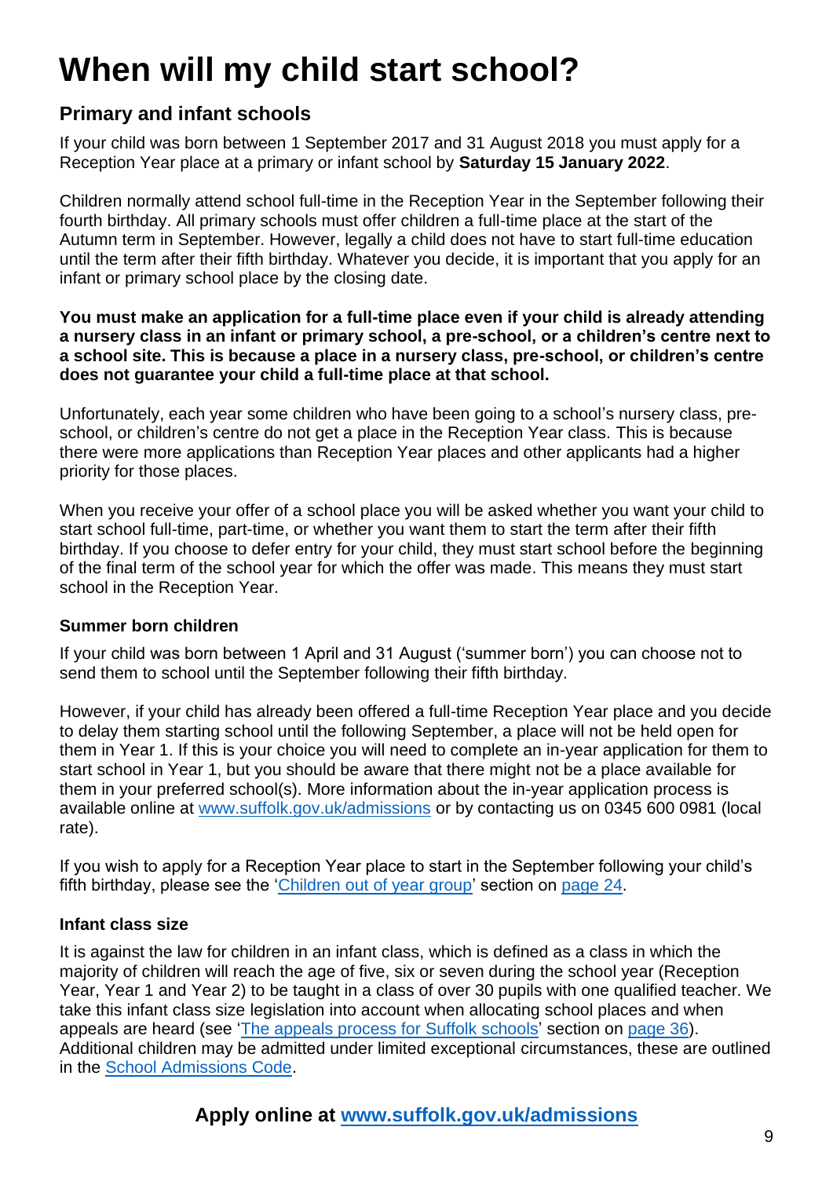# When will my child start school?

## Primary and infant schools

If your child was born between 1 September 2017 and 31 August 2018 you must apply for a Reception Year place at a primary or infant school by **Saturday 15 January 2022**.

Children normally attend school full-time in the Reception Year in the September following their fourth birthday. All primary schools must offer children a full-time place at the start of the Autumn term in September. However, legally a child does not have to start full-time education until the term after their fifth birthday. Whatever you decide, it is important that you apply for an infant or primary school place by the closing date.

**You must make an application for a full-time place even if your child is already attending a nursery class in an infant or primary school, a pre-school, or a children's centre next to a school site. This is because a place in a nursery class, pre-school, or children's centre does not guarantee your child a full-time place at that school.**

Unfortunately, each year some children who have been going to a school's nursery class, pre-school, or children's centre do not get a place in the Reception Year class. This is because there were more applications than Reception Year places and other applicants had a higher priority for those places.

When you receive your offer of a school place you will be asked whether you want your child to start school full-time, part-time, or whether you want them to start the term after their fifth birthday. If you choose to defer entry for your child, they must start school before the beginning of the final term of the school year for which the offer was made. This means they must start school in the Reception Year.

### Summer born children

If your child was born between 1 April and 31 August ('summer born') you can choose not to send them to school until the September following their fifth birthday.

However, if your child has already been offered a full-time Reception Year place and you decide to delay them starting school until the following September, a place will not be held open for them in Year 1. If this is your choice you will need to complete an in-year application for them to start school in Year 1, but you should be aware that there might not be a place available for them in your preferred school(s). More information about the in-year application process is available online at [www.suffolk.gov.uk/admissions](http://www.suffolk.gov.uk/admissions) or by contacting us on 0345 600 0981 (local rate).

If you wish to apply for a Reception Year place to start in the September following your child's fifth birthday, please see the '[Children out of year group](#)' section on [page 24](#).

### Infant class size

It is against the law for children in an infant class, which is defined as a class in which the majority of children will reach the age of five, six or seven during the school year (Reception Year, Year 1 and Year 2) to be taught in a class of over 30 pupils with one qualified teacher. We take this infant class size legislation into account when allocating school places and when appeals are heard (see '[The appeals process for Suffolk schools](#)' section on [page 36](#)). Additional children may be admitted under limited exceptional circumstances, these are outlined in the [School Admissions Code](#).

**Apply online at [www.suffolk.gov.uk/admissions](http://www.suffolk.gov.uk/admissions)**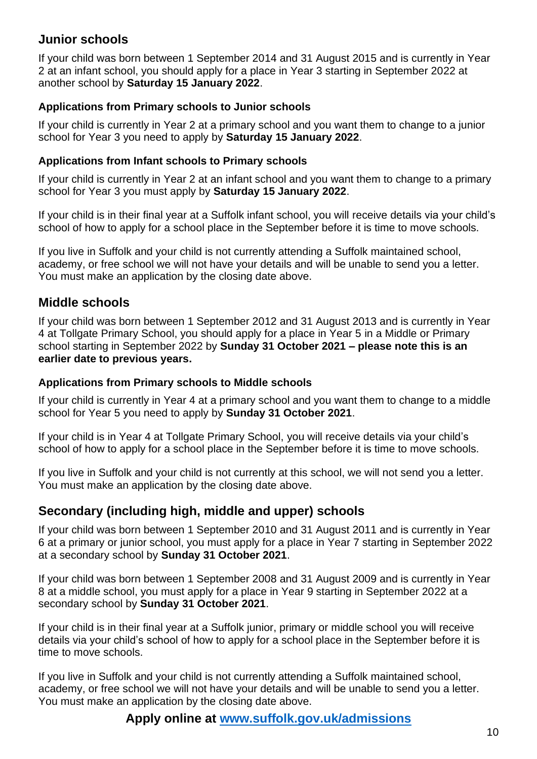## Junior schools

If your child was born between 1 September 2014 and 31 August 2015 and is currently in Year 2 at an infant school, you should apply for a place in Year 3 starting in September 2022 at another school by **Saturday 15 January 2022**.

### Applications from Primary schools to Junior schools

If your child is currently in Year 2 at a primary school and you want them to change to a junior school for Year 3 you need to apply by **Saturday 15 January 2022**.

### Applications from Infant schools to Primary schools

If your child is currently in Year 2 at an infant school and you want them to change to a primary school for Year 3 you must apply by **Saturday 15 January 2022**.

If your child is in their final year at a Suffolk infant school, you will receive details via your child's school of how to apply for a school place in the September before it is time to move schools.

If you live in Suffolk and your child is not currently attending a Suffolk maintained school, academy, or free school we will not have your details and will be unable to send you a letter. You must make an application by the closing date above.

## Middle schools

If your child was born between 1 September 2012 and 31 August 2013 and is currently in Year 4 at Tollgate Primary School, you should apply for a place in Year 5 in a Middle or Primary school starting in September 2022 by **Sunday 31 October 2021 – please note this is an earlier date to previous years.**

### Applications from Primary schools to Middle schools

If your child is currently in Year 4 at a primary school and you want them to change to a middle school for Year 5 you need to apply by **Sunday 31 October 2021**.

If your child is in Year 4 at Tollgate Primary School, you will receive details via your child's school of how to apply for a school place in the September before it is time to move schools.

If you live in Suffolk and your child is not currently at this school, we will not send you a letter. You must make an application by the closing date above.

## Secondary (including high, middle and upper) schools

If your child was born between 1 September 2010 and 31 August 2011 and is currently in Year 6 at a primary or junior school, you must apply for a place in Year 7 starting in September 2022 at a secondary school by **Sunday 31 October 2021**.

If your child was born between 1 September 2008 and 31 August 2009 and is currently in Year 8 at a middle school, you must apply for a place in Year 9 starting in September 2022 at a secondary school by **Sunday 31 October 2021**.

If your child is in their final year at a Suffolk junior, primary or middle school you will receive details via your child's school of how to apply for a school place in the September before it is time to move schools.

If you live in Suffolk and your child is not currently attending a Suffolk maintained school, academy, or free school we will not have your details and will be unable to send you a letter. You must make an application by the closing date above.

**Apply online at [www.suffolk.gov.uk/admissions](http://www.suffolk.gov.uk/admissions)**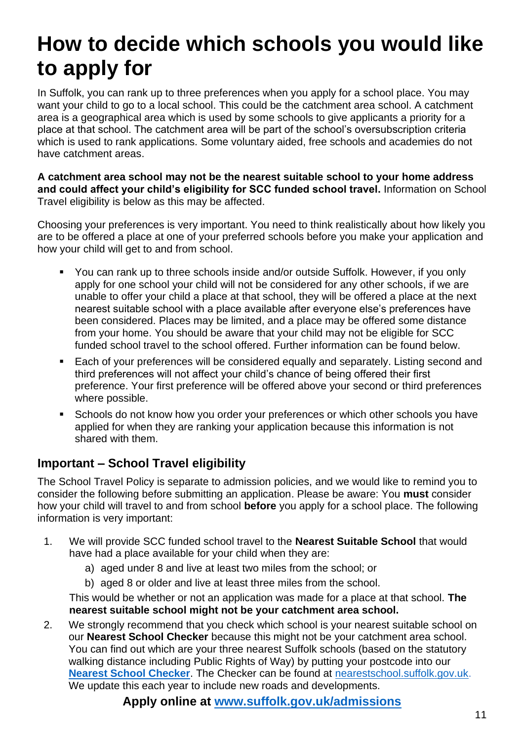# How to decide which schools you would like to apply for

In Suffolk, you can rank up to three preferences when you apply for a school place. You may want your child to go to a local school. This could be the catchment area school. A catchment area is a geographical area which is used by some schools to give applicants a priority for a place at that school. The catchment area will be part of the school's oversubscription criteria which is used to rank applications. Some voluntary aided, free schools and academies do not have catchment areas.

**A catchment area school may not be the nearest suitable school to your home address and could affect your child's eligibility for SCC funded school travel.** Information on School Travel eligibility is below as this may be affected.

Choosing your preferences is very important. You need to think realistically about how likely you are to be offered a place at one of your preferred schools before you make your application and how your child will get to and from school.

- You can rank up to three schools inside and/or outside Suffolk. However, if you only apply for one school your child will not be considered for any other schools, if we are unable to offer your child a place at that school, they will be offered a place at the next nearest suitable school with a place available after everyone else's preferences have been considered. Places may be limited, and a place may be offered some distance from your home. You should be aware that your child may not be eligible for SCC funded school travel to the school offered. Further information can be found below.
- Each of your preferences will be considered equally and separately. Listing second and third preferences will not affect your child's chance of being offered their first preference. Your first preference will be offered above your second or third preferences where possible.
- Schools do not know how you order your preferences or which other schools you have applied for when they are ranking your application because this information is not shared with them.

## Important – School Travel eligibility

The School Travel Policy is separate to admission policies, and we would like to remind you to consider the following before submitting an application. Please be aware: You **must** consider how your child will travel to and from school **before** you apply for a school place. The following information is very important:

1. We will provide SCC funded school travel to the **Nearest Suitable School** that would have had a place available for your child when they are:
   a) aged under 8 and live at least two miles from the school; or
   b) aged 8 or older and live at least three miles from the school.

   This would be whether or not an application was made for a place at that school. **The nearest suitable school might not be your catchment area school.**
2. We strongly recommend that you check which school is your nearest suitable school on our **Nearest School Checker** because this might not be your catchment area school. You can find out which are your three nearest Suffolk schools (based on the statutory walking distance including Public Rights of Way) by putting your postcode into our **Nearest School Checker**. The Checker can be found at nearestschool.suffolk.gov.uk. We update this each year to include new roads and developments.

**Apply online at www.suffolk.gov.uk/admissions**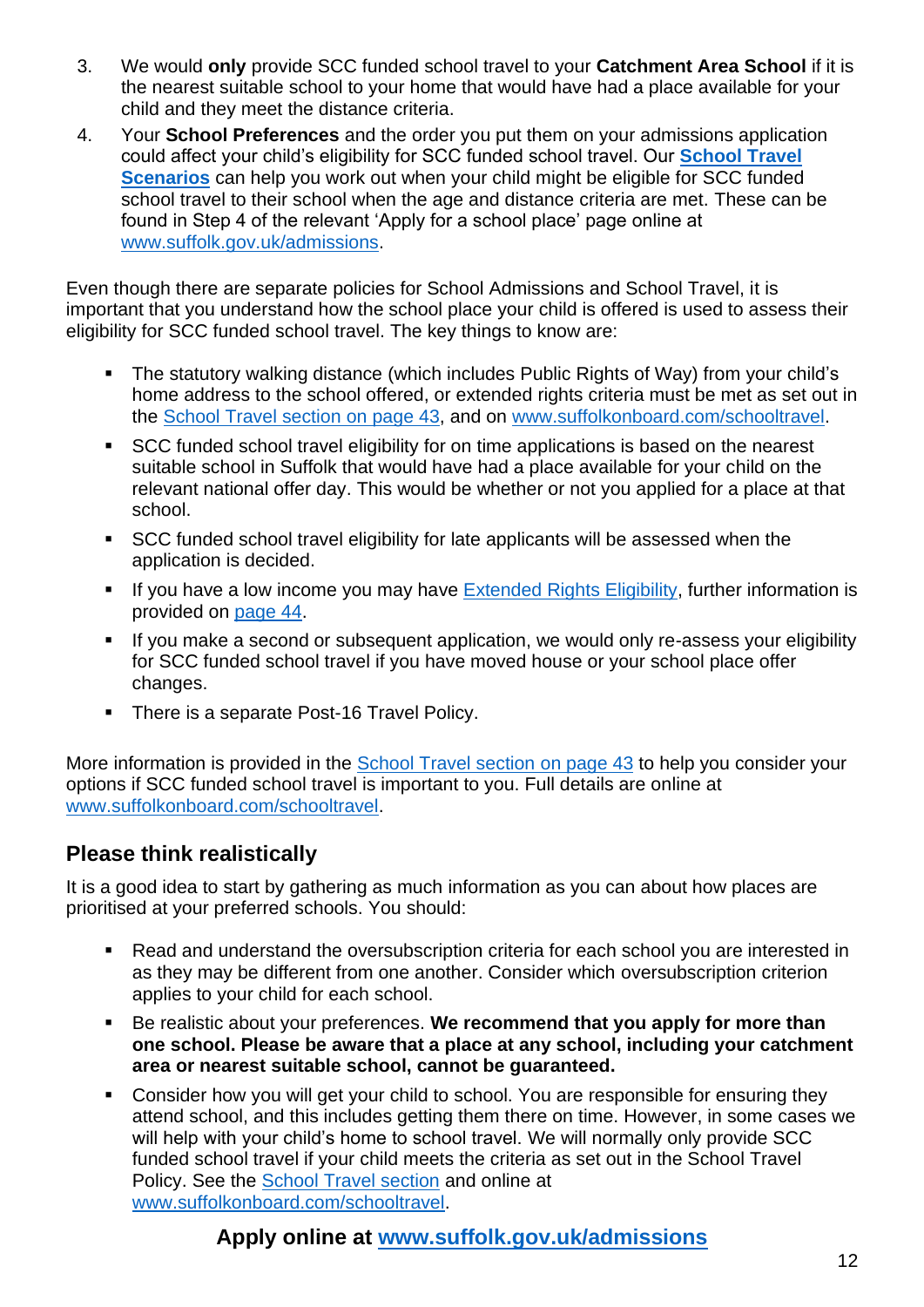3. We would **only** provide SCC funded school travel to your **Catchment Area School** if it is the nearest suitable school to your home that would have had a place available for your child and they meet the distance criteria.
4. Your **School Preferences** and the order you put them on your admissions application could affect your child's eligibility for SCC funded school travel. Our **School Travel Scenarios** can help you work out when your child might be eligible for SCC funded school travel to their school when the age and distance criteria are met. These can be found in Step 4 of the relevant 'Apply for a school place' page online at www.suffolk.gov.uk/admissions.

Even though there are separate policies for School Admissions and School Travel, it is important that you understand how the school place your child is offered is used to assess their eligibility for SCC funded school travel. The key things to know are:

- The statutory walking distance (which includes Public Rights of Way) from your child's home address to the school offered, or extended rights criteria must be met as set out in the School Travel section on page 43, and on www.suffolkonboard.com/schooltravel.
- SCC funded school travel eligibility for on time applications is based on the nearest suitable school in Suffolk that would have had a place available for your child on the relevant national offer day. This would be whether or not you applied for a place at that school.
- SCC funded school travel eligibility for late applicants will be assessed when the application is decided.
- If you have a low income you may have Extended Rights Eligibility, further information is provided on page 44.
- If you make a second or subsequent application, we would only re-assess your eligibility for SCC funded school travel if you have moved house or your school place offer changes.
- There is a separate Post-16 Travel Policy.

More information is provided in the School Travel section on page 43 to help you consider your options if SCC funded school travel is important to you. Full details are online at www.suffolkonboard.com/schooltravel.

## Please think realistically

It is a good idea to start by gathering as much information as you can about how places are prioritised at your preferred schools. You should:

- Read and understand the oversubscription criteria for each school you are interested in as they may be different from one another. Consider which oversubscription criterion applies to your child for each school.
- Be realistic about your preferences. **We recommend that you apply for more than one school. Please be aware that a place at any school, including your catchment area or nearest suitable school, cannot be guaranteed.**
- Consider how you will get your child to school. You are responsible for ensuring they attend school, and this includes getting them there on time. However, in some cases we will help with your child's home to school travel. We will normally only provide SCC funded school travel if your child meets the criteria as set out in the School Travel Policy. See the School Travel section and online at www.suffolkonboard.com/schooltravel.

**Apply online at www.suffolk.gov.uk/admissions**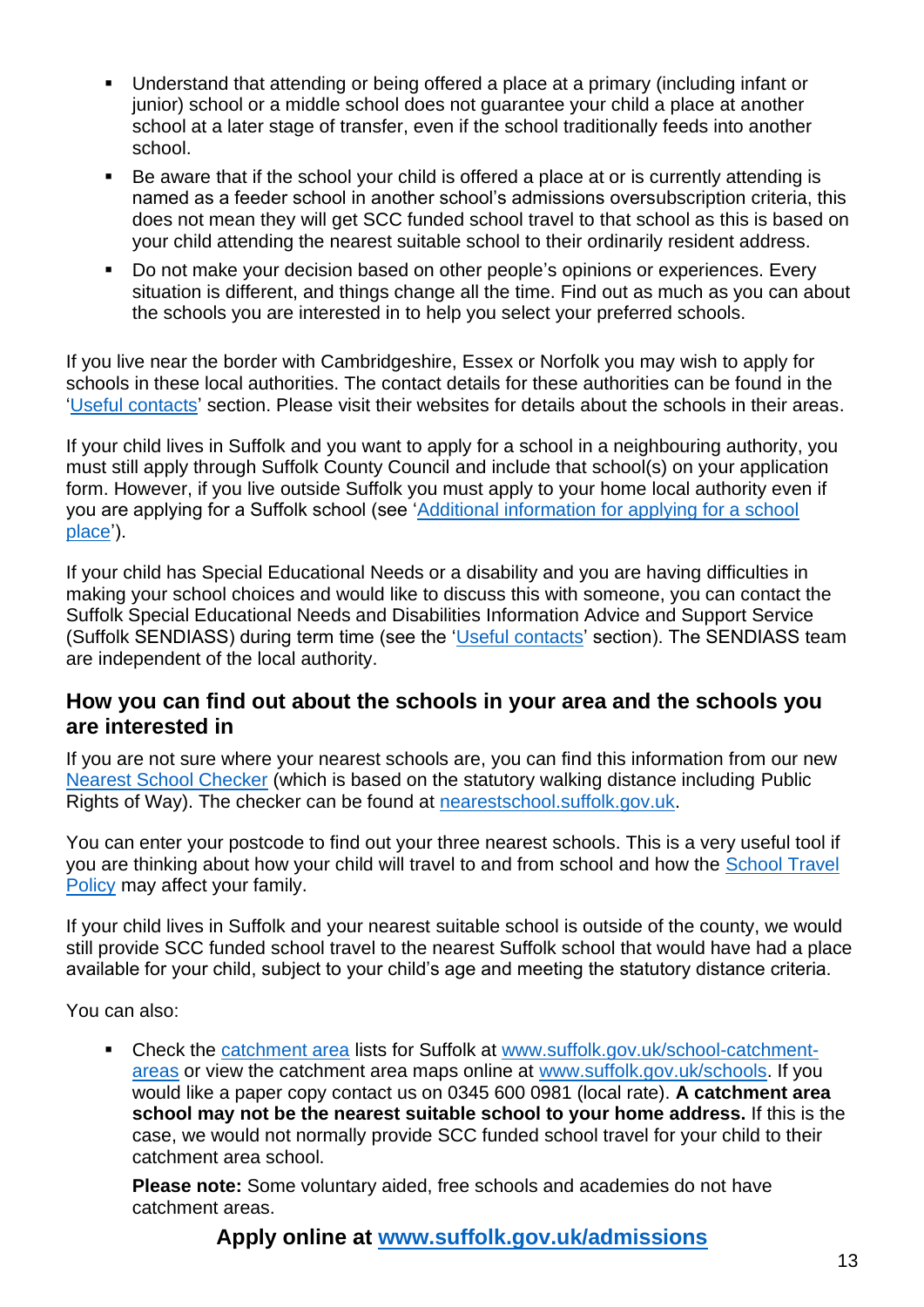- Understand that attending or being offered a place at a primary (including infant or junior) school or a middle school does not guarantee your child a place at another school at a later stage of transfer, even if the school traditionally feeds into another school.
- Be aware that if the school your child is offered a place at or is currently attending is named as a feeder school in another school's admissions oversubscription criteria, this does not mean they will get SCC funded school travel to that school as this is based on your child attending the nearest suitable school to their ordinarily resident address.
- Do not make your decision based on other people's opinions or experiences. Every situation is different, and things change all the time. Find out as much as you can about the schools you are interested in to help you select your preferred schools.

If you live near the border with Cambridgeshire, Essex or Norfolk you may wish to apply for schools in these local authorities. The contact details for these authorities can be found in the 'Useful contacts' section. Please visit their websites for details about the schools in their areas.

If your child lives in Suffolk and you want to apply for a school in a neighbouring authority, you must still apply through Suffolk County Council and include that school(s) on your application form. However, if you live outside Suffolk you must apply to your home local authority even if you are applying for a Suffolk school (see 'Additional information for applying for a school place').

If your child has Special Educational Needs or a disability and you are having difficulties in making your school choices and would like to discuss this with someone, you can contact the Suffolk Special Educational Needs and Disabilities Information Advice and Support Service (Suffolk SENDIASS) during term time (see the 'Useful contacts' section). The SENDIASS team are independent of the local authority.

## How you can find out about the schools in your area and the schools you are interested in

If you are not sure where your nearest schools are, you can find this information from our new Nearest School Checker (which is based on the statutory walking distance including Public Rights of Way). The checker can be found at nearestschool.suffolk.gov.uk.

You can enter your postcode to find out your three nearest schools. This is a very useful tool if you are thinking about how your child will travel to and from school and how the School Travel Policy may affect your family.

If your child lives in Suffolk and your nearest suitable school is outside of the county, we would still provide SCC funded school travel to the nearest Suffolk school that would have had a place available for your child, subject to your child's age and meeting the statutory distance criteria.

You can also:

- Check the catchment area lists for Suffolk at www.suffolk.gov.uk/school-catchment-areas or view the catchment area maps online at www.suffolk.gov.uk/schools. If you would like a paper copy contact us on 0345 600 0981 (local rate). **A catchment area school may not be the nearest suitable school to your home address.** If this is the case, we would not normally provide SCC funded school travel for your child to their catchment area school.

  **Please note:** Some voluntary aided, free schools and academies do not have catchment areas.

**Apply online at www.suffolk.gov.uk/admissions**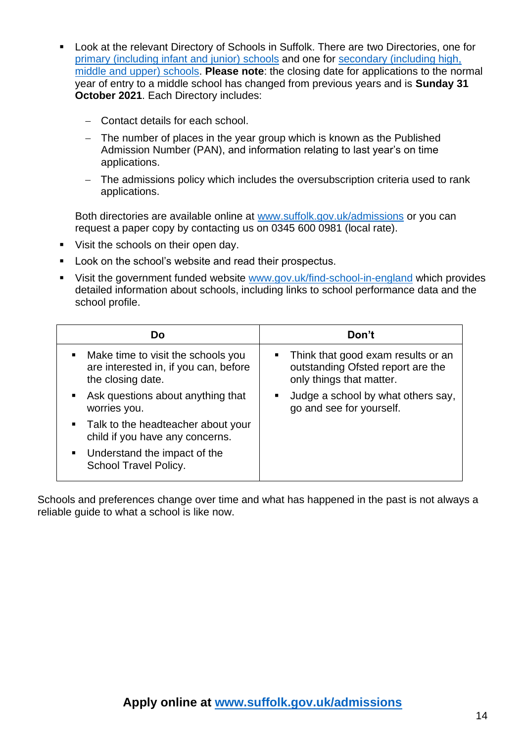- Look at the relevant Directory of Schools in Suffolk. There are two Directories, one for [primary (including infant and junior) schools] and one for [secondary (including high, middle and upper) schools]. **Please note**: the closing date for applications to the normal year of entry to a middle school has changed from previous years and is **Sunday 31 October 2021**. Each Directory includes:

  - Contact details for each school.
  - The number of places in the year group which is known as the Published Admission Number (PAN), and information relating to last year's on time applications.
  - The admissions policy which includes the oversubscription criteria used to rank applications.

  Both directories are available online at www.suffolk.gov.uk/admissions or you can request a paper copy by contacting us on 0345 600 0981 (local rate).

- Visit the schools on their open day.
- Look on the school's website and read their prospectus.
- Visit the government funded website www.gov.uk/find-school-in-england which provides detailed information about schools, including links to school performance data and the school profile.

| Do | Don't |
|---|---|
| ▪ Make time to visit the schools you are interested in, if you can, before the closing date.<br>▪ Ask questions about anything that worries you.<br>▪ Talk to the headteacher about your child if you have any concerns.<br>▪ Understand the impact of the School Travel Policy. | ▪ Think that good exam results or an outstanding Ofsted report are the only things that matter.<br>▪ Judge a school by what others say, go and see for yourself. |

Schools and preferences change over time and what has happened in the past is not always a reliable guide to what a school is like now.

**Apply online at www.suffolk.gov.uk/admissions**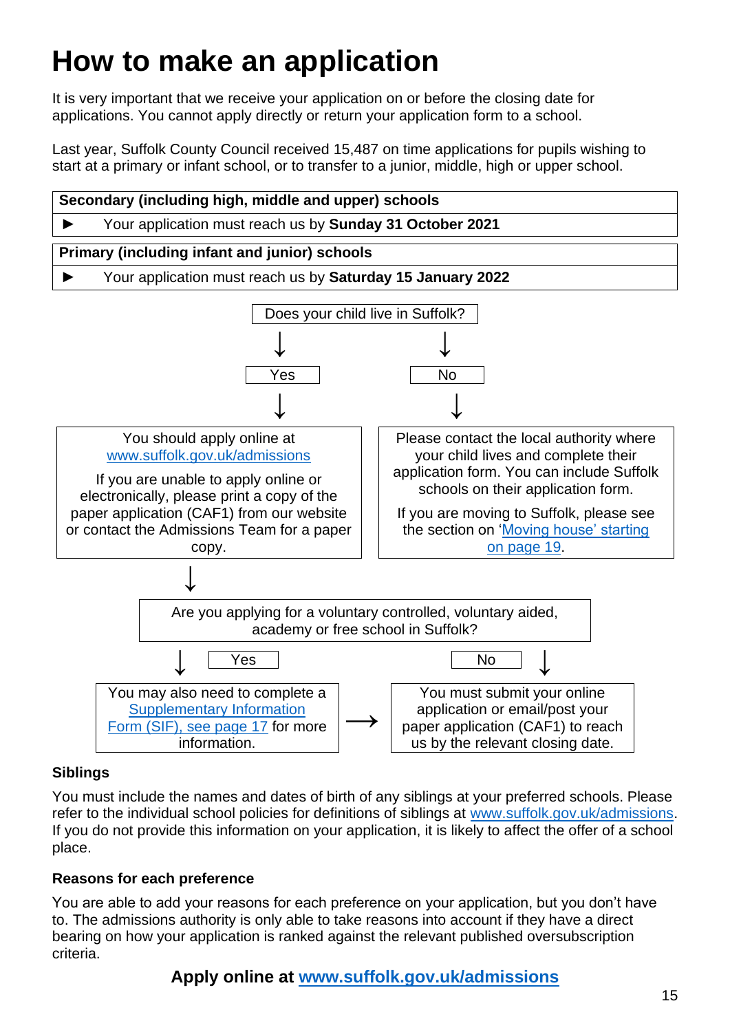# How to make an application

It is very important that we receive your application on or before the closing date for applications. You cannot apply directly or return your application form to a school.

Last year, Suffolk County Council received 15,487 on time applications for pupils wishing to start at a primary or infant school, or to transfer to a junior, middle, high or upper school.

| **Secondary (including high, middle and upper) schools** |
|---|
| ► Your application must reach us by **Sunday 31 October 2021** |

| **Primary (including infant and junior) schools** |
|---|
| ► Your application must reach us by **Saturday 15 January 2022** |

Does your child live in Suffolk?

- **Yes** → You should apply online at www.suffolk.gov.uk/admissions

  If you are unable to apply online or electronically, please print a copy of the paper application (CAF1) from our website or contact the Admissions Team for a paper copy.

- **No** → Please contact the local authority where your child lives and complete their application form. You can include Suffolk schools on their application form.

  If you are moving to Suffolk, please see the section on 'Moving house' starting on page 19.

Are you applying for a voluntary controlled, voluntary aided, academy or free school in Suffolk?

- **Yes** → You may also need to complete a Supplementary Information Form (SIF), see page 17 for more information. → You must submit your online application or email/post your paper application (CAF1) to reach us by the relevant closing date.
- **No** → You must submit your online application or email/post your paper application (CAF1) to reach us by the relevant closing date.

### Siblings

You must include the names and dates of birth of any siblings at your preferred schools. Please refer to the individual school policies for definitions of siblings at www.suffolk.gov.uk/admissions. If you do not provide this information on your application, it is likely to affect the offer of a school place.

### Reasons for each preference

You are able to add your reasons for each preference on your application, but you don't have to. The admissions authority is only able to take reasons into account if they have a direct bearing on how your application is ranked against the relevant published oversubscription criteria.

**Apply online at www.suffolk.gov.uk/admissions**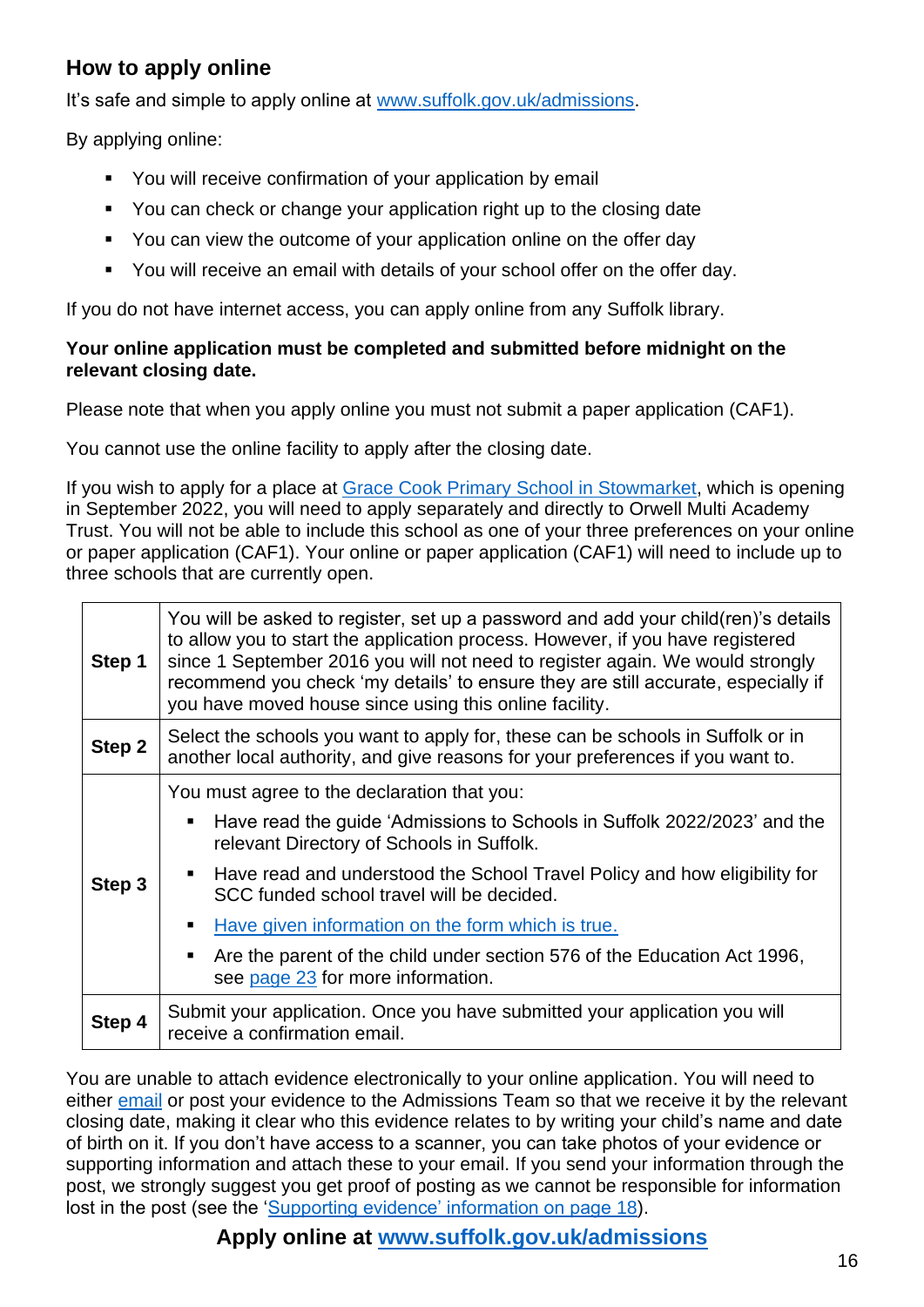## How to apply online

It's safe and simple to apply online at [www.suffolk.gov.uk/admissions](www.suffolk.gov.uk/admissions).

By applying online:

- You will receive confirmation of your application by email
- You can check or change your application right up to the closing date
- You can view the outcome of your application online on the offer day
- You will receive an email with details of your school offer on the offer day.

If you do not have internet access, you can apply online from any Suffolk library.

**Your online application must be completed and submitted before midnight on the relevant closing date.**

Please note that when you apply online you must not submit a paper application (CAF1).

You cannot use the online facility to apply after the closing date.

If you wish to apply for a place at Grace Cook Primary School in Stowmarket, which is opening in September 2022, you will need to apply separately and directly to Orwell Multi Academy Trust. You will not be able to include this school as one of your three preferences on your online or paper application (CAF1). Your online or paper application (CAF1) will need to include up to three schools that are currently open.

| | |
|---|---|
| **Step 1** | You will be asked to register, set up a password and add your child(ren)'s details to allow you to start the application process. However, if you have registered since 1 September 2016 you will not need to register again. We would strongly recommend you check 'my details' to ensure they are still accurate, especially if you have moved house since using this online facility. |
| **Step 2** | Select the schools you want to apply for, these can be schools in Suffolk or in another local authority, and give reasons for your preferences if you want to. |
| **Step 3** | You must agree to the declaration that you:<br>▪ Have read the guide 'Admissions to Schools in Suffolk 2022/2023' and the relevant Directory of Schools in Suffolk.<br>▪ Have read and understood the School Travel Policy and how eligibility for SCC funded school travel will be decided.<br>▪ Have given information on the form which is true.<br>▪ Are the parent of the child under section 576 of the Education Act 1996, see page 23 for more information. |
| **Step 4** | Submit your application. Once you have submitted your application you will receive a confirmation email. |

You are unable to attach evidence electronically to your online application. You will need to either email or post your evidence to the Admissions Team so that we receive it by the relevant closing date, making it clear who this evidence relates to by writing your child's name and date of birth on it. If you don't have access to a scanner, you can take photos of your evidence or supporting information and attach these to your email. If you send your information through the post, we strongly suggest you get proof of posting as we cannot be responsible for information lost in the post (see the 'Supporting evidence' information on page 18).

**Apply online at [www.suffolk.gov.uk/admissions](www.suffolk.gov.uk/admissions)**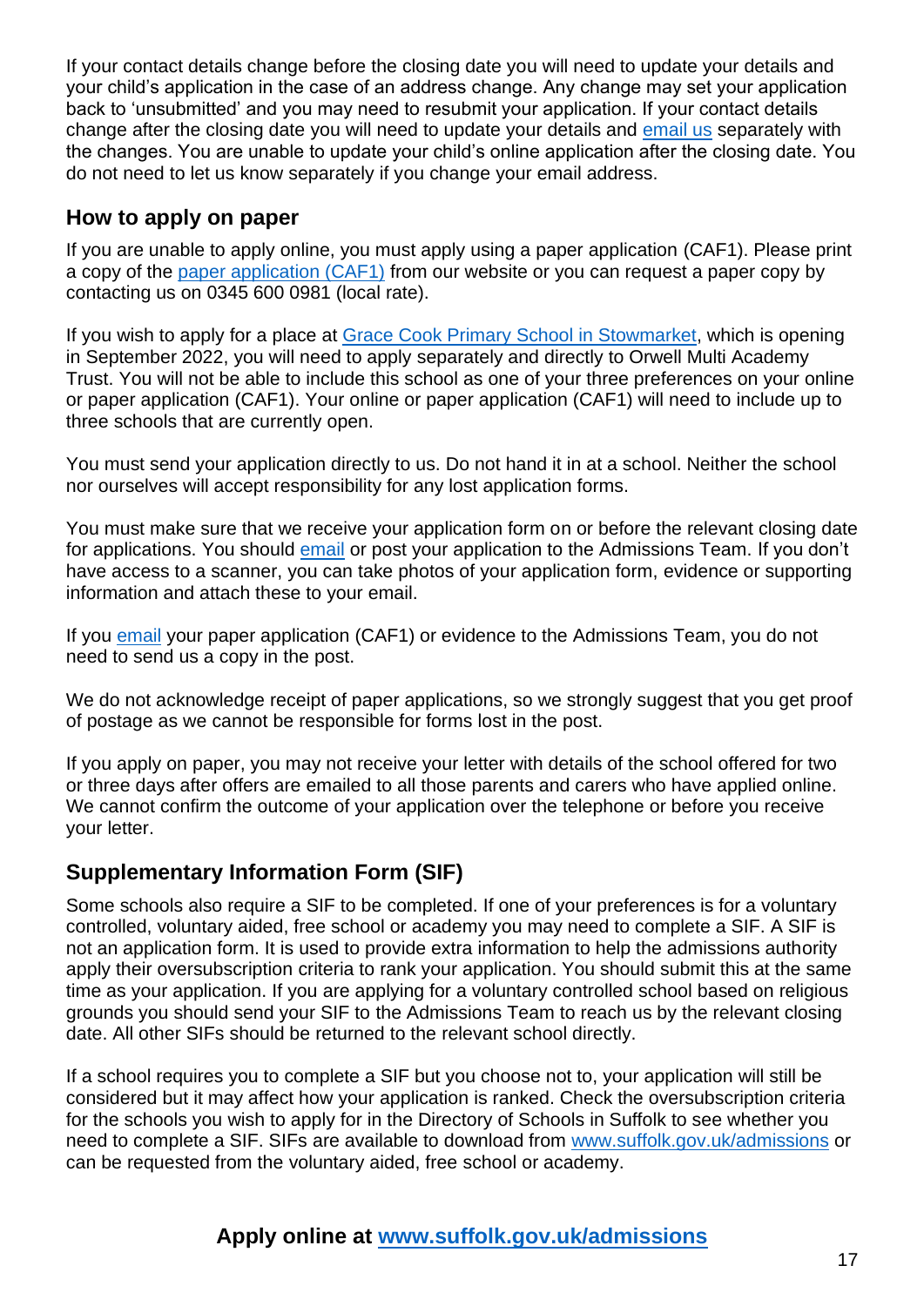If your contact details change before the closing date you will need to update your details and your child's application in the case of an address change. Any change may set your application back to 'unsubmitted' and you may need to resubmit your application. If your contact details change after the closing date you will need to update your details and email us separately with the changes. You are unable to update your child's online application after the closing date. You do not need to let us know separately if you change your email address.

## How to apply on paper

If you are unable to apply online, you must apply using a paper application (CAF1). Please print a copy of the paper application (CAF1) from our website or you can request a paper copy by contacting us on 0345 600 0981 (local rate).

If you wish to apply for a place at Grace Cook Primary School in Stowmarket, which is opening in September 2022, you will need to apply separately and directly to Orwell Multi Academy Trust. You will not be able to include this school as one of your three preferences on your online or paper application (CAF1). Your online or paper application (CAF1) will need to include up to three schools that are currently open.

You must send your application directly to us. Do not hand it in at a school. Neither the school nor ourselves will accept responsibility for any lost application forms.

You must make sure that we receive your application form on or before the relevant closing date for applications. You should email or post your application to the Admissions Team. If you don't have access to a scanner, you can take photos of your application form, evidence or supporting information and attach these to your email.

If you email your paper application (CAF1) or evidence to the Admissions Team, you do not need to send us a copy in the post.

We do not acknowledge receipt of paper applications, so we strongly suggest that you get proof of postage as we cannot be responsible for forms lost in the post.

If you apply on paper, you may not receive your letter with details of the school offered for two or three days after offers are emailed to all those parents and carers who have applied online. We cannot confirm the outcome of your application over the telephone or before you receive your letter.

## Supplementary Information Form (SIF)

Some schools also require a SIF to be completed. If one of your preferences is for a voluntary controlled, voluntary aided, free school or academy you may need to complete a SIF. A SIF is not an application form. It is used to provide extra information to help the admissions authority apply their oversubscription criteria to rank your application. You should submit this at the same time as your application. If you are applying for a voluntary controlled school based on religious grounds you should send your SIF to the Admissions Team to reach us by the relevant closing date. All other SIFs should be returned to the relevant school directly.

If a school requires you to complete a SIF but you choose not to, your application will still be considered but it may affect how your application is ranked. Check the oversubscription criteria for the schools you wish to apply for in the Directory of Schools in Suffolk to see whether you need to complete a SIF. SIFs are available to download from www.suffolk.gov.uk/admissions or can be requested from the voluntary aided, free school or academy.

**Apply online at www.suffolk.gov.uk/admissions**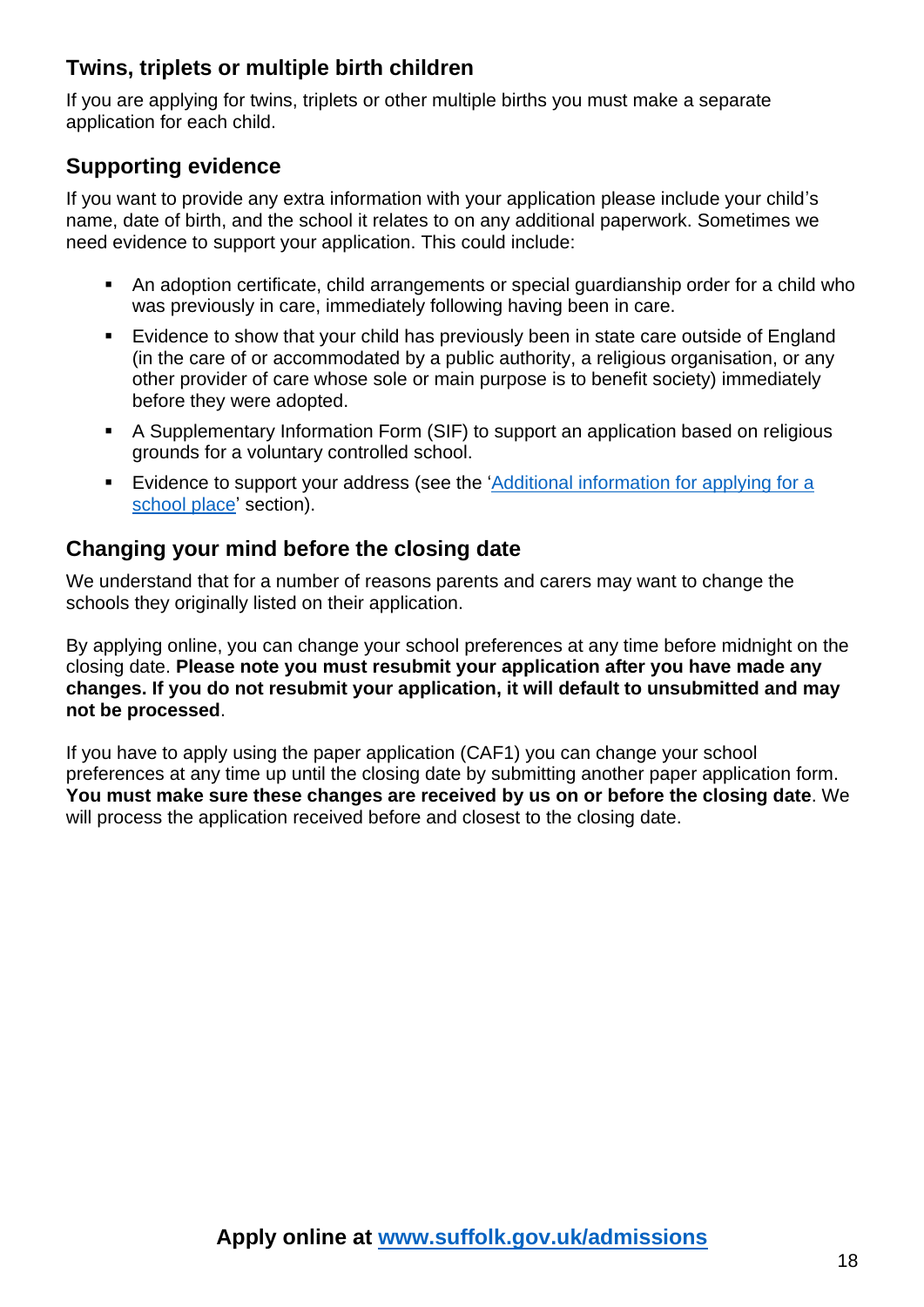## Twins, triplets or multiple birth children

If you are applying for twins, triplets or other multiple births you must make a separate application for each child.

## Supporting evidence

If you want to provide any extra information with your application please include your child's name, date of birth, and the school it relates to on any additional paperwork. Sometimes we need evidence to support your application. This could include:

- An adoption certificate, child arrangements or special guardianship order for a child who was previously in care, immediately following having been in care.
- Evidence to show that your child has previously been in state care outside of England (in the care of or accommodated by a public authority, a religious organisation, or any other provider of care whose sole or main purpose is to benefit society) immediately before they were adopted.
- A Supplementary Information Form (SIF) to support an application based on religious grounds for a voluntary controlled school.
- Evidence to support your address (see the 'Additional information for applying for a school place' section).

## Changing your mind before the closing date

We understand that for a number of reasons parents and carers may want to change the schools they originally listed on their application.

By applying online, you can change your school preferences at any time before midnight on the closing date. **Please note you must resubmit your application after you have made any changes. If you do not resubmit your application, it will default to unsubmitted and may not be processed**.

If you have to apply using the paper application (CAF1) you can change your school preferences at any time up until the closing date by submitting another paper application form. **You must make sure these changes are received by us on or before the closing date**. We will process the application received before and closest to the closing date.

**Apply online at www.suffolk.gov.uk/admissions**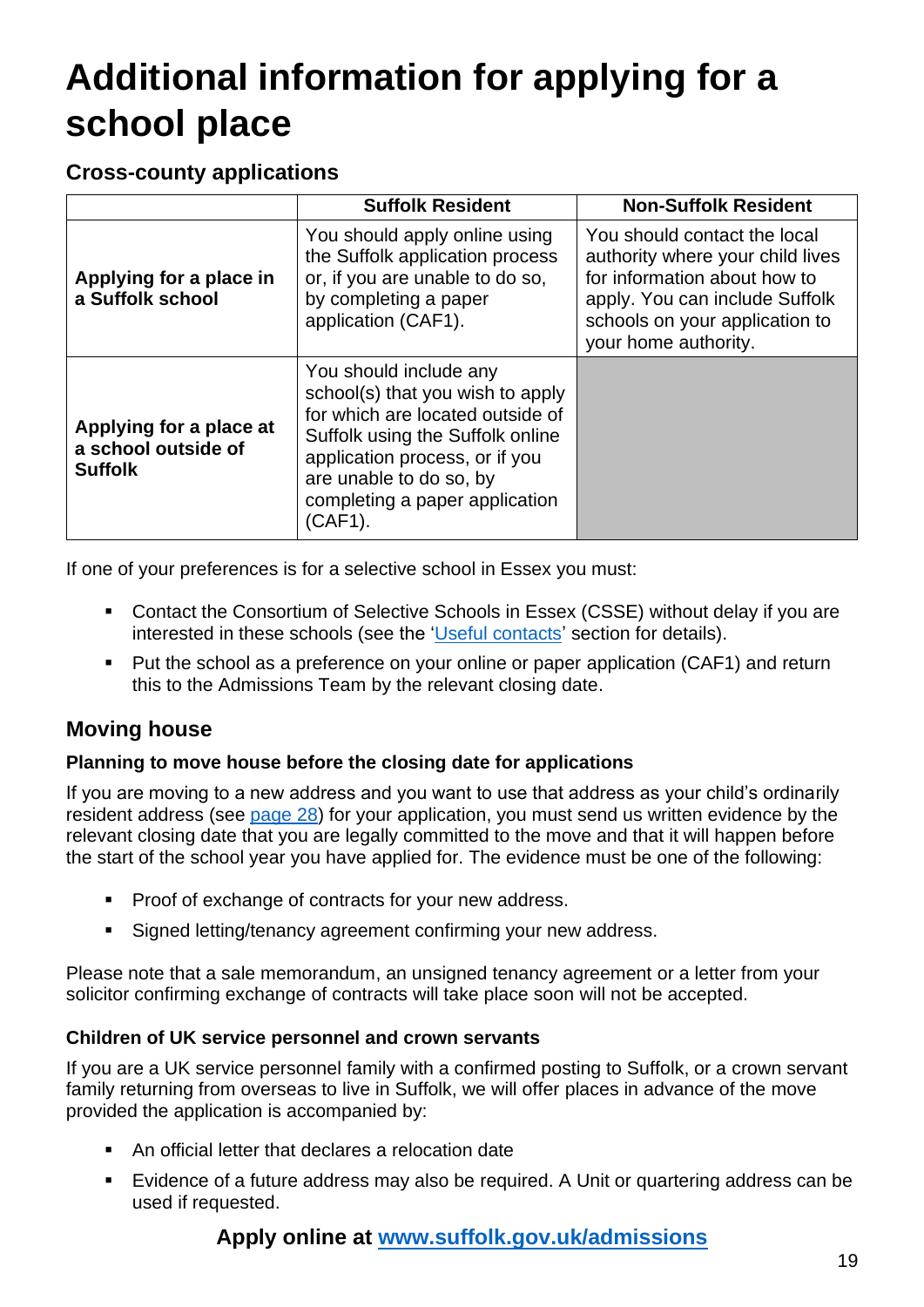# Additional information for applying for a school place

### Cross-county applications

| | Suffolk Resident | Non-Suffolk Resident |
|---|---|---|
| **Applying for a place in a Suffolk school** | You should apply online using the Suffolk application process or, if you are unable to do so, by completing a paper application (CAF1). | You should contact the local authority where your child lives for information about how to apply. You can include Suffolk schools on your application to your home authority. |
| **Applying for a place at a school outside of Suffolk** | You should include any school(s) that you wish to apply for which are located outside of Suffolk using the Suffolk online application process, or if you are unable to do so, by completing a paper application (CAF1). | |

If one of your preferences is for a selective school in Essex you must:

- Contact the Consortium of Selective Schools in Essex (CSSE) without delay if you are interested in these schools (see the 'Useful contacts' section for details).
- Put the school as a preference on your online or paper application (CAF1) and return this to the Admissions Team by the relevant closing date.

## Moving house

### Planning to move house before the closing date for applications

If you are moving to a new address and you want to use that address as your child's ordinarily resident address (see page 28) for your application, you must send us written evidence by the relevant closing date that you are legally committed to the move and that it will happen before the start of the school year you have applied for. The evidence must be one of the following:

- Proof of exchange of contracts for your new address.
- Signed letting/tenancy agreement confirming your new address.

Please note that a sale memorandum, an unsigned tenancy agreement or a letter from your solicitor confirming exchange of contracts will take place soon will not be accepted.

### Children of UK service personnel and crown servants

If you are a UK service personnel family with a confirmed posting to Suffolk, or a crown servant family returning from overseas to live in Suffolk, we will offer places in advance of the move provided the application is accompanied by:

- An official letter that declares a relocation date
- Evidence of a future address may also be required. A Unit or quartering address can be used if requested.

**Apply online at www.suffolk.gov.uk/admissions**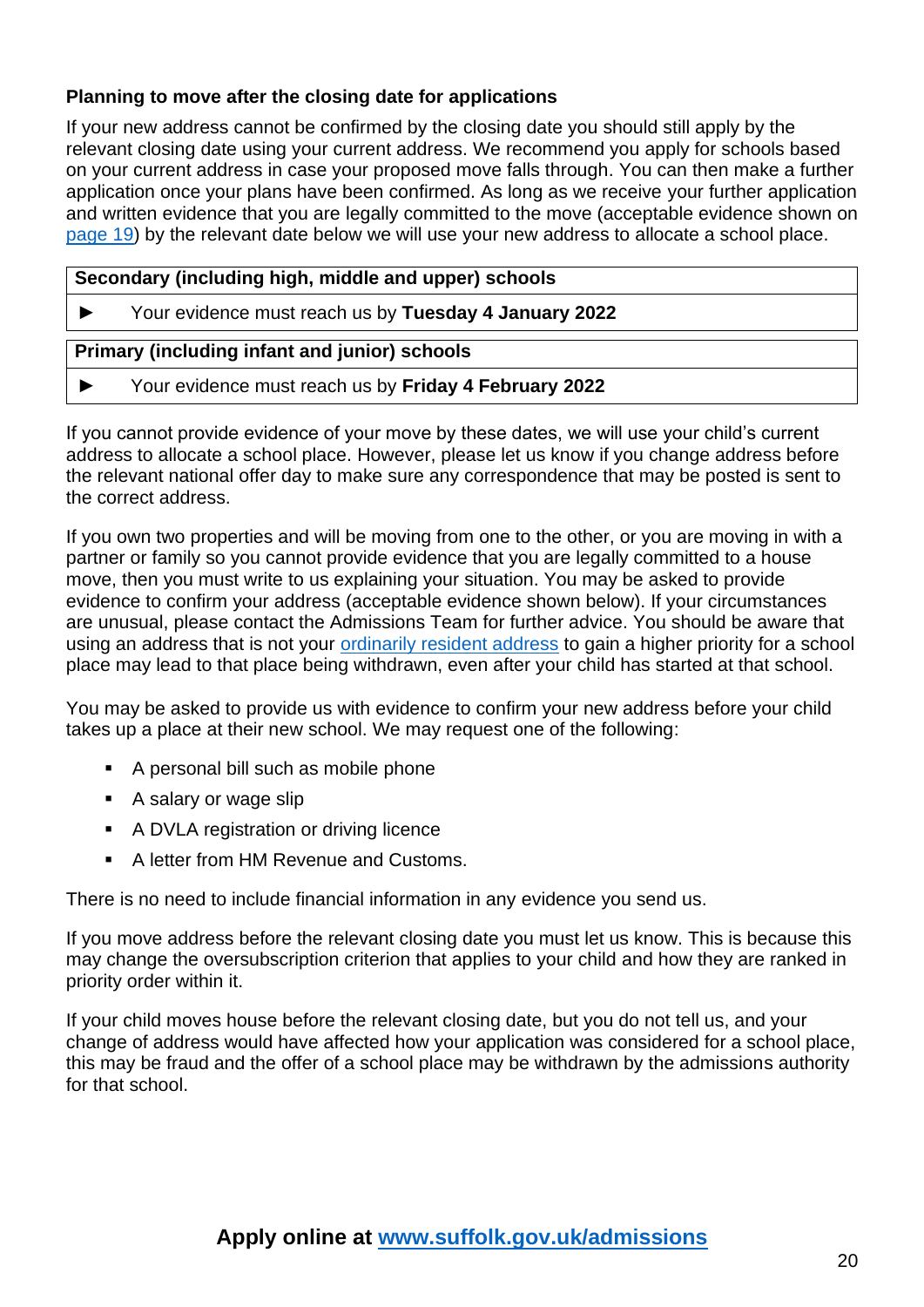### Planning to move after the closing date for applications

If your new address cannot be confirmed by the closing date you should still apply by the relevant closing date using your current address. We recommend you apply for schools based on your current address in case your proposed move falls through. You can then make a further application once your plans have been confirmed. As long as we receive your further application and written evidence that you are legally committed to the move (acceptable evidence shown on page 19) by the relevant date below we will use your new address to allocate a school place.

| Secondary (including high, middle and upper) schools |
|---|
| ► Your evidence must reach us by **Tuesday 4 January 2022** |
| **Primary (including infant and junior) schools** |
| ► Your evidence must reach us by **Friday 4 February 2022** |

If you cannot provide evidence of your move by these dates, we will use your child's current address to allocate a school place. However, please let us know if you change address before the relevant national offer day to make sure any correspondence that may be posted is sent to the correct address.

If you own two properties and will be moving from one to the other, or you are moving in with a partner or family so you cannot provide evidence that you are legally committed to a house move, then you must write to us explaining your situation. You may be asked to provide evidence to confirm your address (acceptable evidence shown below). If your circumstances are unusual, please contact the Admissions Team for further advice. You should be aware that using an address that is not your ordinarily resident address to gain a higher priority for a school place may lead to that place being withdrawn, even after your child has started at that school.

You may be asked to provide us with evidence to confirm your new address before your child takes up a place at their new school. We may request one of the following:

- A personal bill such as mobile phone
- A salary or wage slip
- A DVLA registration or driving licence
- A letter from HM Revenue and Customs.

There is no need to include financial information in any evidence you send us.

If you move address before the relevant closing date you must let us know. This is because this may change the oversubscription criterion that applies to your child and how they are ranked in priority order within it.

If your child moves house before the relevant closing date, but you do not tell us, and your change of address would have affected how your application was considered for a school place, this may be fraud and the offer of a school place may be withdrawn by the admissions authority for that school.

**Apply online at www.suffolk.gov.uk/admissions**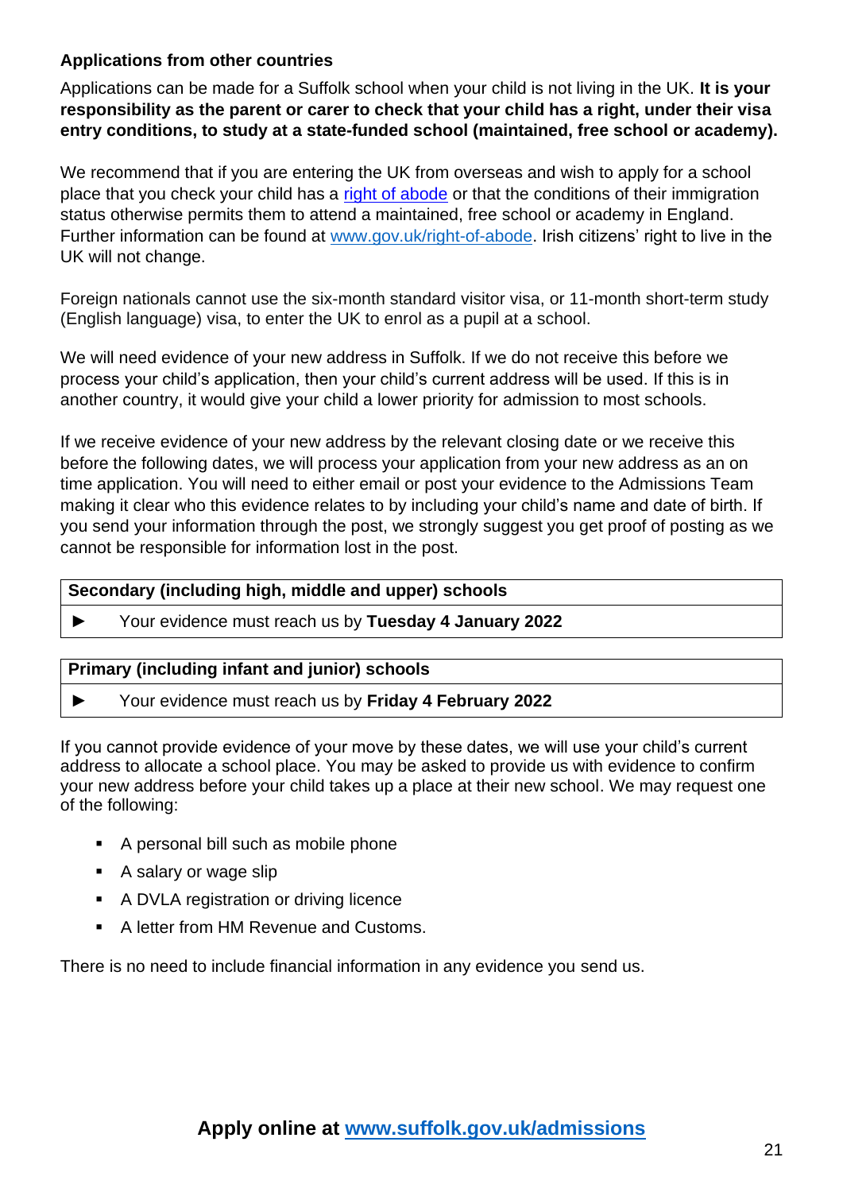**Applications from other countries**

Applications can be made for a Suffolk school when your child is not living in the UK. **It is your responsibility as the parent or carer to check that your child has a right, under their visa entry conditions, to study at a state-funded school (maintained, free school or academy).**

We recommend that if you are entering the UK from overseas and wish to apply for a school place that you check your child has a [right of abode](www.gov.uk/right-of-abode) or that the conditions of their immigration status otherwise permits them to attend a maintained, free school or academy in England. Further information can be found at [www.gov.uk/right-of-abode](www.gov.uk/right-of-abode). Irish citizens' right to live in the UK will not change.

Foreign nationals cannot use the six-month standard visitor visa, or 11-month short-term study (English language) visa, to enter the UK to enrol as a pupil at a school.

We will need evidence of your new address in Suffolk. If we do not receive this before we process your child's application, then your child's current address will be used. If this is in another country, it would give your child a lower priority for admission to most schools.

If we receive evidence of your new address by the relevant closing date or we receive this before the following dates, we will process your application from your new address as an on time application. You will need to either email or post your evidence to the Admissions Team making it clear who this evidence relates to by including your child's name and date of birth. If you send your information through the post, we strongly suggest you get proof of posting as we cannot be responsible for information lost in the post.

| **Secondary (including high, middle and upper) schools** |
| --- |
| ► Your evidence must reach us by **Tuesday 4 January 2022** |

| **Primary (including infant and junior) schools** |
| --- |
| ► Your evidence must reach us by **Friday 4 February 2022** |

If you cannot provide evidence of your move by these dates, we will use your child's current address to allocate a school place. You may be asked to provide us with evidence to confirm your new address before your child takes up a place at their new school. We may request one of the following:

- A personal bill such as mobile phone
- A salary or wage slip
- A DVLA registration or driving licence
- A letter from HM Revenue and Customs.

There is no need to include financial information in any evidence you send us.

**Apply online at [www.suffolk.gov.uk/admissions](www.suffolk.gov.uk/admissions)**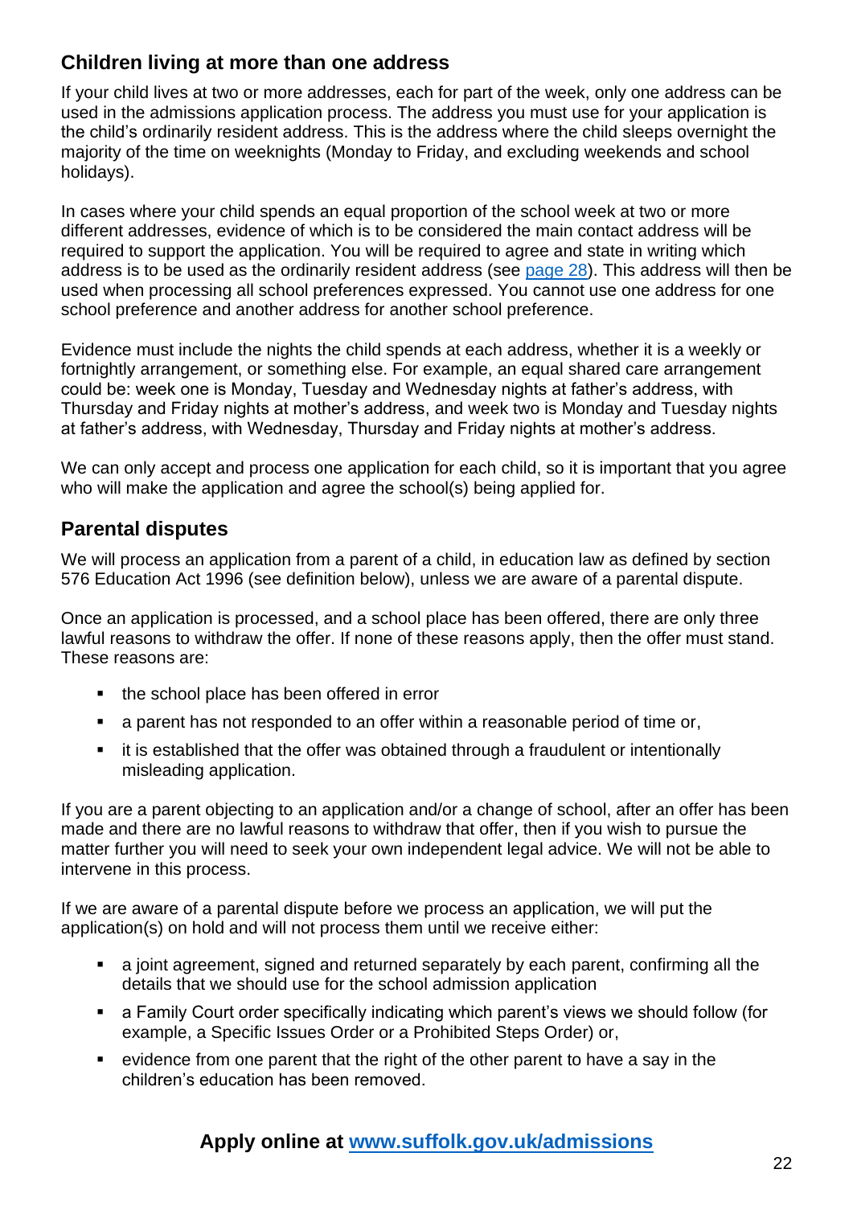## Children living at more than one address

If your child lives at two or more addresses, each for part of the week, only one address can be used in the admissions application process. The address you must use for your application is the child's ordinarily resident address. This is the address where the child sleeps overnight the majority of the time on weeknights (Monday to Friday, and excluding weekends and school holidays).

In cases where your child spends an equal proportion of the school week at two or more different addresses, evidence of which is to be considered the main contact address will be required to support the application. You will be required to agree and state in writing which address is to be used as the ordinarily resident address (see [page 28](#)). This address will then be used when processing all school preferences expressed. You cannot use one address for one school preference and another address for another school preference.

Evidence must include the nights the child spends at each address, whether it is a weekly or fortnightly arrangement, or something else. For example, an equal shared care arrangement could be: week one is Monday, Tuesday and Wednesday nights at father's address, with Thursday and Friday nights at mother's address, and week two is Monday and Tuesday nights at father's address, with Wednesday, Thursday and Friday nights at mother's address.

We can only accept and process one application for each child, so it is important that you agree who will make the application and agree the school(s) being applied for.

## Parental disputes

We will process an application from a parent of a child, in education law as defined by section 576 Education Act 1996 (see definition below), unless we are aware of a parental dispute.

Once an application is processed, and a school place has been offered, there are only three lawful reasons to withdraw the offer. If none of these reasons apply, then the offer must stand. These reasons are:

- the school place has been offered in error
- a parent has not responded to an offer within a reasonable period of time or,
- it is established that the offer was obtained through a fraudulent or intentionally misleading application.

If you are a parent objecting to an application and/or a change of school, after an offer has been made and there are no lawful reasons to withdraw that offer, then if you wish to pursue the matter further you will need to seek your own independent legal advice. We will not be able to intervene in this process.

If we are aware of a parental dispute before we process an application, we will put the application(s) on hold and will not process them until we receive either:

- a joint agreement, signed and returned separately by each parent, confirming all the details that we should use for the school admission application
- a Family Court order specifically indicating which parent's views we should follow (for example, a Specific Issues Order or a Prohibited Steps Order) or,
- evidence from one parent that the right of the other parent to have a say in the children's education has been removed.

**Apply online at [www.suffolk.gov.uk/admissions](http://www.suffolk.gov.uk/admissions)**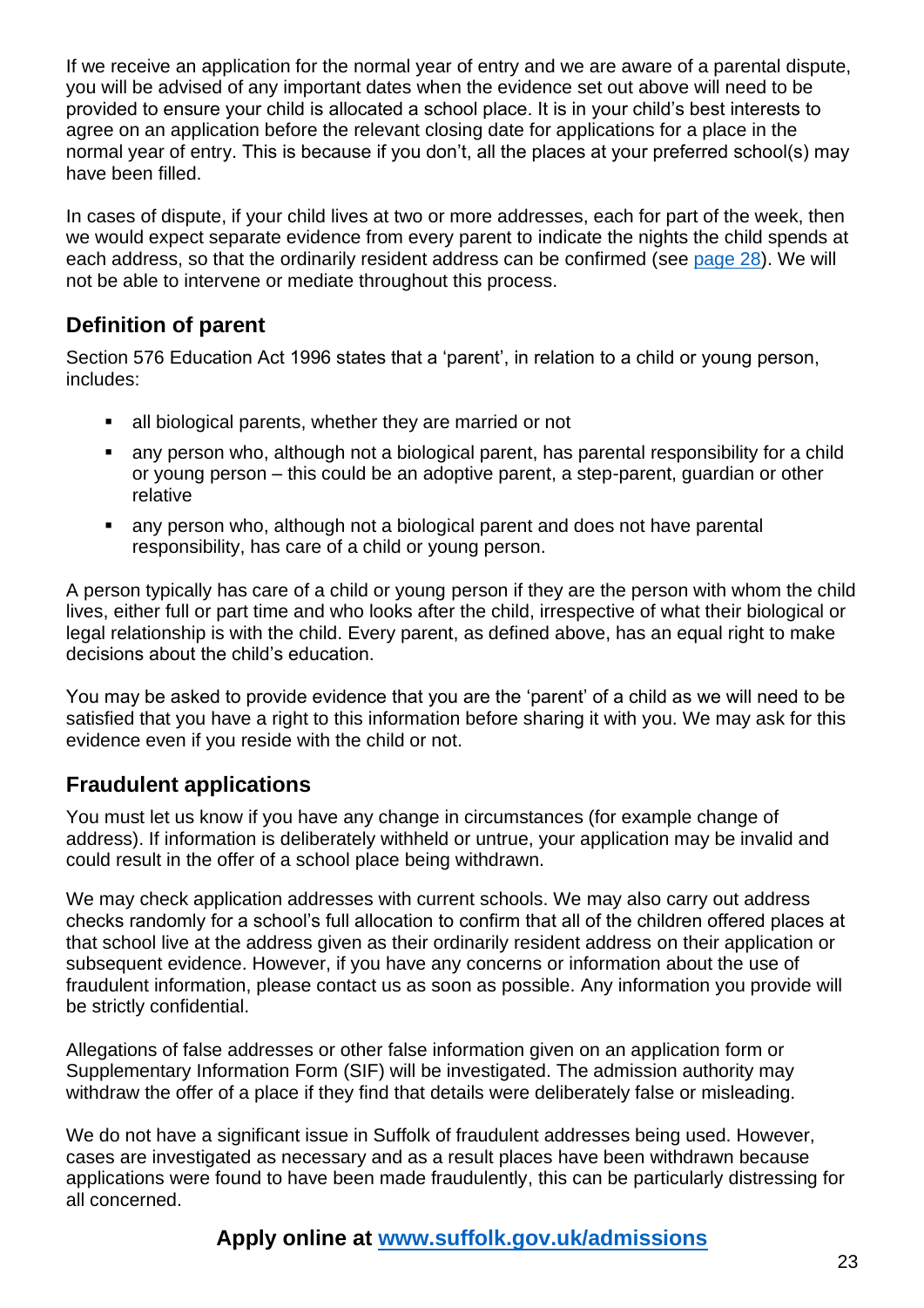If we receive an application for the normal year of entry and we are aware of a parental dispute, you will be advised of any important dates when the evidence set out above will need to be provided to ensure your child is allocated a school place. It is in your child's best interests to agree on an application before the relevant closing date for applications for a place in the normal year of entry. This is because if you don't, all the places at your preferred school(s) may have been filled.

In cases of dispute, if your child lives at two or more addresses, each for part of the week, then we would expect separate evidence from every parent to indicate the nights the child spends at each address, so that the ordinarily resident address can be confirmed (see page 28). We will not be able to intervene or mediate throughout this process.

## Definition of parent

Section 576 Education Act 1996 states that a 'parent', in relation to a child or young person, includes:

- all biological parents, whether they are married or not
- any person who, although not a biological parent, has parental responsibility for a child or young person – this could be an adoptive parent, a step-parent, guardian or other relative
- any person who, although not a biological parent and does not have parental responsibility, has care of a child or young person.

A person typically has care of a child or young person if they are the person with whom the child lives, either full or part time and who looks after the child, irrespective of what their biological or legal relationship is with the child. Every parent, as defined above, has an equal right to make decisions about the child's education.

You may be asked to provide evidence that you are the 'parent' of a child as we will need to be satisfied that you have a right to this information before sharing it with you. We may ask for this evidence even if you reside with the child or not.

## Fraudulent applications

You must let us know if you have any change in circumstances (for example change of address). If information is deliberately withheld or untrue, your application may be invalid and could result in the offer of a school place being withdrawn.

We may check application addresses with current schools. We may also carry out address checks randomly for a school's full allocation to confirm that all of the children offered places at that school live at the address given as their ordinarily resident address on their application or subsequent evidence. However, if you have any concerns or information about the use of fraudulent information, please contact us as soon as possible. Any information you provide will be strictly confidential.

Allegations of false addresses or other false information given on an application form or Supplementary Information Form (SIF) will be investigated. The admission authority may withdraw the offer of a place if they find that details were deliberately false or misleading.

We do not have a significant issue in Suffolk of fraudulent addresses being used. However, cases are investigated as necessary and as a result places have been withdrawn because applications were found to have been made fraudulently, this can be particularly distressing for all concerned.

**Apply online at www.suffolk.gov.uk/admissions**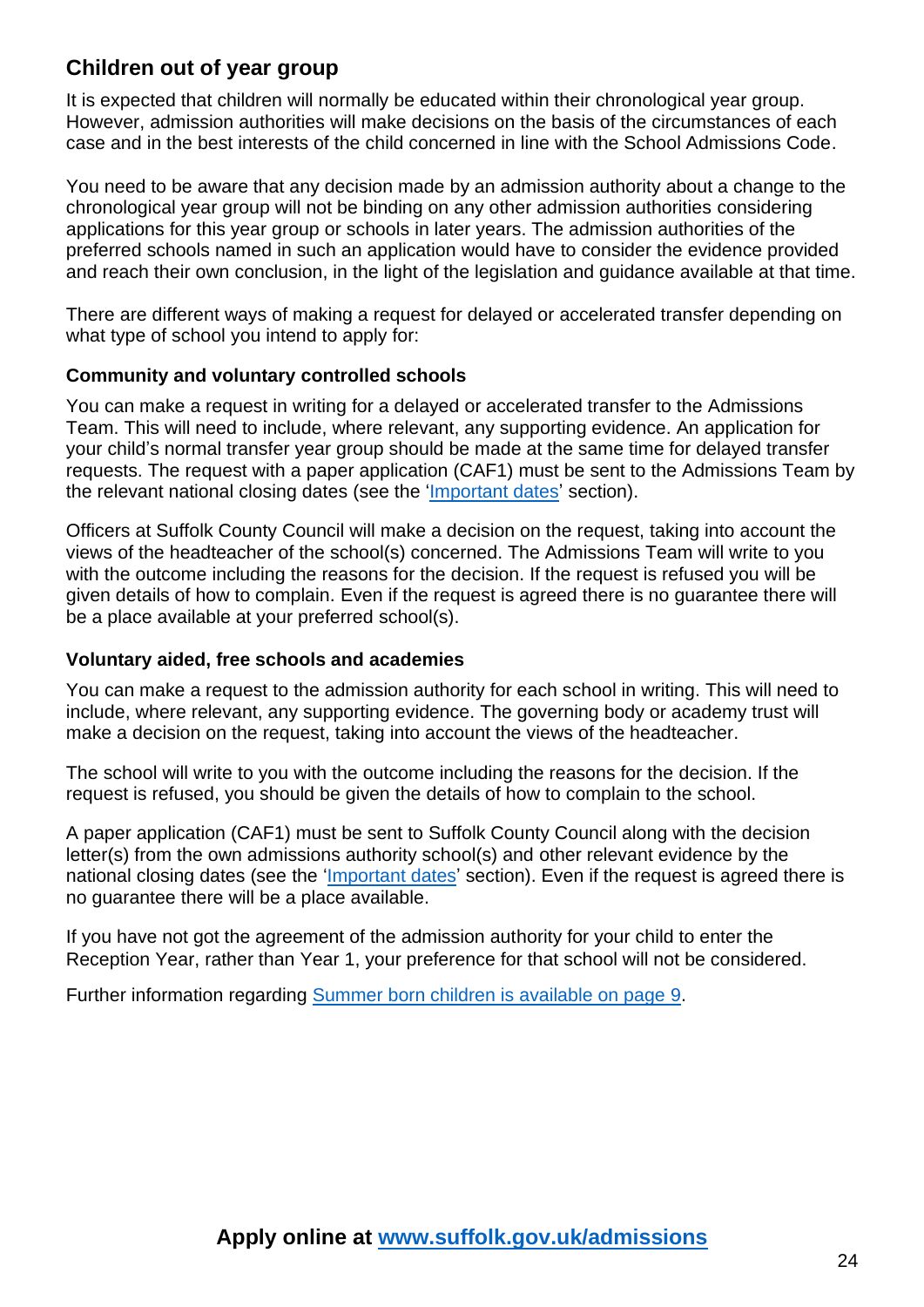## Children out of year group

It is expected that children will normally be educated within their chronological year group. However, admission authorities will make decisions on the basis of the circumstances of each case and in the best interests of the child concerned in line with the School Admissions Code.

You need to be aware that any decision made by an admission authority about a change to the chronological year group will not be binding on any other admission authorities considering applications for this year group or schools in later years. The admission authorities of the preferred schools named in such an application would have to consider the evidence provided and reach their own conclusion, in the light of the legislation and guidance available at that time.

There are different ways of making a request for delayed or accelerated transfer depending on what type of school you intend to apply for:

### Community and voluntary controlled schools

You can make a request in writing for a delayed or accelerated transfer to the Admissions Team. This will need to include, where relevant, any supporting evidence. An application for your child's normal transfer year group should be made at the same time for delayed transfer requests. The request with a paper application (CAF1) must be sent to the Admissions Team by the relevant national closing dates (see the 'Important dates' section).

Officers at Suffolk County Council will make a decision on the request, taking into account the views of the headteacher of the school(s) concerned. The Admissions Team will write to you with the outcome including the reasons for the decision. If the request is refused you will be given details of how to complain. Even if the request is agreed there is no guarantee there will be a place available at your preferred school(s).

### Voluntary aided, free schools and academies

You can make a request to the admission authority for each school in writing. This will need to include, where relevant, any supporting evidence. The governing body or academy trust will make a decision on the request, taking into account the views of the headteacher.

The school will write to you with the outcome including the reasons for the decision. If the request is refused, you should be given the details of how to complain to the school.

A paper application (CAF1) must be sent to Suffolk County Council along with the decision letter(s) from the own admissions authority school(s) and other relevant evidence by the national closing dates (see the 'Important dates' section). Even if the request is agreed there is no guarantee there will be a place available.

If you have not got the agreement of the admission authority for your child to enter the Reception Year, rather than Year 1, your preference for that school will not be considered.

Further information regarding Summer born children is available on page 9.

**Apply online at www.suffolk.gov.uk/admissions**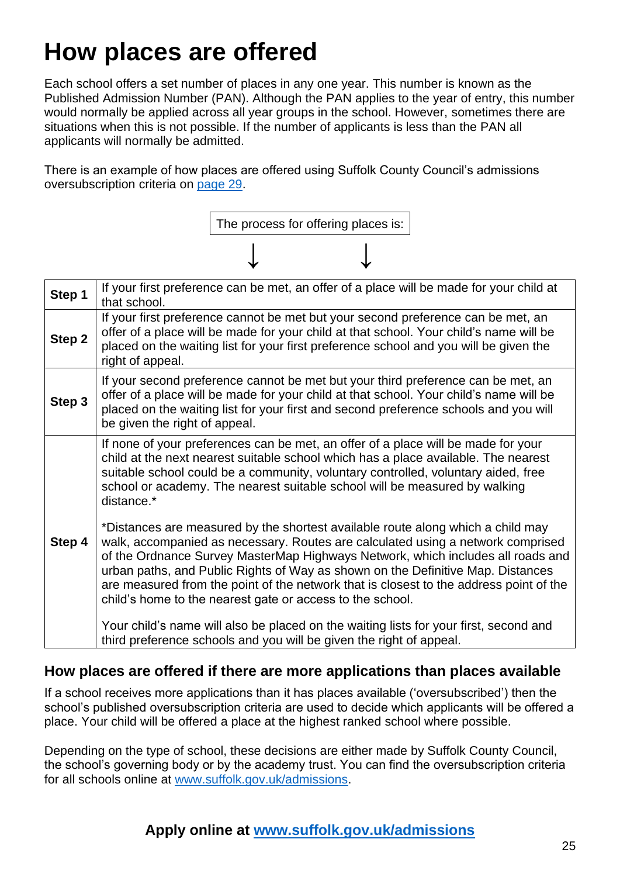# How places are offered

Each school offers a set number of places in any one year. This number is known as the Published Admission Number (PAN). Although the PAN applies to the year of entry, this number would normally be applied across all year groups in the school. However, sometimes there are situations when this is not possible. If the number of applicants is less than the PAN all applicants will normally be admitted.

There is an example of how places are offered using Suffolk County Council's admissions oversubscription criteria on page 29.

The process for offering places is:

| Step | |
|---|---|
| **Step 1** | If your first preference can be met, an offer of a place will be made for your child at that school. |
| **Step 2** | If your first preference cannot be met but your second preference can be met, an offer of a place will be made for your child at that school. Your child's name will be placed on the waiting list for your first preference school and you will be given the right of appeal. |
| **Step 3** | If your second preference cannot be met but your third preference can be met, an offer of a place will be made for your child at that school. Your child's name will be placed on the waiting list for your first and second preference schools and you will be given the right of appeal. |
| **Step 4** | If none of your preferences can be met, an offer of a place will be made for your child at the next nearest suitable school which has a place available. The nearest suitable school could be a community, voluntary controlled, voluntary aided, free school or academy. The nearest suitable school will be measured by walking distance.* <br><br> *Distances are measured by the shortest available route along which a child may walk, accompanied as necessary. Routes are calculated using a network comprised of the Ordnance Survey MasterMap Highways Network, which includes all roads and urban paths, and Public Rights of Way as shown on the Definitive Map. Distances are measured from the point of the network that is closest to the address point of the child's home to the nearest gate or access to the school. <br><br> Your child's name will also be placed on the waiting lists for your first, second and third preference schools and you will be given the right of appeal. |

## How places are offered if there are more applications than places available

If a school receives more applications than it has places available ('oversubscribed') then the school's published oversubscription criteria are used to decide which applicants will be offered a place. Your child will be offered a place at the highest ranked school where possible.

Depending on the type of school, these decisions are either made by Suffolk County Council, the school's governing body or by the academy trust. You can find the oversubscription criteria for all schools online at www.suffolk.gov.uk/admissions.

**Apply online at www.suffolk.gov.uk/admissions**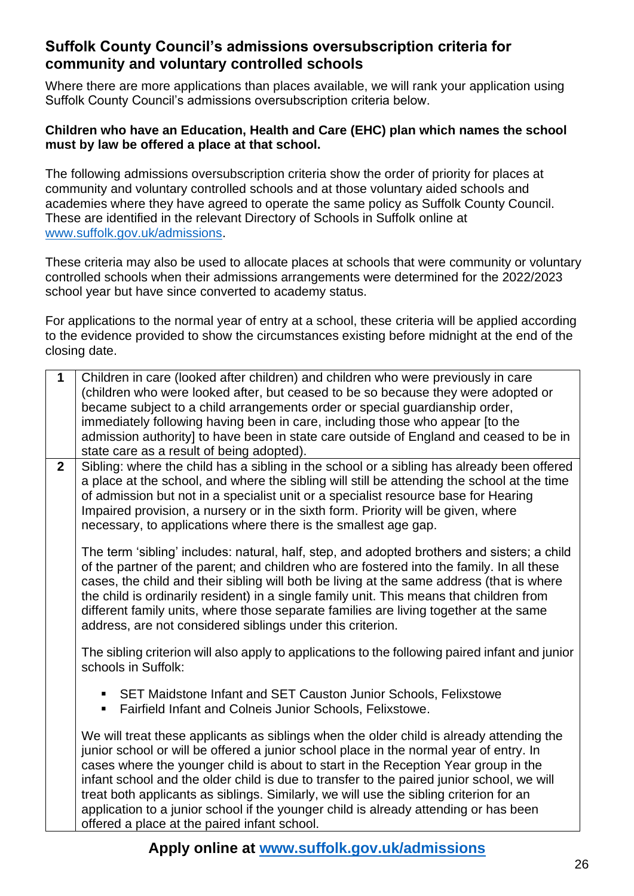## Suffolk County Council's admissions oversubscription criteria for community and voluntary controlled schools

Where there are more applications than places available, we will rank your application using Suffolk County Council's admissions oversubscription criteria below.

**Children who have an Education, Health and Care (EHC) plan which names the school must by law be offered a place at that school.**

The following admissions oversubscription criteria show the order of priority for places at community and voluntary controlled schools and at those voluntary aided schools and academies where they have agreed to operate the same policy as Suffolk County Council. These are identified in the relevant Directory of Schools in Suffolk online at [www.suffolk.gov.uk/admissions](www.suffolk.gov.uk/admissions).

These criteria may also be used to allocate places at schools that were community or voluntary controlled schools when their admissions arrangements were determined for the 2022/2023 school year but have since converted to academy status.

For applications to the normal year of entry at a school, these criteria will be applied according to the evidence provided to show the circumstances existing before midnight at the end of the closing date.

| | |
|---|---|
| **1** | Children in care (looked after children) and children who were previously in care (children who were looked after, but ceased to be so because they were adopted or became subject to a child arrangements order or special guardianship order, immediately following having been in care, including those who appear [to the admission authority] to have been in state care outside of England and ceased to be in state care as a result of being adopted). |
| **2** | Sibling: where the child has a sibling in the school or a sibling has already been offered a place at the school, and where the sibling will still be attending the school at the time of admission but not in a specialist unit or a specialist resource base for Hearing Impaired provision, a nursery or in the sixth form. Priority will be given, where necessary, to applications where there is the smallest age gap.<br><br>The term 'sibling' includes: natural, half, step, and adopted brothers and sisters; a child of the partner of the parent; and children who are fostered into the family. In all these cases, the child and their sibling will both be living at the same address (that is where the child is ordinarily resident) in a single family unit. This means that children from different family units, where those separate families are living together at the same address, are not considered siblings under this criterion.<br><br>The sibling criterion will also apply to applications to the following paired infant and junior schools in Suffolk:<br><br>▪ SET Maidstone Infant and SET Causton Junior Schools, Felixstowe<br>▪ Fairfield Infant and Colneis Junior Schools, Felixstowe.<br><br>We will treat these applicants as siblings when the older child is already attending the junior school or will be offered a junior school place in the normal year of entry. In cases where the younger child is about to start in the Reception Year group in the infant school and the older child is due to transfer to the paired junior school, we will treat both applicants as siblings. Similarly, we will use the sibling criterion for an application to a junior school if the younger child is already attending or has been offered a place at the paired infant school. |

**Apply online at [www.suffolk.gov.uk/admissions](www.suffolk.gov.uk/admissions)**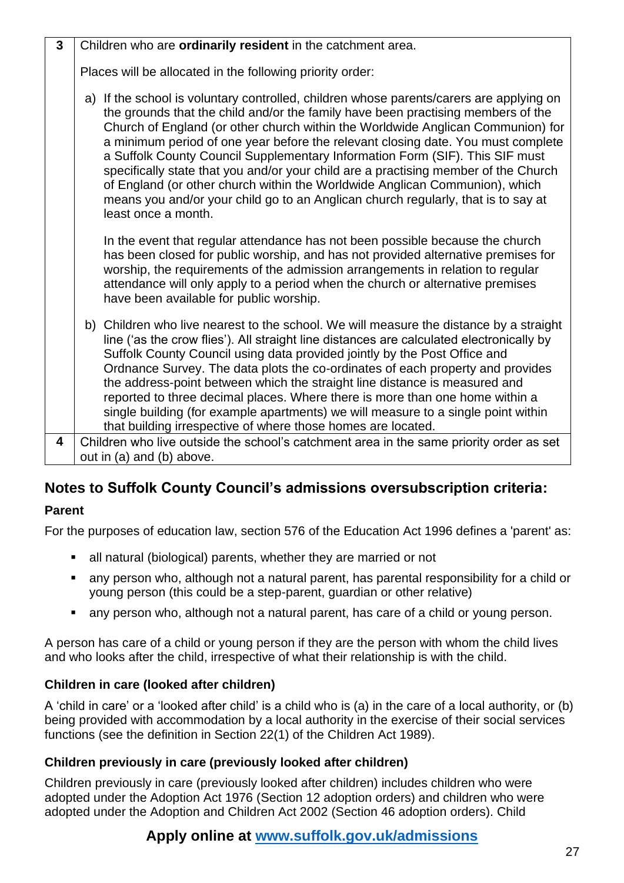| | |
|---|---|
| **3** | Children who are **ordinarily resident** in the catchment area.<br><br>Places will be allocated in the following priority order:<br><br>a) If the school is voluntary controlled, children whose parents/carers are applying on the grounds that the child and/or the family have been practising members of the Church of England (or other church within the Worldwide Anglican Communion) for a minimum period of one year before the relevant closing date. You must complete a Suffolk County Council Supplementary Information Form (SIF). This SIF must specifically state that you and/or your child are a practising member of the Church of England (or other church within the Worldwide Anglican Communion), which means you and/or your child go to an Anglican church regularly, that is to say at least once a month.<br><br>In the event that regular attendance has not been possible because the church has been closed for public worship, and has not provided alternative premises for worship, the requirements of the admission arrangements in relation to regular attendance will only apply to a period when the church or alternative premises have been available for public worship.<br><br>b) Children who live nearest to the school. We will measure the distance by a straight line ('as the crow flies'). All straight line distances are calculated electronically by Suffolk County Council using data provided jointly by the Post Office and Ordnance Survey. The data plots the co-ordinates of each property and provides the address-point between which the straight line distance is measured and reported to three decimal places. Where there is more than one home within a single building (for example apartments) we will measure to a single point within that building irrespective of where those homes are located. |
| **4** | Children who live outside the school's catchment area in the same priority order as set out in (a) and (b) above. |

## Notes to Suffolk County Council's admissions oversubscription criteria:

### Parent

For the purposes of education law, section 576 of the Education Act 1996 defines a 'parent' as:

- all natural (biological) parents, whether they are married or not
- any person who, although not a natural parent, has parental responsibility for a child or young person (this could be a step-parent, guardian or other relative)
- any person who, although not a natural parent, has care of a child or young person.

A person has care of a child or young person if they are the person with whom the child lives and who looks after the child, irrespective of what their relationship is with the child.

### Children in care (looked after children)

A 'child in care' or a 'looked after child' is a child who is (a) in the care of a local authority, or (b) being provided with accommodation by a local authority in the exercise of their social services functions (see the definition in Section 22(1) of the Children Act 1989).

### Children previously in care (previously looked after children)

Children previously in care (previously looked after children) includes children who were adopted under the Adoption Act 1976 (Section 12 adoption orders) and children who were adopted under the Adoption and Children Act 2002 (Section 46 adoption orders). Child

**Apply online at [www.suffolk.gov.uk/admissions](http://www.suffolk.gov.uk/admissions)**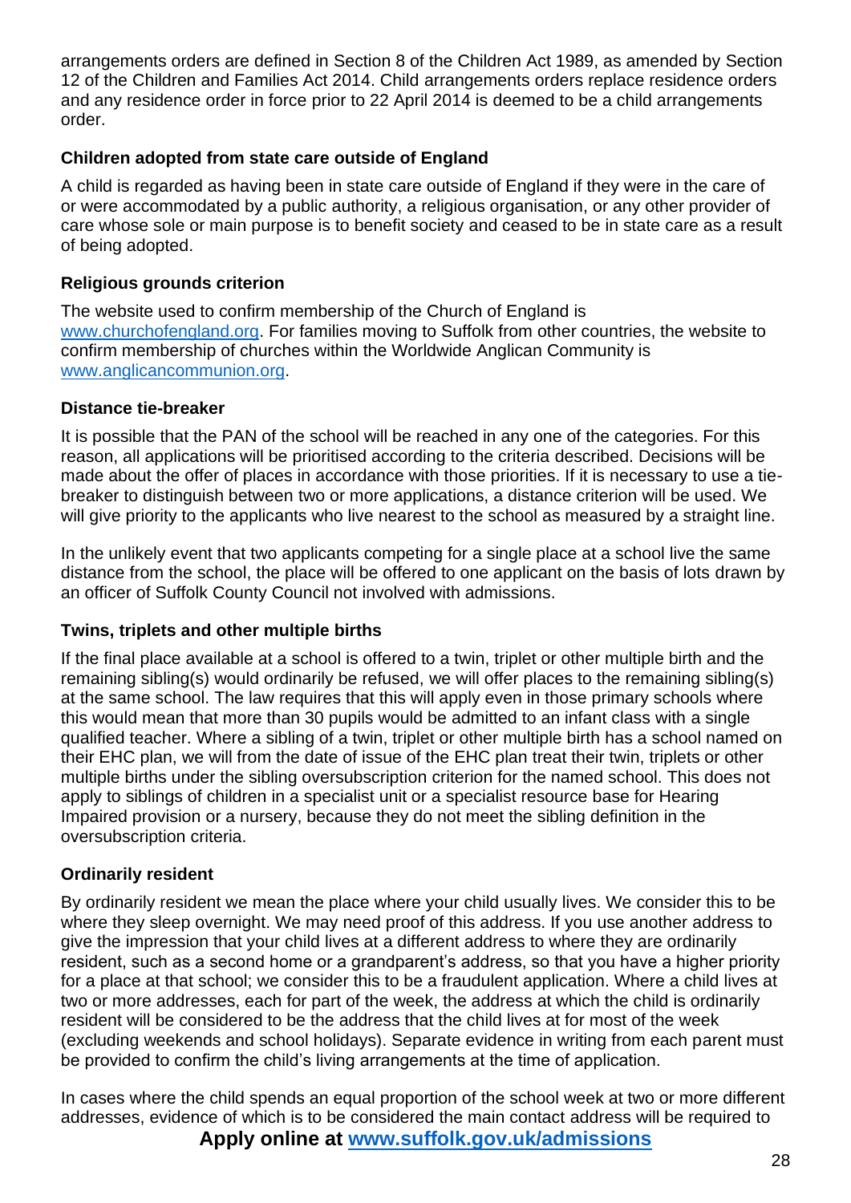arrangements orders are defined in Section 8 of the Children Act 1989, as amended by Section 12 of the Children and Families Act 2014. Child arrangements orders replace residence orders and any residence order in force prior to 22 April 2014 is deemed to be a child arrangements order.

### Children adopted from state care outside of England

A child is regarded as having been in state care outside of England if they were in the care of or were accommodated by a public authority, a religious organisation, or any other provider of care whose sole or main purpose is to benefit society and ceased to be in state care as a result of being adopted.

### Religious grounds criterion

The website used to confirm membership of the Church of England is [www.churchofengland.org](http://www.churchofengland.org). For families moving to Suffolk from other countries, the website to confirm membership of churches within the Worldwide Anglican Community is [www.anglicancommunion.org](http://www.anglicancommunion.org).

### Distance tie-breaker

It is possible that the PAN of the school will be reached in any one of the categories. For this reason, all applications will be prioritised according to the criteria described. Decisions will be made about the offer of places in accordance with those priorities. If it is necessary to use a tie-breaker to distinguish between two or more applications, a distance criterion will be used. We will give priority to the applicants who live nearest to the school as measured by a straight line.

In the unlikely event that two applicants competing for a single place at a school live the same distance from the school, the place will be offered to one applicant on the basis of lots drawn by an officer of Suffolk County Council not involved with admissions.

### Twins, triplets and other multiple births

If the final place available at a school is offered to a twin, triplet or other multiple birth and the remaining sibling(s) would ordinarily be refused, we will offer places to the remaining sibling(s) at the same school. The law requires that this will apply even in those primary schools where this would mean that more than 30 pupils would be admitted to an infant class with a single qualified teacher. Where a sibling of a twin, triplet or other multiple birth has a school named on their EHC plan, we will from the date of issue of the EHC plan treat their twin, triplets or other multiple births under the sibling oversubscription criterion for the named school. This does not apply to siblings of children in a specialist unit or a specialist resource base for Hearing Impaired provision or a nursery, because they do not meet the sibling definition in the oversubscription criteria.

### Ordinarily resident

By ordinarily resident we mean the place where your child usually lives. We consider this to be where they sleep overnight. We may need proof of this address. If you use another address to give the impression that your child lives at a different address to where they are ordinarily resident, such as a second home or a grandparent's address, so that you have a higher priority for a place at that school; we consider this to be a fraudulent application. Where a child lives at two or more addresses, each for part of the week, the address at which the child is ordinarily resident will be considered to be the address that the child lives at for most of the week (excluding weekends and school holidays). Separate evidence in writing from each parent must be provided to confirm the child's living arrangements at the time of application.

In cases where the child spends an equal proportion of the school week at two or more different addresses, evidence of which is to be considered the main contact address will be required to

**Apply online at [www.suffolk.gov.uk/admissions](http://www.suffolk.gov.uk/admissions)**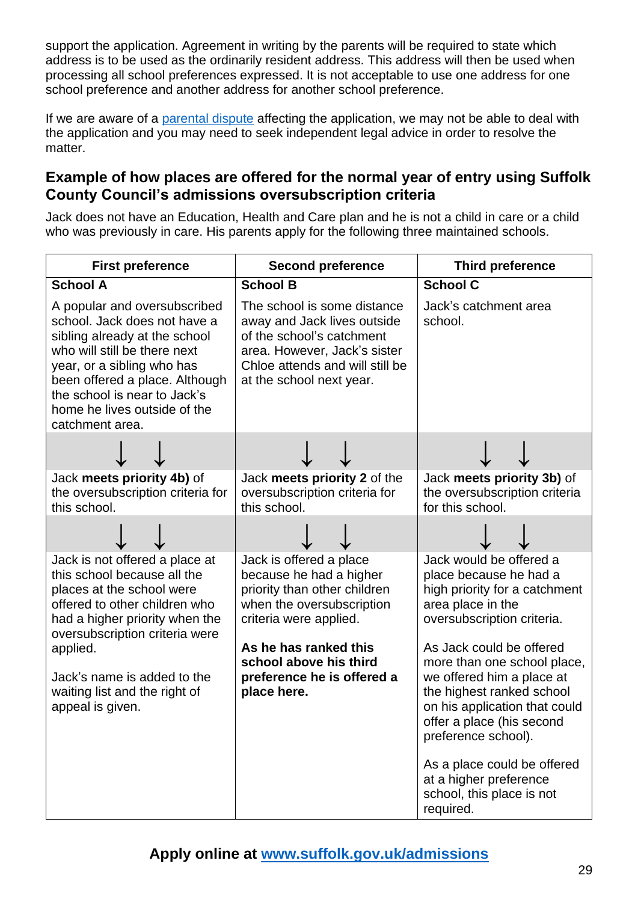support the application. Agreement in writing by the parents will be required to state which address is to be used as the ordinarily resident address. This address will then be used when processing all school preferences expressed. It is not acceptable to use one address for one school preference and another address for another school preference.

If we are aware of a parental dispute affecting the application, we may not be able to deal with the application and you may need to seek independent legal advice in order to resolve the matter.

## Example of how places are offered for the normal year of entry using Suffolk County Council's admissions oversubscription criteria

Jack does not have an Education, Health and Care plan and he is not a child in care or a child who was previously in care. His parents apply for the following three maintained schools.

| First preference | Second preference | Third preference |
|---|---|---|
| **School A**<br><br>A popular and oversubscribed school. Jack does not have a sibling already at the school who will still be there next year, or a sibling who has been offered a place. Although the school is near to Jack's home he lives outside of the catchment area. | **School B**<br><br>The school is some distance away and Jack lives outside of the school's catchment area. However, Jack's sister Chloe attends and will still be at the school next year. | **School C**<br><br>Jack's catchment area school. |
| ↓ ↓ | ↓ ↓ | ↓ ↓ |
| Jack **meets priority 4b)** of the oversubscription criteria for this school. | Jack **meets priority 2** of the oversubscription criteria for this school. | Jack **meets priority 3b)** of the oversubscription criteria for this school. |
| ↓ ↓ | ↓ ↓ | ↓ ↓ |
| Jack is not offered a place at this school because all the places at the school were offered to other children who had a higher priority when the oversubscription criteria were applied.<br><br>Jack's name is added to the waiting list and the right of appeal is given. | Jack is offered a place because he had a higher priority than other children when the oversubscription criteria were applied.<br><br>**As he has ranked this school above his third preference he is offered a place here.** | Jack would be offered a place because he had a high priority for a catchment area place in the oversubscription criteria.<br><br>As Jack could be offered more than one school place, we offered him a place at the highest ranked school on his application that could offer a place (his second preference school).<br><br>As a place could be offered at a higher preference school, this place is not required. |

**Apply online at www.suffolk.gov.uk/admissions**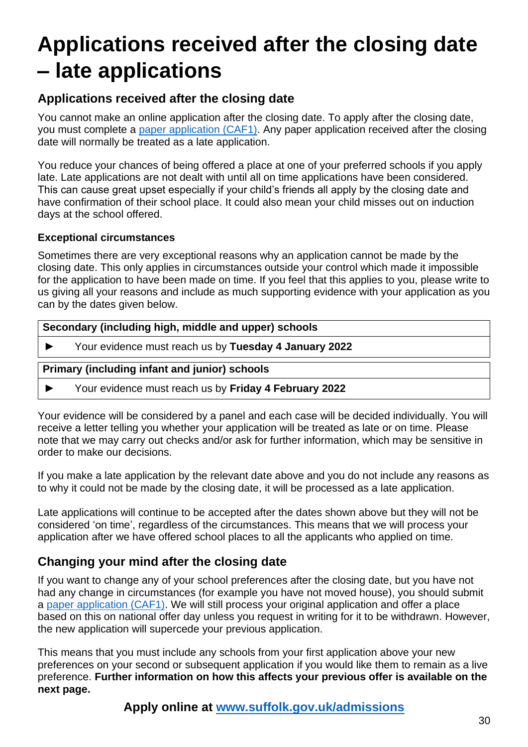# Applications received after the closing date – late applications

## Applications received after the closing date

You cannot make an online application after the closing date. To apply after the closing date, you must complete a paper application (CAF1). Any paper application received after the closing date will normally be treated as a late application.

You reduce your chances of being offered a place at one of your preferred schools if you apply late. Late applications are not dealt with until all on time applications have been considered. This can cause great upset especially if your child's friends all apply by the closing date and have confirmation of their school place. It could also mean your child misses out on induction days at the school offered.

### Exceptional circumstances

Sometimes there are very exceptional reasons why an application cannot be made by the closing date. This only applies in circumstances outside your control which made it impossible for the application to have been made on time. If you feel that this applies to you, please write to us giving all your reasons and include as much supporting evidence with your application as you can by the dates given below.

| **Secondary (including high, middle and upper) schools** |
|---|
| ► Your evidence must reach us by **Tuesday 4 January 2022** |
| **Primary (including infant and junior) schools** |
| ► Your evidence must reach us by **Friday 4 February 2022** |

Your evidence will be considered by a panel and each case will be decided individually. You will receive a letter telling you whether your application will be treated as late or on time. Please note that we may carry out checks and/or ask for further information, which may be sensitive in order to make our decisions.

If you make a late application by the relevant date above and you do not include any reasons as to why it could not be made by the closing date, it will be processed as a late application.

Late applications will continue to be accepted after the dates shown above but they will not be considered 'on time', regardless of the circumstances. This means that we will process your application after we have offered school places to all the applicants who applied on time.

## Changing your mind after the closing date

If you want to change any of your school preferences after the closing date, but you have not had any change in circumstances (for example you have not moved house), you should submit a paper application (CAF1). We will still process your original application and offer a place based on this on national offer day unless you request in writing for it to be withdrawn. However, the new application will supercede your previous application.

This means that you must include any schools from your first application above your new preferences on your second or subsequent application if you would like them to remain as a live preference. **Further information on how this affects your previous offer is available on the next page.**

**Apply online at www.suffolk.gov.uk/admissions**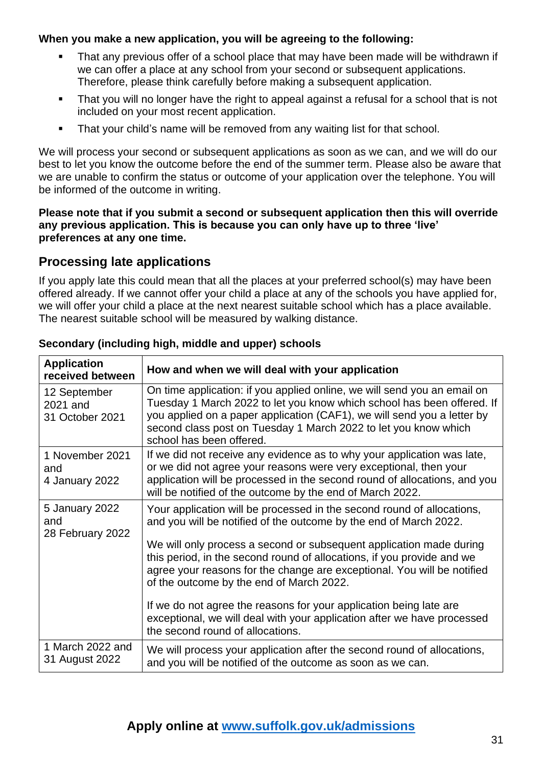**When you make a new application, you will be agreeing to the following:**

- That any previous offer of a school place that may have been made will be withdrawn if we can offer a place at any school from your second or subsequent applications. Therefore, please think carefully before making a subsequent application.
- That you will no longer have the right to appeal against a refusal for a school that is not included on your most recent application.
- That your child's name will be removed from any waiting list for that school.

We will process your second or subsequent applications as soon as we can, and we will do our best to let you know the outcome before the end of the summer term. Please also be aware that we are unable to confirm the status or outcome of your application over the telephone. You will be informed of the outcome in writing.

**Please note that if you submit a second or subsequent application then this will override any previous application. This is because you can only have up to three 'live' preferences at any one time.**

## Processing late applications

If you apply late this could mean that all the places at your preferred school(s) may have been offered already. If we cannot offer your child a place at any of the schools you have applied for, we will offer your child a place at the next nearest suitable school which has a place available. The nearest suitable school will be measured by walking distance.

**Secondary (including high, middle and upper) schools**

| Application received between | How and when we will deal with your application |
|---|---|
| 12 September 2021 and 31 October 2021 | On time application: if you applied online, we will send you an email on Tuesday 1 March 2022 to let you know which school has been offered. If you applied on a paper application (CAF1), we will send you a letter by second class post on Tuesday 1 March 2022 to let you know which school has been offered. |
| 1 November 2021 and 4 January 2022 | If we did not receive any evidence as to why your application was late, or we did not agree your reasons were very exceptional, then your application will be processed in the second round of allocations, and you will be notified of the outcome by the end of March 2022. |
| 5 January 2022 and 28 February 2022 | Your application will be processed in the second round of allocations, and you will be notified of the outcome by the end of March 2022.<br><br>We will only process a second or subsequent application made during this period, in the second round of allocations, if you provide and we agree your reasons for the change are exceptional. You will be notified of the outcome by the end of March 2022.<br><br>If we do not agree the reasons for your application being late are exceptional, we will deal with your application after we have processed the second round of allocations. |
| 1 March 2022 and 31 August 2022 | We will process your application after the second round of allocations, and you will be notified of the outcome as soon as we can. |

**Apply online at [www.suffolk.gov.uk/admissions](www.suffolk.gov.uk/admissions)**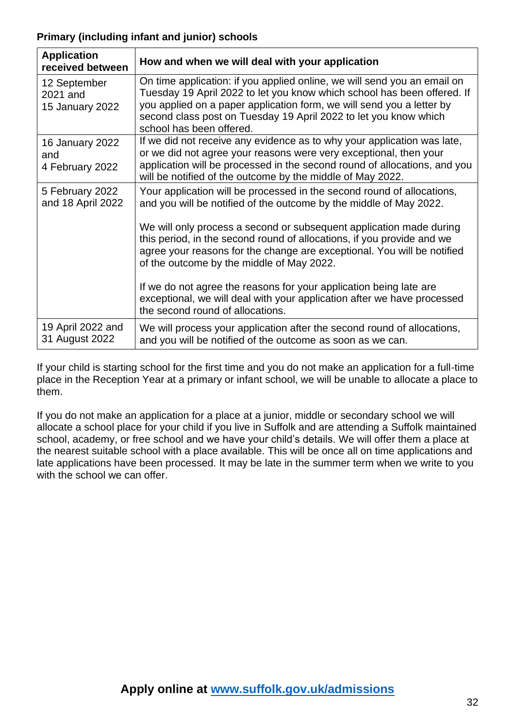**Primary (including infant and junior) schools**

| Application received between | How and when we will deal with your application |
|---|---|
| 12 September 2021 and 15 January 2022 | On time application: if you applied online, we will send you an email on Tuesday 19 April 2022 to let you know which school has been offered. If you applied on a paper application form, we will send you a letter by second class post on Tuesday 19 April 2022 to let you know which school has been offered. |
| 16 January 2022 and 4 February 2022 | If we did not receive any evidence as to why your application was late, or we did not agree your reasons were very exceptional, then your application will be processed in the second round of allocations, and you will be notified of the outcome by the middle of May 2022. |
| 5 February 2022 and 18 April 2022 | Your application will be processed in the second round of allocations, and you will be notified of the outcome by the middle of May 2022.<br><br>We will only process a second or subsequent application made during this period, in the second round of allocations, if you provide and we agree your reasons for the change are exceptional. You will be notified of the outcome by the middle of May 2022.<br><br>If we do not agree the reasons for your application being late are exceptional, we will deal with your application after we have processed the second round of allocations. |
| 19 April 2022 and 31 August 2022 | We will process your application after the second round of allocations, and you will be notified of the outcome as soon as we can. |

If your child is starting school for the first time and you do not make an application for a full-time place in the Reception Year at a primary or infant school, we will be unable to allocate a place to them.

If you do not make an application for a place at a junior, middle or secondary school we will allocate a school place for your child if you live in Suffolk and are attending a Suffolk maintained school, academy, or free school and we have your child's details. We will offer them a place at the nearest suitable school with a place available. This will be once all on time applications and late applications have been processed. It may be late in the summer term when we write to you with the school we can offer.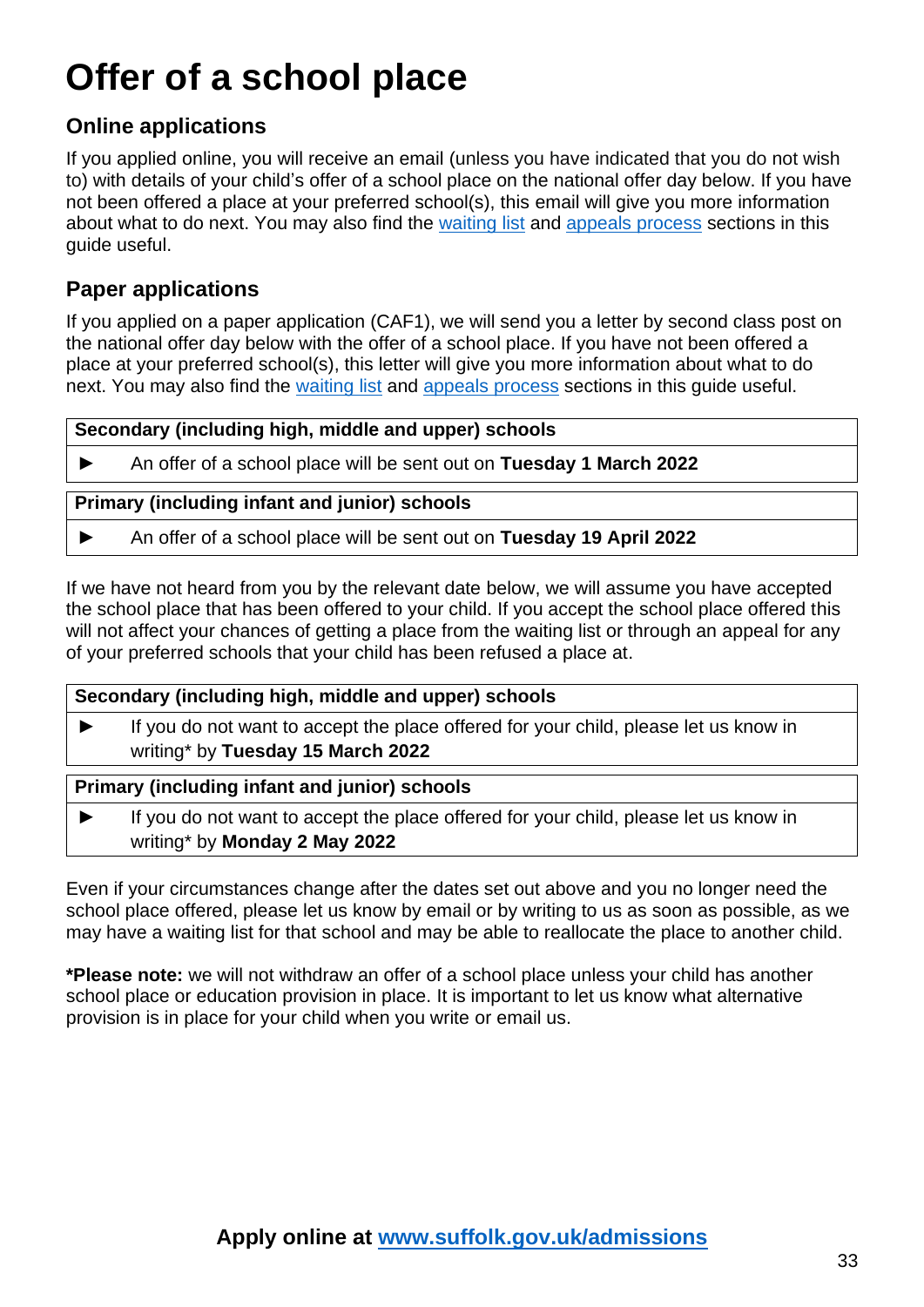# Offer of a school place

## Online applications

If you applied online, you will receive an email (unless you have indicated that you do not wish to) with details of your child's offer of a school place on the national offer day below. If you have not been offered a place at your preferred school(s), this email will give you more information about what to do next. You may also find the waiting list and appeals process sections in this guide useful.

## Paper applications

If you applied on a paper application (CAF1), we will send you a letter by second class post on the national offer day below with the offer of a school place. If you have not been offered a place at your preferred school(s), this letter will give you more information about what to do next. You may also find the waiting list and appeals process sections in this guide useful.

| Secondary (including high, middle and upper) schools |
|---|
| ► An offer of a school place will be sent out on **Tuesday 1 March 2022** |

| Primary (including infant and junior) schools |
|---|
| ► An offer of a school place will be sent out on **Tuesday 19 April 2022** |

If we have not heard from you by the relevant date below, we will assume you have accepted the school place that has been offered to your child. If you accept the school place offered this will not affect your chances of getting a place from the waiting list or through an appeal for any of your preferred schools that your child has been refused a place at.

| Secondary (including high, middle and upper) schools |
|---|
| ► If you do not want to accept the place offered for your child, please let us know in writing* by **Tuesday 15 March 2022** |

| Primary (including infant and junior) schools |
|---|
| ► If you do not want to accept the place offered for your child, please let us know in writing* by **Monday 2 May 2022** |

Even if your circumstances change after the dates set out above and you no longer need the school place offered, please let us know by email or by writing to us as soon as possible, as we may have a waiting list for that school and may be able to reallocate the place to another child.

***Please note:** we will not withdraw an offer of a school place unless your child has another school place or education provision in place. It is important to let us know what alternative provision is in place for your child when you write or email us.

**Apply online at www.suffolk.gov.uk/admissions**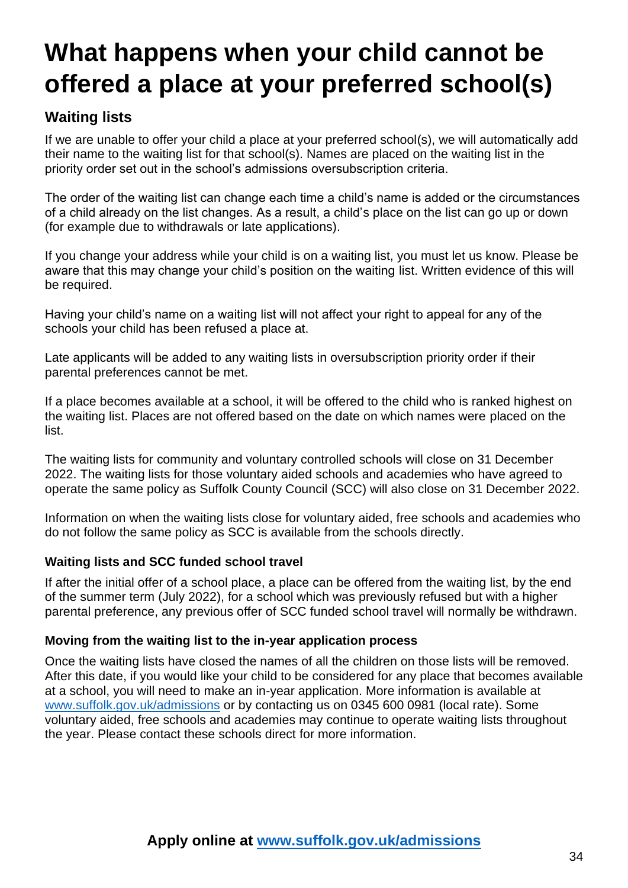# What happens when your child cannot be offered a place at your preferred school(s)

## Waiting lists

If we are unable to offer your child a place at your preferred school(s), we will automatically add their name to the waiting list for that school(s). Names are placed on the waiting list in the priority order set out in the school's admissions oversubscription criteria.

The order of the waiting list can change each time a child's name is added or the circumstances of a child already on the list changes. As a result, a child's place on the list can go up or down (for example due to withdrawals or late applications).

If you change your address while your child is on a waiting list, you must let us know. Please be aware that this may change your child's position on the waiting list. Written evidence of this will be required.

Having your child's name on a waiting list will not affect your right to appeal for any of the schools your child has been refused a place at.

Late applicants will be added to any waiting lists in oversubscription priority order if their parental preferences cannot be met.

If a place becomes available at a school, it will be offered to the child who is ranked highest on the waiting list. Places are not offered based on the date on which names were placed on the list.

The waiting lists for community and voluntary controlled schools will close on 31 December 2022. The waiting lists for those voluntary aided schools and academies who have agreed to operate the same policy as Suffolk County Council (SCC) will also close on 31 December 2022.

Information on when the waiting lists close for voluntary aided, free schools and academies who do not follow the same policy as SCC is available from the schools directly.

### Waiting lists and SCC funded school travel

If after the initial offer of a school place, a place can be offered from the waiting list, by the end of the summer term (July 2022), for a school which was previously refused but with a higher parental preference, any previous offer of SCC funded school travel will normally be withdrawn.

### Moving from the waiting list to the in-year application process

Once the waiting lists have closed the names of all the children on those lists will be removed. After this date, if you would like your child to be considered for any place that becomes available at a school, you will need to make an in-year application. More information is available at www.suffolk.gov.uk/admissions or by contacting us on 0345 600 0981 (local rate). Some voluntary aided, free schools and academies may continue to operate waiting lists throughout the year. Please contact these schools direct for more information.

**Apply online at www.suffolk.gov.uk/admissions**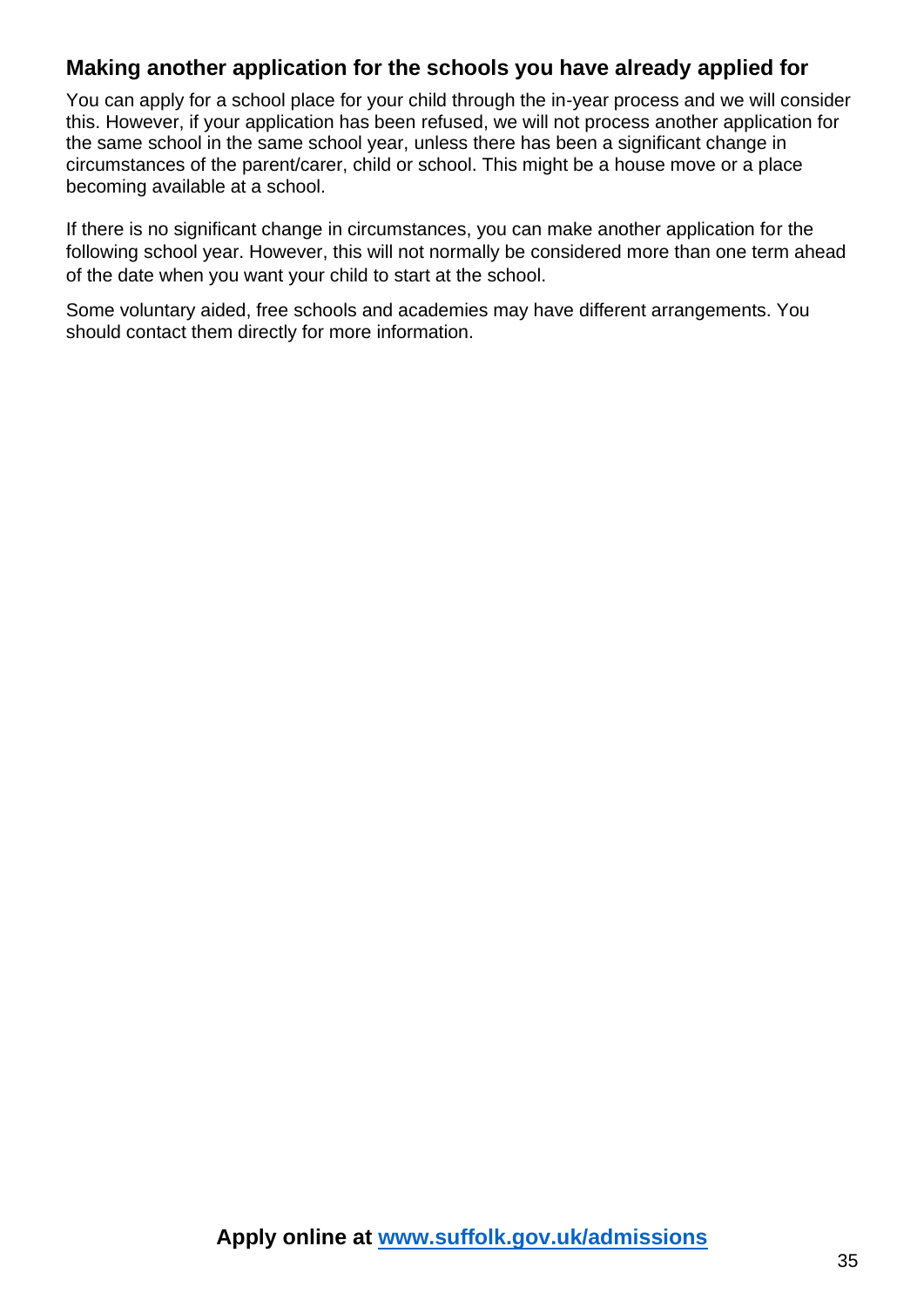## Making another application for the schools you have already applied for

You can apply for a school place for your child through the in-year process and we will consider this. However, if your application has been refused, we will not process another application for the same school in the same school year, unless there has been a significant change in circumstances of the parent/carer, child or school. This might be a house move or a place becoming available at a school.

If there is no significant change in circumstances, you can make another application for the following school year. However, this will not normally be considered more than one term ahead of the date when you want your child to start at the school.

Some voluntary aided, free schools and academies may have different arrangements. You should contact them directly for more information.

**Apply online at [www.suffolk.gov.uk/admissions](www.suffolk.gov.uk/admissions)**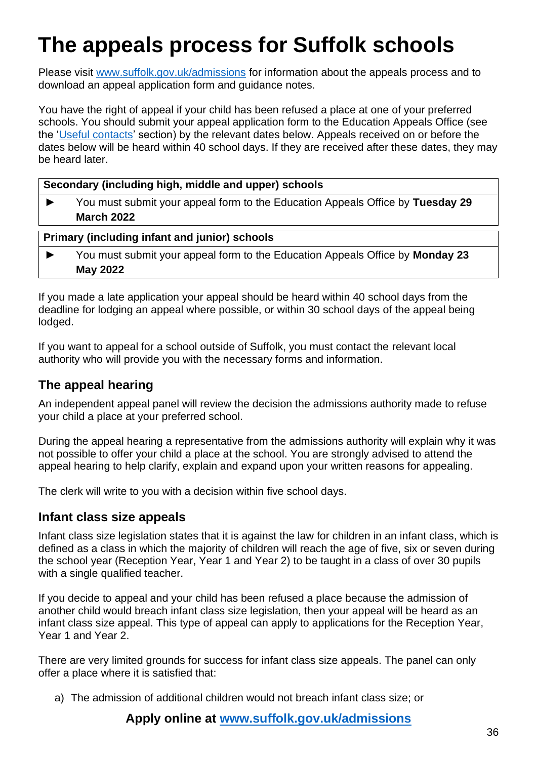# The appeals process for Suffolk schools

Please visit [www.suffolk.gov.uk/admissions](www.suffolk.gov.uk/admissions) for information about the appeals process and to download an appeal application form and guidance notes.

You have the right of appeal if your child has been refused a place at one of your preferred schools. You should submit your appeal application form to the Education Appeals Office (see the '[Useful contacts](#)' section) by the relevant dates below. Appeals received on or before the dates below will be heard within 40 school days. If they are received after these dates, they may be heard later.

| Secondary (including high, middle and upper) schools |
|---|
| ► You must submit your appeal form to the Education Appeals Office by **Tuesday 29 March 2022** |

| Primary (including infant and junior) schools |
|---|
| ► You must submit your appeal form to the Education Appeals Office by **Monday 23 May 2022** |

If you made a late application your appeal should be heard within 40 school days from the deadline for lodging an appeal where possible, or within 30 school days of the appeal being lodged.

If you want to appeal for a school outside of Suffolk, you must contact the relevant local authority who will provide you with the necessary forms and information.

## The appeal hearing

An independent appeal panel will review the decision the admissions authority made to refuse your child a place at your preferred school.

During the appeal hearing a representative from the admissions authority will explain why it was not possible to offer your child a place at the school. You are strongly advised to attend the appeal hearing to help clarify, explain and expand upon your written reasons for appealing.

The clerk will write to you with a decision within five school days.

## Infant class size appeals

Infant class size legislation states that it is against the law for children in an infant class, which is defined as a class in which the majority of children will reach the age of five, six or seven during the school year (Reception Year, Year 1 and Year 2) to be taught in a class of over 30 pupils with a single qualified teacher.

If you decide to appeal and your child has been refused a place because the admission of another child would breach infant class size legislation, then your appeal will be heard as an infant class size appeal. This type of appeal can apply to applications for the Reception Year, Year 1 and Year 2.

There are very limited grounds for success for infant class size appeals. The panel can only offer a place where it is satisfied that:

a) The admission of additional children would not breach infant class size; or

**Apply online at [www.suffolk.gov.uk/admissions](www.suffolk.gov.uk/admissions)**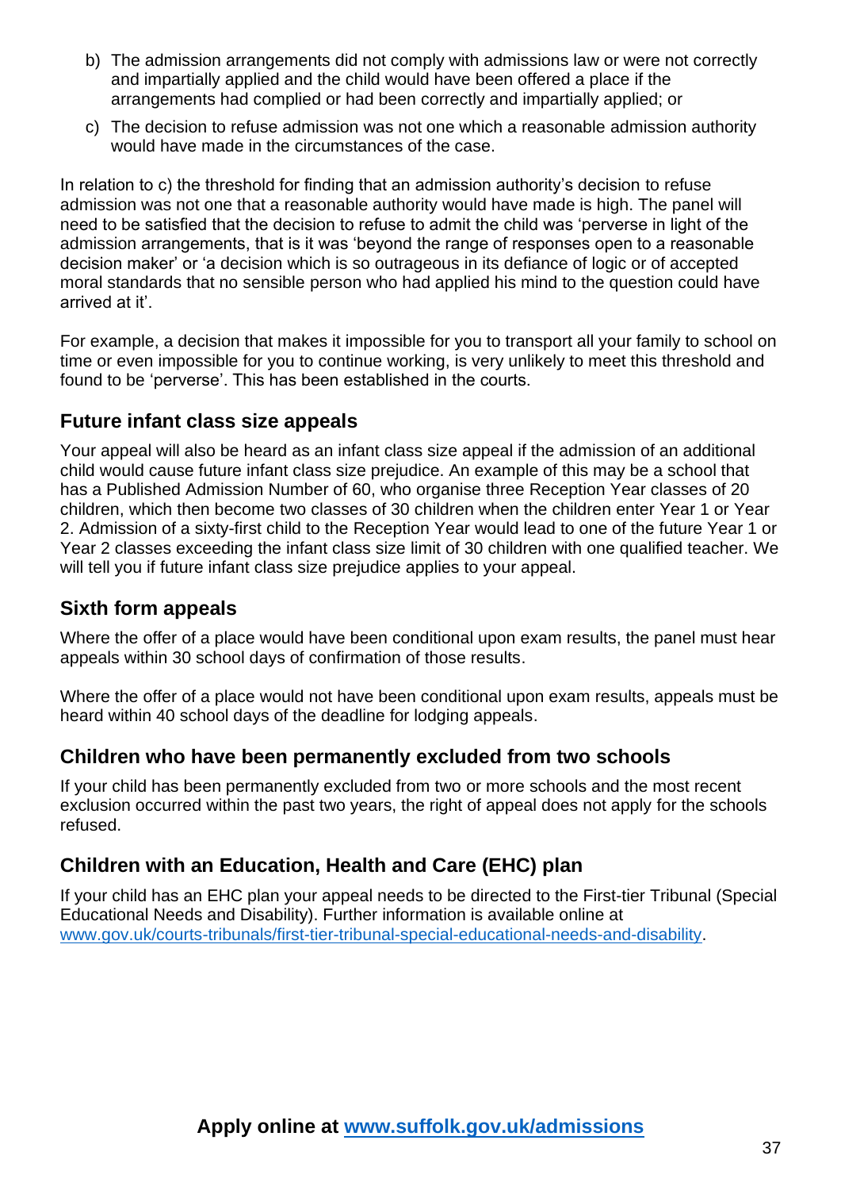b) The admission arrangements did not comply with admissions law or were not correctly and impartially applied and the child would have been offered a place if the arrangements had complied or had been correctly and impartially applied; or

c) The decision to refuse admission was not one which a reasonable admission authority would have made in the circumstances of the case.

In relation to c) the threshold for finding that an admission authority's decision to refuse admission was not one that a reasonable authority would have made is high. The panel will need to be satisfied that the decision to refuse to admit the child was 'perverse in light of the admission arrangements, that is it was 'beyond the range of responses open to a reasonable decision maker' or 'a decision which is so outrageous in its defiance of logic or of accepted moral standards that no sensible person who had applied his mind to the question could have arrived at it'.

For example, a decision that makes it impossible for you to transport all your family to school on time or even impossible for you to continue working, is very unlikely to meet this threshold and found to be 'perverse'. This has been established in the courts.

## Future infant class size appeals

Your appeal will also be heard as an infant class size appeal if the admission of an additional child would cause future infant class size prejudice. An example of this may be a school that has a Published Admission Number of 60, who organise three Reception Year classes of 20 children, which then become two classes of 30 children when the children enter Year 1 or Year 2. Admission of a sixty-first child to the Reception Year would lead to one of the future Year 1 or Year 2 classes exceeding the infant class size limit of 30 children with one qualified teacher. We will tell you if future infant class size prejudice applies to your appeal.

## Sixth form appeals

Where the offer of a place would have been conditional upon exam results, the panel must hear appeals within 30 school days of confirmation of those results.

Where the offer of a place would not have been conditional upon exam results, appeals must be heard within 40 school days of the deadline for lodging appeals.

## Children who have been permanently excluded from two schools

If your child has been permanently excluded from two or more schools and the most recent exclusion occurred within the past two years, the right of appeal does not apply for the schools refused.

## Children with an Education, Health and Care (EHC) plan

If your child has an EHC plan your appeal needs to be directed to the First-tier Tribunal (Special Educational Needs and Disability). Further information is available online at [www.gov.uk/courts-tribunals/first-tier-tribunal-special-educational-needs-and-disability](http://www.gov.uk/courts-tribunals/first-tier-tribunal-special-educational-needs-and-disability).

**Apply online at [www.suffolk.gov.uk/admissions](http://www.suffolk.gov.uk/admissions)**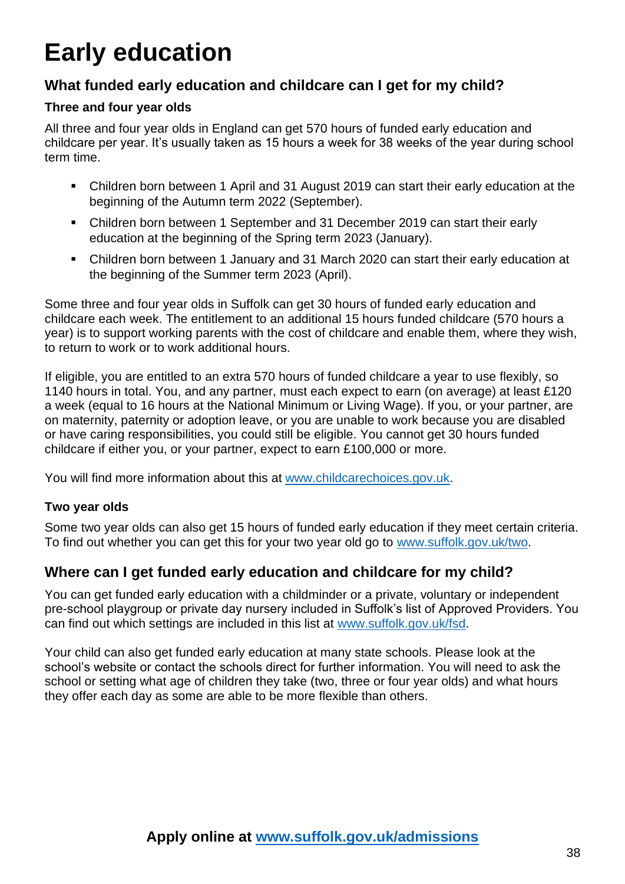# Early education

## What funded early education and childcare can I get for my child?

### Three and four year olds

All three and four year olds in England can get 570 hours of funded early education and childcare per year. It's usually taken as 15 hours a week for 38 weeks of the year during school term time.

- Children born between 1 April and 31 August 2019 can start their early education at the beginning of the Autumn term 2022 (September).
- Children born between 1 September and 31 December 2019 can start their early education at the beginning of the Spring term 2023 (January).
- Children born between 1 January and 31 March 2020 can start their early education at the beginning of the Summer term 2023 (April).

Some three and four year olds in Suffolk can get 30 hours of funded early education and childcare each week. The entitlement to an additional 15 hours funded childcare (570 hours a year) is to support working parents with the cost of childcare and enable them, where they wish, to return to work or to work additional hours.

If eligible, you are entitled to an extra 570 hours of funded childcare a year to use flexibly, so 1140 hours in total. You, and any partner, must each expect to earn (on average) at least £120 a week (equal to 16 hours at the National Minimum or Living Wage). If you, or your partner, are on maternity, paternity or adoption leave, or you are unable to work because you are disabled or have caring responsibilities, you could still be eligible. You cannot get 30 hours funded childcare if either you, or your partner, expect to earn £100,000 or more.

You will find more information about this at [www.childcarechoices.gov.uk](http://www.childcarechoices.gov.uk).

### Two year olds

Some two year olds can also get 15 hours of funded early education if they meet certain criteria. To find out whether you can get this for your two year old go to [www.suffolk.gov.uk/two](http://www.suffolk.gov.uk/two).

## Where can I get funded early education and childcare for my child?

You can get funded early education with a childminder or a private, voluntary or independent pre-school playgroup or private day nursery included in Suffolk's list of Approved Providers. You can find out which settings are included in this list at [www.suffolk.gov.uk/fsd](http://www.suffolk.gov.uk/fsd).

Your child can also get funded early education at many state schools. Please look at the school's website or contact the schools direct for further information. You will need to ask the school or setting what age of children they take (two, three or four year olds) and what hours they offer each day as some are able to be more flexible than others.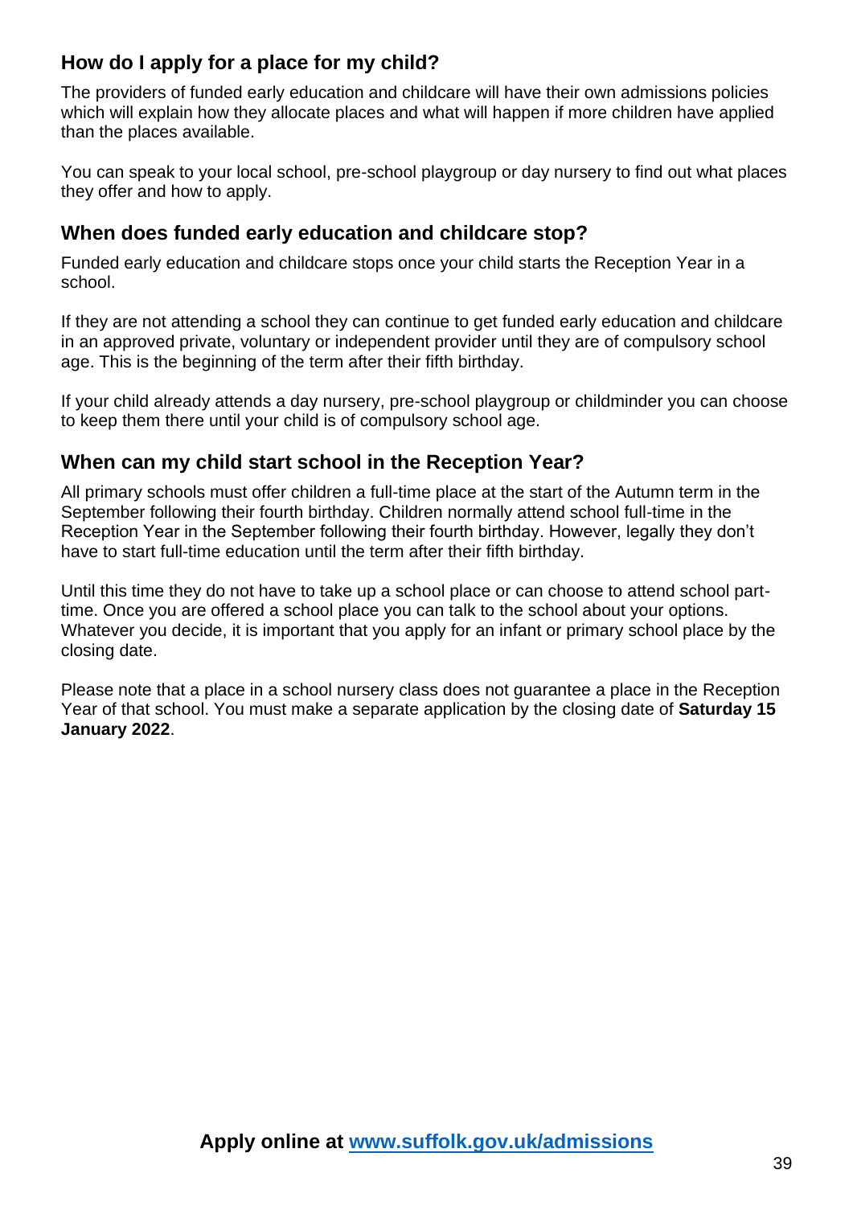## How do I apply for a place for my child?

The providers of funded early education and childcare will have their own admissions policies which will explain how they allocate places and what will happen if more children have applied than the places available.

You can speak to your local school, pre-school playgroup or day nursery to find out what places they offer and how to apply.

## When does funded early education and childcare stop?

Funded early education and childcare stops once your child starts the Reception Year in a school.

If they are not attending a school they can continue to get funded early education and childcare in an approved private, voluntary or independent provider until they are of compulsory school age. This is the beginning of the term after their fifth birthday.

If your child already attends a day nursery, pre-school playgroup or childminder you can choose to keep them there until your child is of compulsory school age.

## When can my child start school in the Reception Year?

All primary schools must offer children a full-time place at the start of the Autumn term in the September following their fourth birthday. Children normally attend school full-time in the Reception Year in the September following their fourth birthday. However, legally they don't have to start full-time education until the term after their fifth birthday.

Until this time they do not have to take up a school place or can choose to attend school part-time. Once you are offered a school place you can talk to the school about your options. Whatever you decide, it is important that you apply for an infant or primary school place by the closing date.

Please note that a place in a school nursery class does not guarantee a place in the Reception Year of that school. You must make a separate application by the closing date of **Saturday 15 January 2022**.

**Apply online at [www.suffolk.gov.uk/admissions](www.suffolk.gov.uk/admissions)**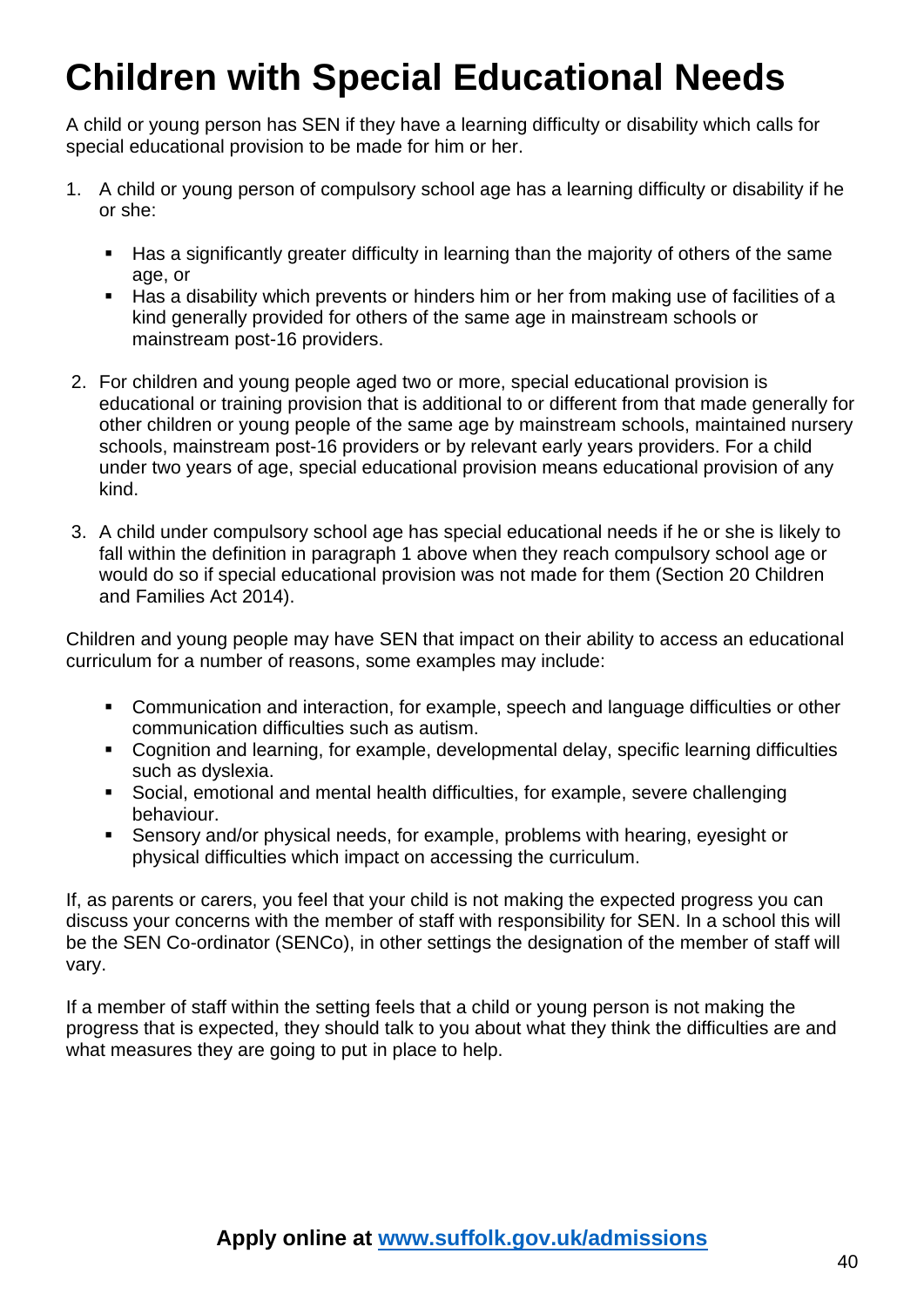# Children with Special Educational Needs

A child or young person has SEN if they have a learning difficulty or disability which calls for special educational provision to be made for him or her.

1. A child or young person of compulsory school age has a learning difficulty or disability if he or she:

   - Has a significantly greater difficulty in learning than the majority of others of the same age, or
   - Has a disability which prevents or hinders him or her from making use of facilities of a kind generally provided for others of the same age in mainstream schools or mainstream post-16 providers.

2. For children and young people aged two or more, special educational provision is educational or training provision that is additional to or different from that made generally for other children or young people of the same age by mainstream schools, maintained nursery schools, mainstream post-16 providers or by relevant early years providers. For a child under two years of age, special educational provision means educational provision of any kind.

3. A child under compulsory school age has special educational needs if he or she is likely to fall within the definition in paragraph 1 above when they reach compulsory school age or would do so if special educational provision was not made for them (Section 20 Children and Families Act 2014).

Children and young people may have SEN that impact on their ability to access an educational curriculum for a number of reasons, some examples may include:

- Communication and interaction, for example, speech and language difficulties or other communication difficulties such as autism.
- Cognition and learning, for example, developmental delay, specific learning difficulties such as dyslexia.
- Social, emotional and mental health difficulties, for example, severe challenging behaviour.
- Sensory and/or physical needs, for example, problems with hearing, eyesight or physical difficulties which impact on accessing the curriculum.

If, as parents or carers, you feel that your child is not making the expected progress you can discuss your concerns with the member of staff with responsibility for SEN. In a school this will be the SEN Co-ordinator (SENCo), in other settings the designation of the member of staff will vary.

If a member of staff within the setting feels that a child or young person is not making the progress that is expected, they should talk to you about what they think the difficulties are and what measures they are going to put in place to help.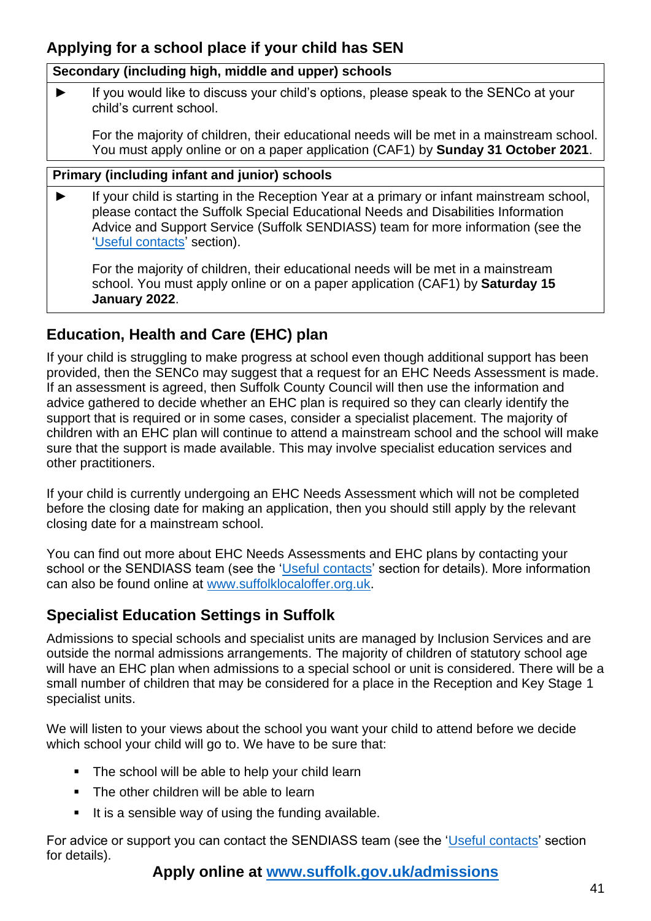## Applying for a school place if your child has SEN

| Secondary (including high, middle and upper) schools |
|---|
| ► If you would like to discuss your child's options, please speak to the SENCo at your child's current school.<br><br>For the majority of children, their educational needs will be met in a mainstream school. You must apply online or on a paper application (CAF1) by **Sunday 31 October 2021**. |

| Primary (including infant and junior) schools |
|---|
| ► If your child is starting in the Reception Year at a primary or infant mainstream school, please contact the Suffolk Special Educational Needs and Disabilities Information Advice and Support Service (Suffolk SENDIASS) team for more information (see the 'Useful contacts' section).<br><br>For the majority of children, their educational needs will be met in a mainstream school. You must apply online or on a paper application (CAF1) by **Saturday 15 January 2022**. |

## Education, Health and Care (EHC) plan

If your child is struggling to make progress at school even though additional support has been provided, then the SENCo may suggest that a request for an EHC Needs Assessment is made. If an assessment is agreed, then Suffolk County Council will then use the information and advice gathered to decide whether an EHC plan is required so they can clearly identify the support that is required or in some cases, consider a specialist placement. The majority of children with an EHC plan will continue to attend a mainstream school and the school will make sure that the support is made available. This may involve specialist education services and other practitioners.

If your child is currently undergoing an EHC Needs Assessment which will not be completed before the closing date for making an application, then you should still apply by the relevant closing date for a mainstream school.

You can find out more about EHC Needs Assessments and EHC plans by contacting your school or the SENDIASS team (see the 'Useful contacts' section for details). More information can also be found online at www.suffolklocaloffer.org.uk.

## Specialist Education Settings in Suffolk

Admissions to special schools and specialist units are managed by Inclusion Services and are outside the normal admissions arrangements. The majority of children of statutory school age will have an EHC plan when admissions to a special school or unit is considered. There will be a small number of children that may be considered for a place in the Reception and Key Stage 1 specialist units.

We will listen to your views about the school you want your child to attend before we decide which school your child will go to. We have to be sure that:

- The school will be able to help your child learn
- The other children will be able to learn
- It is a sensible way of using the funding available.

For advice or support you can contact the SENDIASS team (see the 'Useful contacts' section for details).

**Apply online at www.suffolk.gov.uk/admissions**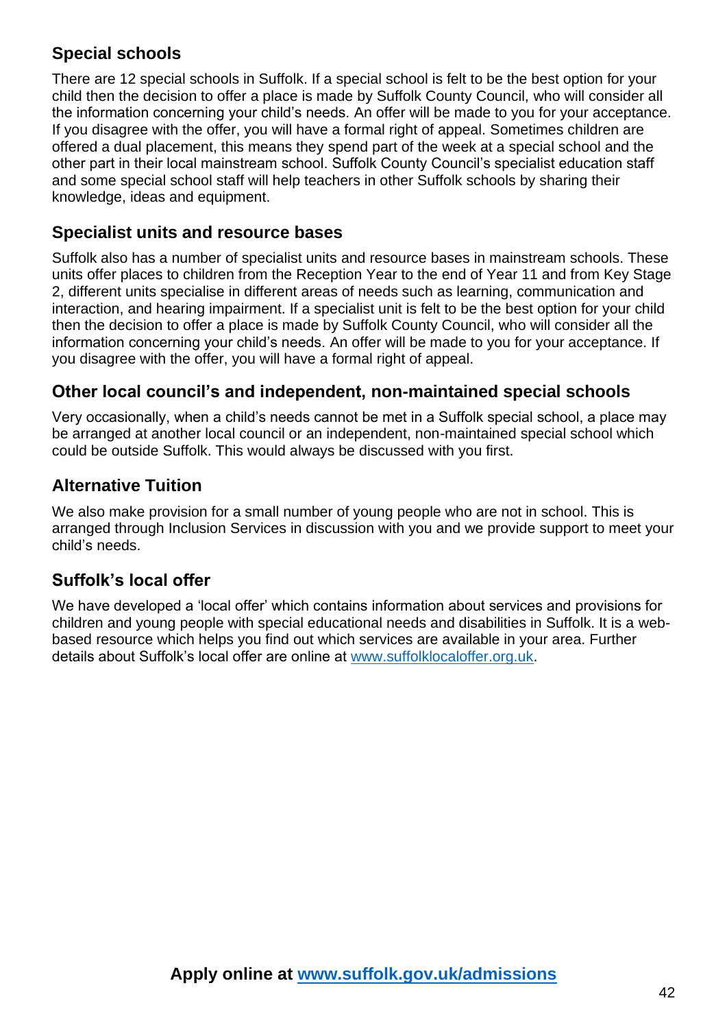## Special schools

There are 12 special schools in Suffolk. If a special school is felt to be the best option for your child then the decision to offer a place is made by Suffolk County Council, who will consider all the information concerning your child's needs. An offer will be made to you for your acceptance. If you disagree with the offer, you will have a formal right of appeal. Sometimes children are offered a dual placement, this means they spend part of the week at a special school and the other part in their local mainstream school. Suffolk County Council's specialist education staff and some special school staff will help teachers in other Suffolk schools by sharing their knowledge, ideas and equipment.

## Specialist units and resource bases

Suffolk also has a number of specialist units and resource bases in mainstream schools. These units offer places to children from the Reception Year to the end of Year 11 and from Key Stage 2, different units specialise in different areas of needs such as learning, communication and interaction, and hearing impairment. If a specialist unit is felt to be the best option for your child then the decision to offer a place is made by Suffolk County Council, who will consider all the information concerning your child's needs. An offer will be made to you for your acceptance. If you disagree with the offer, you will have a formal right of appeal.

## Other local council's and independent, non-maintained special schools

Very occasionally, when a child's needs cannot be met in a Suffolk special school, a place may be arranged at another local council or an independent, non-maintained special school which could be outside Suffolk. This would always be discussed with you first.

## Alternative Tuition

We also make provision for a small number of young people who are not in school. This is arranged through Inclusion Services in discussion with you and we provide support to meet your child's needs.

## Suffolk's local offer

We have developed a 'local offer' which contains information about services and provisions for children and young people with special educational needs and disabilities in Suffolk. It is a web-based resource which helps you find out which services are available in your area. Further details about Suffolk's local offer are online at [www.suffolklocaloffer.org.uk](http://www.suffolklocaloffer.org.uk).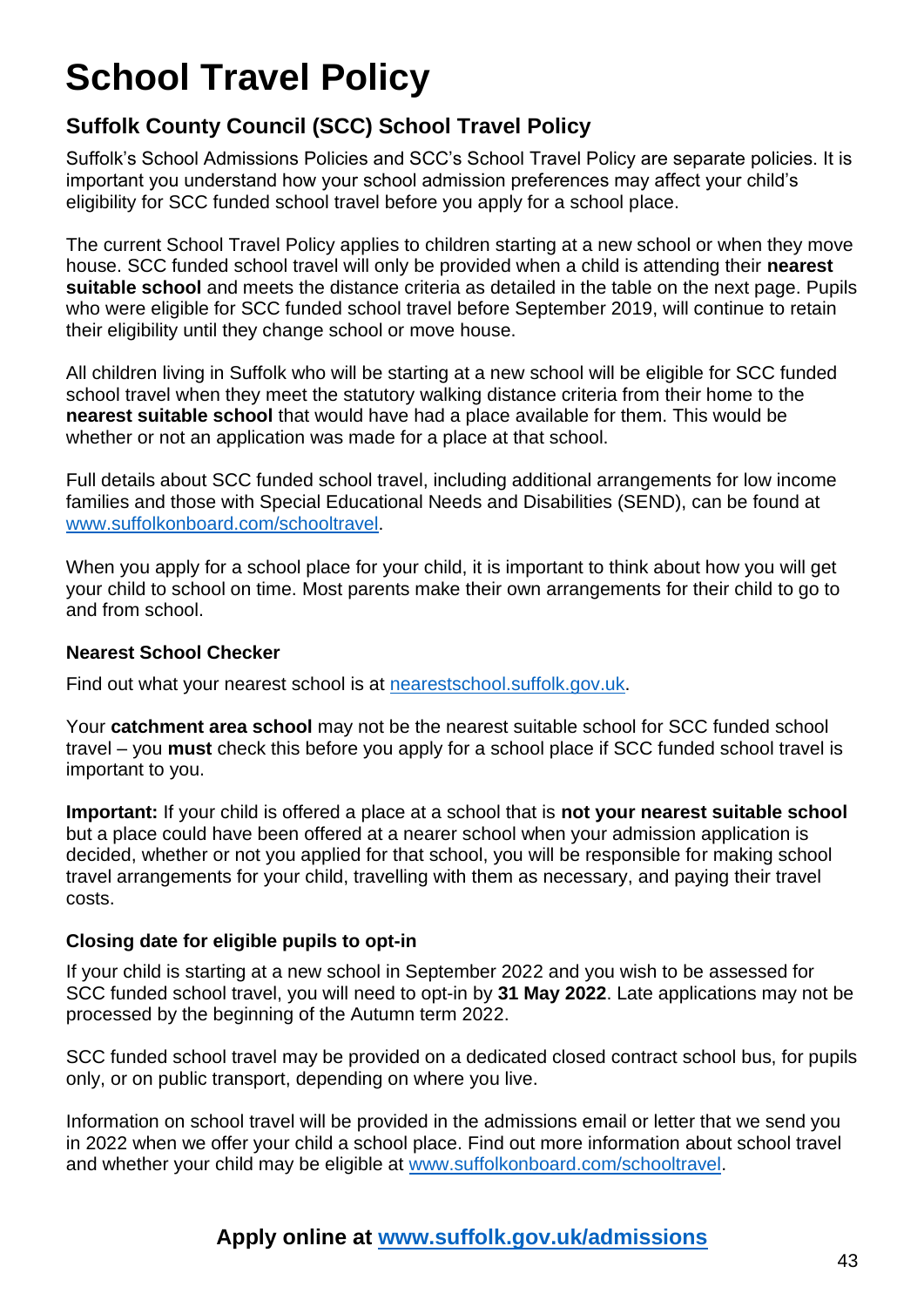# School Travel Policy

## Suffolk County Council (SCC) School Travel Policy

Suffolk's School Admissions Policies and SCC's School Travel Policy are separate policies. It is important you understand how your school admission preferences may affect your child's eligibility for SCC funded school travel before you apply for a school place.

The current School Travel Policy applies to children starting at a new school or when they move house. SCC funded school travel will only be provided when a child is attending their **nearest suitable school** and meets the distance criteria as detailed in the table on the next page. Pupils who were eligible for SCC funded school travel before September 2019, will continue to retain their eligibility until they change school or move house.

All children living in Suffolk who will be starting at a new school will be eligible for SCC funded school travel when they meet the statutory walking distance criteria from their home to the **nearest suitable school** that would have had a place available for them. This would be whether or not an application was made for a place at that school.

Full details about SCC funded school travel, including additional arrangements for low income families and those with Special Educational Needs and Disabilities (SEND), can be found at www.suffolkonboard.com/schooltravel.

When you apply for a school place for your child, it is important to think about how you will get your child to school on time. Most parents make their own arrangements for their child to go to and from school.

### Nearest School Checker

Find out what your nearest school is at nearestschool.suffolk.gov.uk.

Your **catchment area school** may not be the nearest suitable school for SCC funded school travel – you **must** check this before you apply for a school place if SCC funded school travel is important to you.

**Important:** If your child is offered a place at a school that is **not your nearest suitable school** but a place could have been offered at a nearer school when your admission application is decided, whether or not you applied for that school, you will be responsible for making school travel arrangements for your child, travelling with them as necessary, and paying their travel costs.

### Closing date for eligible pupils to opt-in

If your child is starting at a new school in September 2022 and you wish to be assessed for SCC funded school travel, you will need to opt-in by **31 May 2022**. Late applications may not be processed by the beginning of the Autumn term 2022.

SCC funded school travel may be provided on a dedicated closed contract school bus, for pupils only, or on public transport, depending on where you live.

Information on school travel will be provided in the admissions email or letter that we send you in 2022 when we offer your child a school place. Find out more information about school travel and whether your child may be eligible at www.suffolkonboard.com/schooltravel.

**Apply online at www.suffolk.gov.uk/admissions**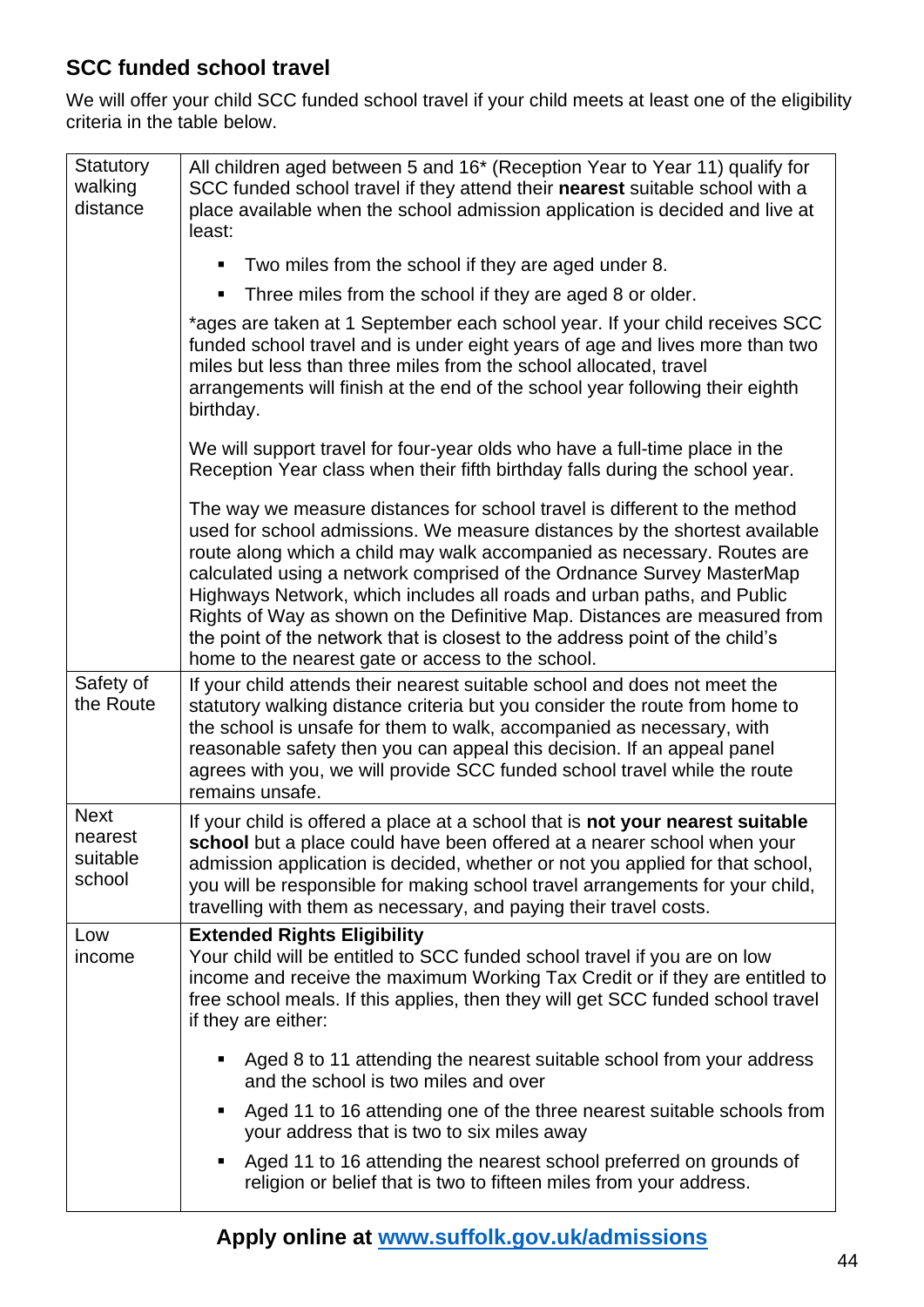## SCC funded school travel

We will offer your child SCC funded school travel if your child meets at least one of the eligibility criteria in the table below.

| | |
|---|---|
| Statutory walking distance | All children aged between 5 and 16* (Reception Year to Year 11) qualify for SCC funded school travel if they attend their **nearest** suitable school with a place available when the school admission application is decided and live at least:<br><br>▪ Two miles from the school if they are aged under 8.<br>▪ Three miles from the school if they are aged 8 or older.<br><br>*ages are taken at 1 September each school year. If your child receives SCC funded school travel and is under eight years of age and lives more than two miles but less than three miles from the school allocated, travel arrangements will finish at the end of the school year following their eighth birthday.<br><br>We will support travel for four-year olds who have a full-time place in the Reception Year class when their fifth birthday falls during the school year.<br><br>The way we measure distances for school travel is different to the method used for school admissions. We measure distances by the shortest available route along which a child may walk accompanied as necessary. Routes are calculated using a network comprised of the Ordnance Survey MasterMap Highways Network, which includes all roads and urban paths, and Public Rights of Way as shown on the Definitive Map. Distances are measured from the point of the network that is closest to the address point of the child's home to the nearest gate or access to the school. |
| Safety of the Route | If your child attends their nearest suitable school and does not meet the statutory walking distance criteria but you consider the route from home to the school is unsafe for them to walk, accompanied as necessary, with reasonable safety then you can appeal this decision. If an appeal panel agrees with you, we will provide SCC funded school travel while the route remains unsafe. |
| Next nearest suitable school | If your child is offered a place at a school that is **not your nearest suitable school** but a place could have been offered at a nearer school when your admission application is decided, whether or not you applied for that school, you will be responsible for making school travel arrangements for your child, travelling with them as necessary, and paying their travel costs. |
| Low income | **Extended Rights Eligibility**<br>Your child will be entitled to SCC funded school travel if you are on low income and receive the maximum Working Tax Credit or if they are entitled to free school meals. If this applies, then they will get SCC funded school travel if they are either:<br><br>▪ Aged 8 to 11 attending the nearest suitable school from your address and the school is two miles and over<br>▪ Aged 11 to 16 attending one of the three nearest suitable schools from your address that is two to six miles away<br>▪ Aged 11 to 16 attending the nearest school preferred on grounds of religion or belief that is two to fifteen miles from your address. |

**Apply online at [www.suffolk.gov.uk/admissions](www.suffolk.gov.uk/admissions)**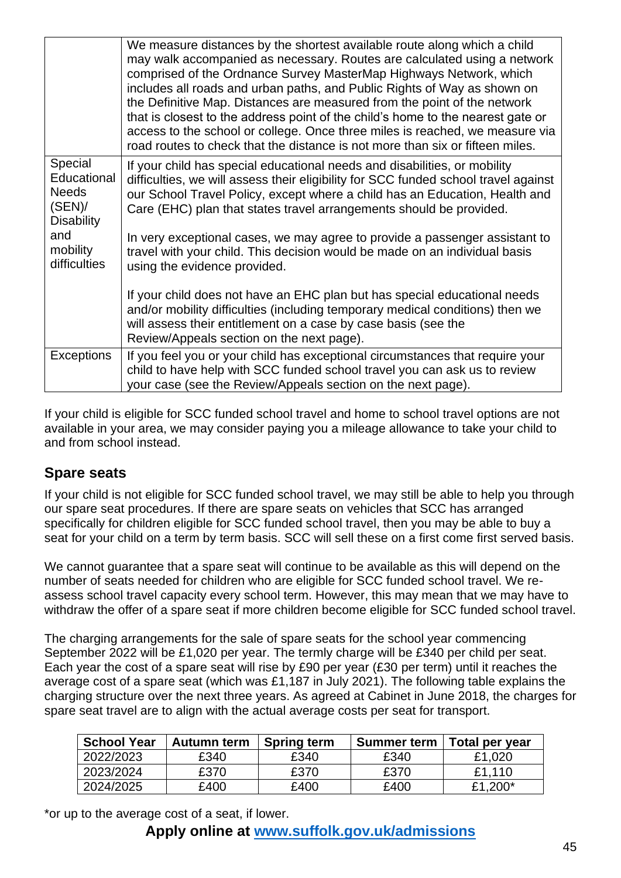| | |
|---|---|
| | We measure distances by the shortest available route along which a child may walk accompanied as necessary. Routes are calculated using a network comprised of the Ordnance Survey MasterMap Highways Network, which includes all roads and urban paths, and Public Rights of Way as shown on the Definitive Map. Distances are measured from the point of the network that is closest to the address point of the child's home to the nearest gate or access to the school or college. Once three miles is reached, we measure via road routes to check that the distance is not more than six or fifteen miles. |
| Special Educational Needs (SEN)/ Disability and mobility difficulties | If your child has special educational needs and disabilities, or mobility difficulties, we will assess their eligibility for SCC funded school travel against our School Travel Policy, except where a child has an Education, Health and Care (EHC) plan that states travel arrangements should be provided.<br><br>In very exceptional cases, we may agree to provide a passenger assistant to travel with your child. This decision would be made on an individual basis using the evidence provided.<br><br>If your child does not have an EHC plan but has special educational needs and/or mobility difficulties (including temporary medical conditions) then we will assess their entitlement on a case by case basis (see the Review/Appeals section on the next page). |
| Exceptions | If you feel you or your child has exceptional circumstances that require your child to have help with SCC funded school travel you can ask us to review your case (see the Review/Appeals section on the next page). |

If your child is eligible for SCC funded school travel and home to school travel options are not available in your area, we may consider paying you a mileage allowance to take your child to and from school instead.

## Spare seats

If your child is not eligible for SCC funded school travel, we may still be able to help you through our spare seat procedures. If there are spare seats on vehicles that SCC has arranged specifically for children eligible for SCC funded school travel, then you may be able to buy a seat for your child on a term by term basis. SCC will sell these on a first come first served basis.

We cannot guarantee that a spare seat will continue to be available as this will depend on the number of seats needed for children who are eligible for SCC funded school travel. We re-assess school travel capacity every school term. However, this may mean that we may have to withdraw the offer of a spare seat if more children become eligible for SCC funded school travel.

The charging arrangements for the sale of spare seats for the school year commencing September 2022 will be £1,020 per year. The termly charge will be £340 per child per seat. Each year the cost of a spare seat will rise by £90 per year (£30 per term) until it reaches the average cost of a spare seat (which was £1,187 in July 2021). The following table explains the charging structure over the next three years. As agreed at Cabinet in June 2018, the charges for spare seat travel are to align with the actual average costs per seat for transport.

| School Year | Autumn term | Spring term | Summer term | Total per year |
|---|---|---|---|---|
| 2022/2023 | £340 | £340 | £340 | £1,020 |
| 2023/2024 | £370 | £370 | £370 | £1,110 |
| 2024/2025 | £400 | £400 | £400 | £1,200* |

*or up to the average cost of a seat, if lower.

**Apply online at [www.suffolk.gov.uk/admissions](www.suffolk.gov.uk/admissions)**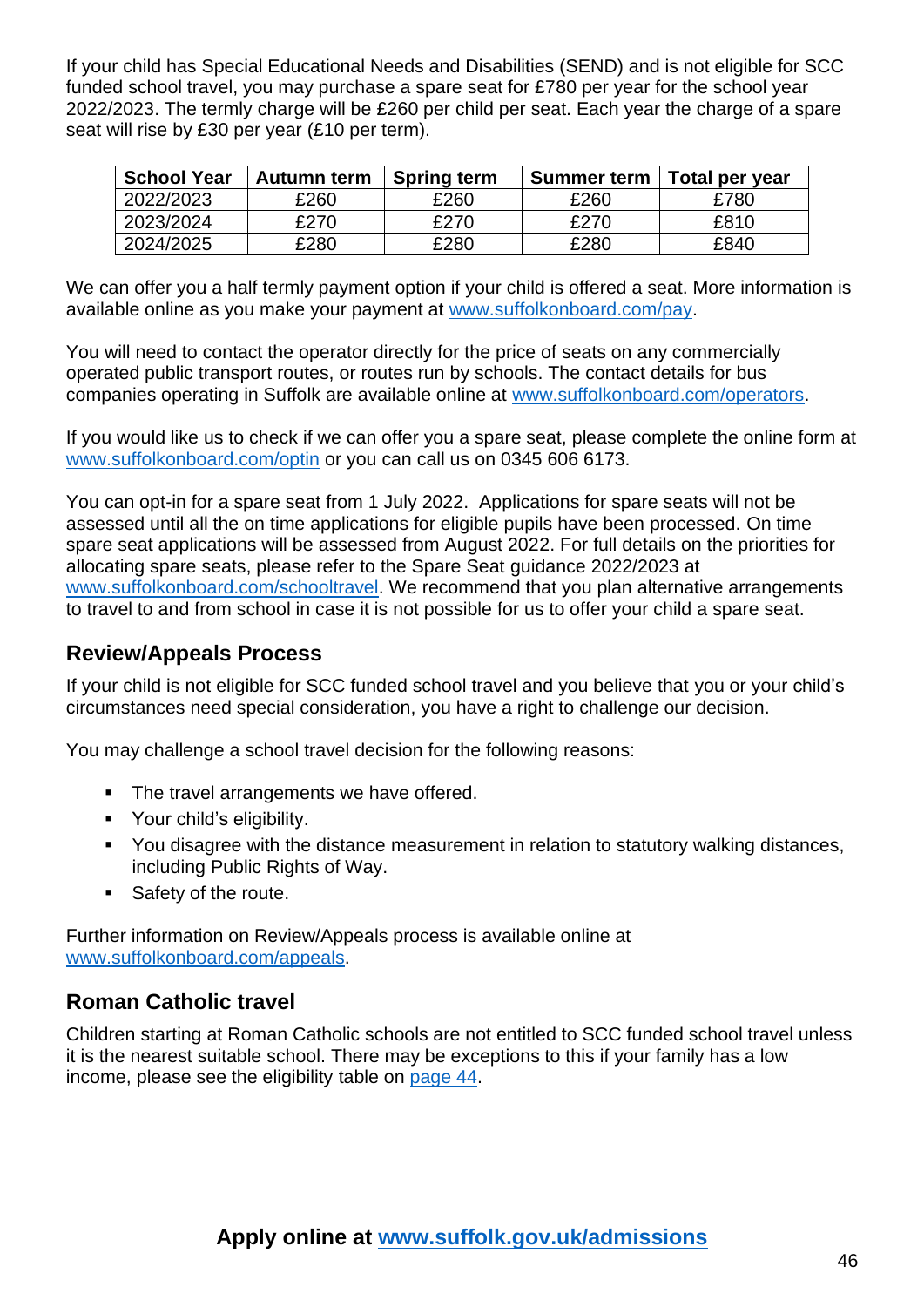If your child has Special Educational Needs and Disabilities (SEND) and is not eligible for SCC funded school travel, you may purchase a spare seat for £780 per year for the school year 2022/2023. The termly charge will be £260 per child per seat. Each year the charge of a spare seat will rise by £30 per year (£10 per term).

| School Year | Autumn term | Spring term | Summer term | Total per year |
|---|---|---|---|---|
| 2022/2023 | £260 | £260 | £260 | £780 |
| 2023/2024 | £270 | £270 | £270 | £810 |
| 2024/2025 | £280 | £280 | £280 | £840 |

We can offer you a half termly payment option if your child is offered a seat. More information is available online as you make your payment at [www.suffolkonboard.com/pay](www.suffolkonboard.com/pay).

You will need to contact the operator directly for the price of seats on any commercially operated public transport routes, or routes run by schools. The contact details for bus companies operating in Suffolk are available online at [www.suffolkonboard.com/operators](www.suffolkonboard.com/operators).

If you would like us to check if we can offer you a spare seat, please complete the online form at [www.suffolkonboard.com/optin](www.suffolkonboard.com/optin) or you can call us on 0345 606 6173.

You can opt-in for a spare seat from 1 July 2022. Applications for spare seats will not be assessed until all the on time applications for eligible pupils have been processed. On time spare seat applications will be assessed from August 2022. For full details on the priorities for allocating spare seats, please refer to the Spare Seat guidance 2022/2023 at [www.suffolkonboard.com/schooltravel](www.suffolkonboard.com/schooltravel). We recommend that you plan alternative arrangements to travel to and from school in case it is not possible for us to offer your child a spare seat.

## Review/Appeals Process

If your child is not eligible for SCC funded school travel and you believe that you or your child's circumstances need special consideration, you have a right to challenge our decision.

You may challenge a school travel decision for the following reasons:

- The travel arrangements we have offered.
- Your child's eligibility.
- You disagree with the distance measurement in relation to statutory walking distances, including Public Rights of Way.
- Safety of the route.

Further information on Review/Appeals process is available online at [www.suffolkonboard.com/appeals](www.suffolkonboard.com/appeals).

## Roman Catholic travel

Children starting at Roman Catholic schools are not entitled to SCC funded school travel unless it is the nearest suitable school. There may be exceptions to this if your family has a low income, please see the eligibility table on page 44.

**Apply online at [www.suffolk.gov.uk/admissions](www.suffolk.gov.uk/admissions)**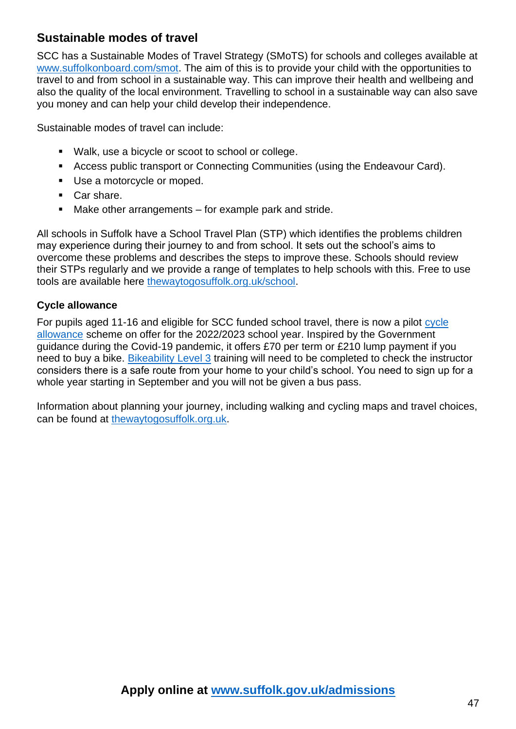## Sustainable modes of travel

SCC has a Sustainable Modes of Travel Strategy (SMoTS) for schools and colleges available at [www.suffolkonboard.com/smot](www.suffolkonboard.com/smot). The aim of this is to provide your child with the opportunities to travel to and from school in a sustainable way. This can improve their health and wellbeing and also the quality of the local environment. Travelling to school in a sustainable way can also save you money and can help your child develop their independence.

Sustainable modes of travel can include:

- Walk, use a bicycle or scoot to school or college.
- Access public transport or Connecting Communities (using the Endeavour Card).
- Use a motorcycle or moped.
- Car share.
- Make other arrangements – for example park and stride.

All schools in Suffolk have a School Travel Plan (STP) which identifies the problems children may experience during their journey to and from school. It sets out the school's aims to overcome these problems and describes the steps to improve these. Schools should review their STPs regularly and we provide a range of templates to help schools with this. Free to use tools are available here [thewaytogosuffolk.org.uk/school](thewaytogosuffolk.org.uk/school).

### Cycle allowance

For pupils aged 11-16 and eligible for SCC funded school travel, there is now a pilot cycle allowance scheme on offer for the 2022/2023 school year. Inspired by the Government guidance during the Covid-19 pandemic, it offers £70 per term or £210 lump payment if you need to buy a bike. Bikeability Level 3 training will need to be completed to check the instructor considers there is a safe route from your home to your child's school. You need to sign up for a whole year starting in September and you will not be given a bus pass.

Information about planning your journey, including walking and cycling maps and travel choices, can be found at [thewaytogosuffolk.org.uk](thewaytogosuffolk.org.uk).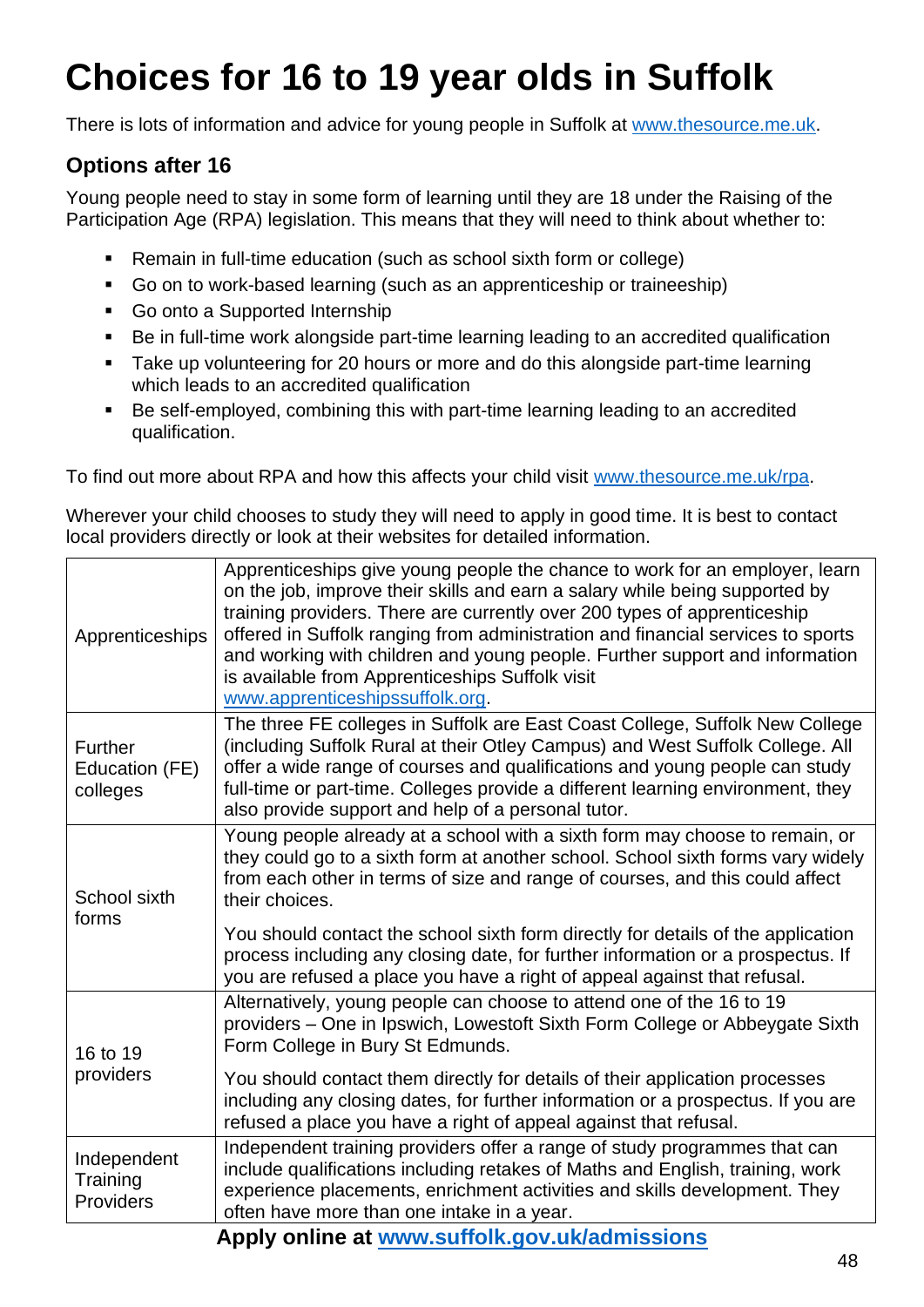# Choices for 16 to 19 year olds in Suffolk

There is lots of information and advice for young people in Suffolk at www.thesource.me.uk.

### Options after 16

Young people need to stay in some form of learning until they are 18 under the Raising of the Participation Age (RPA) legislation. This means that they will need to think about whether to:

- Remain in full-time education (such as school sixth form or college)
- Go on to work-based learning (such as an apprenticeship or traineeship)
- Go onto a Supported Internship
- Be in full-time work alongside part-time learning leading to an accredited qualification
- Take up volunteering for 20 hours or more and do this alongside part-time learning which leads to an accredited qualification
- Be self-employed, combining this with part-time learning leading to an accredited qualification.

To find out more about RPA and how this affects your child visit www.thesource.me.uk/rpa.

Wherever your child chooses to study they will need to apply in good time. It is best to contact local providers directly or look at their websites for detailed information.

| | |
|---|---|
| Apprenticeships | Apprenticeships give young people the chance to work for an employer, learn on the job, improve their skills and earn a salary while being supported by training providers. There are currently over 200 types of apprenticeship offered in Suffolk ranging from administration and financial services to sports and working with children and young people. Further support and information is available from Apprenticeships Suffolk visit www.apprenticeshipssuffolk.org. |
| Further Education (FE) colleges | The three FE colleges in Suffolk are East Coast College, Suffolk New College (including Suffolk Rural at their Otley Campus) and West Suffolk College. All offer a wide range of courses and qualifications and young people can study full-time or part-time. Colleges provide a different learning environment, they also provide support and help of a personal tutor. |
| School sixth forms | Young people already at a school with a sixth form may choose to remain, or they could go to a sixth form at another school. School sixth forms vary widely from each other in terms of size and range of courses, and this could affect their choices.<br><br>You should contact the school sixth form directly for details of the application process including any closing date, for further information or a prospectus. If you are refused a place you have a right of appeal against that refusal. |
| 16 to 19 providers | Alternatively, young people can choose to attend one of the 16 to 19 providers – One in Ipswich, Lowestoft Sixth Form College or Abbeygate Sixth Form College in Bury St Edmunds.<br><br>You should contact them directly for details of their application processes including any closing dates, for further information or a prospectus. If you are refused a place you have a right of appeal against that refusal. |
| Independent Training Providers | Independent training providers offer a range of study programmes that can include qualifications including retakes of Maths and English, training, work experience placements, enrichment activities and skills development. They often have more than one intake in a year. |

**Apply online at www.suffolk.gov.uk/admissions**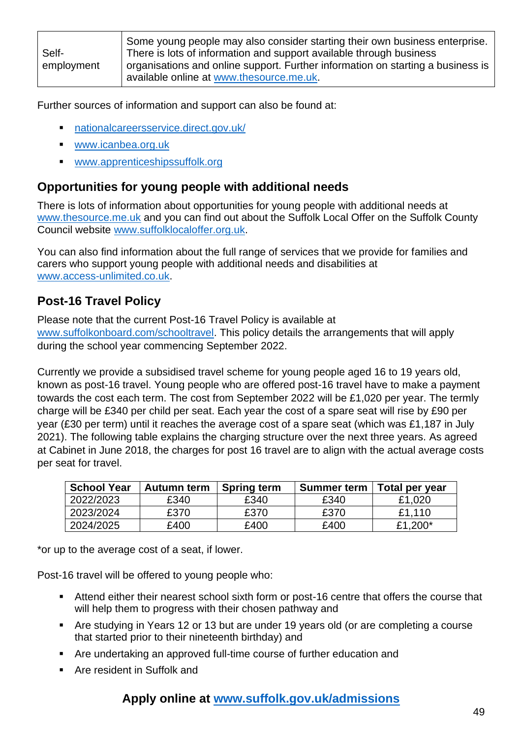| | |
|---|---|
| Self-employment | Some young people may also consider starting their own business enterprise. There is lots of information and support available through business organisations and online support. Further information on starting a business is available online at www.thesource.me.uk. |

Further sources of information and support can also be found at:

- nationalcareersservice.direct.gov.uk/
- www.icanbea.org.uk
- www.apprenticeshipssuffolk.org

## Opportunities for young people with additional needs

There is lots of information about opportunities for young people with additional needs at www.thesource.me.uk and you can find out about the Suffolk Local Offer on the Suffolk County Council website www.suffolklocaloffer.org.uk.

You can also find information about the full range of services that we provide for families and carers who support young people with additional needs and disabilities at www.access-unlimited.co.uk.

## Post-16 Travel Policy

Please note that the current Post-16 Travel Policy is available at www.suffolkonboard.com/schooltravel. This policy details the arrangements that will apply during the school year commencing September 2022.

Currently we provide a subsidised travel scheme for young people aged 16 to 19 years old, known as post-16 travel. Young people who are offered post-16 travel have to make a payment towards the cost each term. The cost from September 2022 will be £1,020 per year. The termly charge will be £340 per child per seat. Each year the cost of a spare seat will rise by £90 per year (£30 per term) until it reaches the average cost of a spare seat (which was £1,187 in July 2021). The following table explains the charging structure over the next three years. As agreed at Cabinet in June 2018, the charges for post 16 travel are to align with the actual average costs per seat for travel.

| School Year | Autumn term | Spring term | Summer term | Total per year |
|---|---|---|---|---|
| 2022/2023 | £340 | £340 | £340 | £1,020 |
| 2023/2024 | £370 | £370 | £370 | £1,110 |
| 2024/2025 | £400 | £400 | £400 | £1,200* |

*or up to the average cost of a seat, if lower.

Post-16 travel will be offered to young people who:

- Attend either their nearest school sixth form or post-16 centre that offers the course that will help them to progress with their chosen pathway and
- Are studying in Years 12 or 13 but are under 19 years old (or are completing a course that started prior to their nineteenth birthday) and
- Are undertaking an approved full-time course of further education and
- Are resident in Suffolk and

**Apply online at www.suffolk.gov.uk/admissions**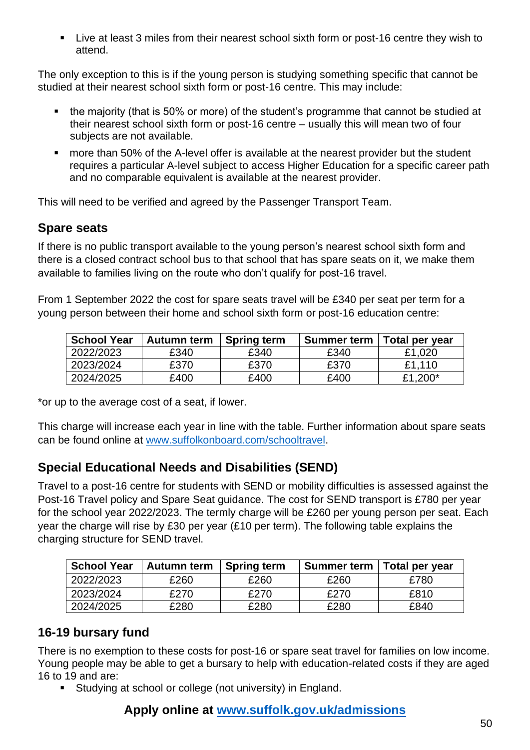- Live at least 3 miles from their nearest school sixth form or post-16 centre they wish to attend.

The only exception to this is if the young person is studying something specific that cannot be studied at their nearest school sixth form or post-16 centre. This may include:

- the majority (that is 50% or more) of the student's programme that cannot be studied at their nearest school sixth form or post-16 centre – usually this will mean two of four subjects are not available.
- more than 50% of the A-level offer is available at the nearest provider but the student requires a particular A-level subject to access Higher Education for a specific career path and no comparable equivalent is available at the nearest provider.

This will need to be verified and agreed by the Passenger Transport Team.

## Spare seats

If there is no public transport available to the young person's nearest school sixth form and there is a closed contract school bus to that school that has spare seats on it, we make them available to families living on the route who don't qualify for post-16 travel.

From 1 September 2022 the cost for spare seats travel will be £340 per seat per term for a young person between their home and school sixth form or post-16 education centre:

| School Year | Autumn term | Spring term | Summer term | Total per year |
|---|---|---|---|---|
| 2022/2023 | £340 | £340 | £340 | £1,020 |
| 2023/2024 | £370 | £370 | £370 | £1,110 |
| 2024/2025 | £400 | £400 | £400 | £1,200* |

*or up to the average cost of a seat, if lower.

This charge will increase each year in line with the table. Further information about spare seats can be found online at www.suffolkonboard.com/schooltravel.

## Special Educational Needs and Disabilities (SEND)

Travel to a post-16 centre for students with SEND or mobility difficulties is assessed against the Post-16 Travel policy and Spare Seat guidance. The cost for SEND transport is £780 per year for the school year 2022/2023. The termly charge will be £260 per young person per seat. Each year the charge will rise by £30 per year (£10 per term). The following table explains the charging structure for SEND travel.

| School Year | Autumn term | Spring term | Summer term | Total per year |
|---|---|---|---|---|
| 2022/2023 | £260 | £260 | £260 | £780 |
| 2023/2024 | £270 | £270 | £270 | £810 |
| 2024/2025 | £280 | £280 | £280 | £840 |

## 16-19 bursary fund

There is no exemption to these costs for post-16 or spare seat travel for families on low income. Young people may be able to get a bursary to help with education-related costs if they are aged 16 to 19 and are:

- Studying at school or college (not university) in England.

**Apply online at www.suffolk.gov.uk/admissions**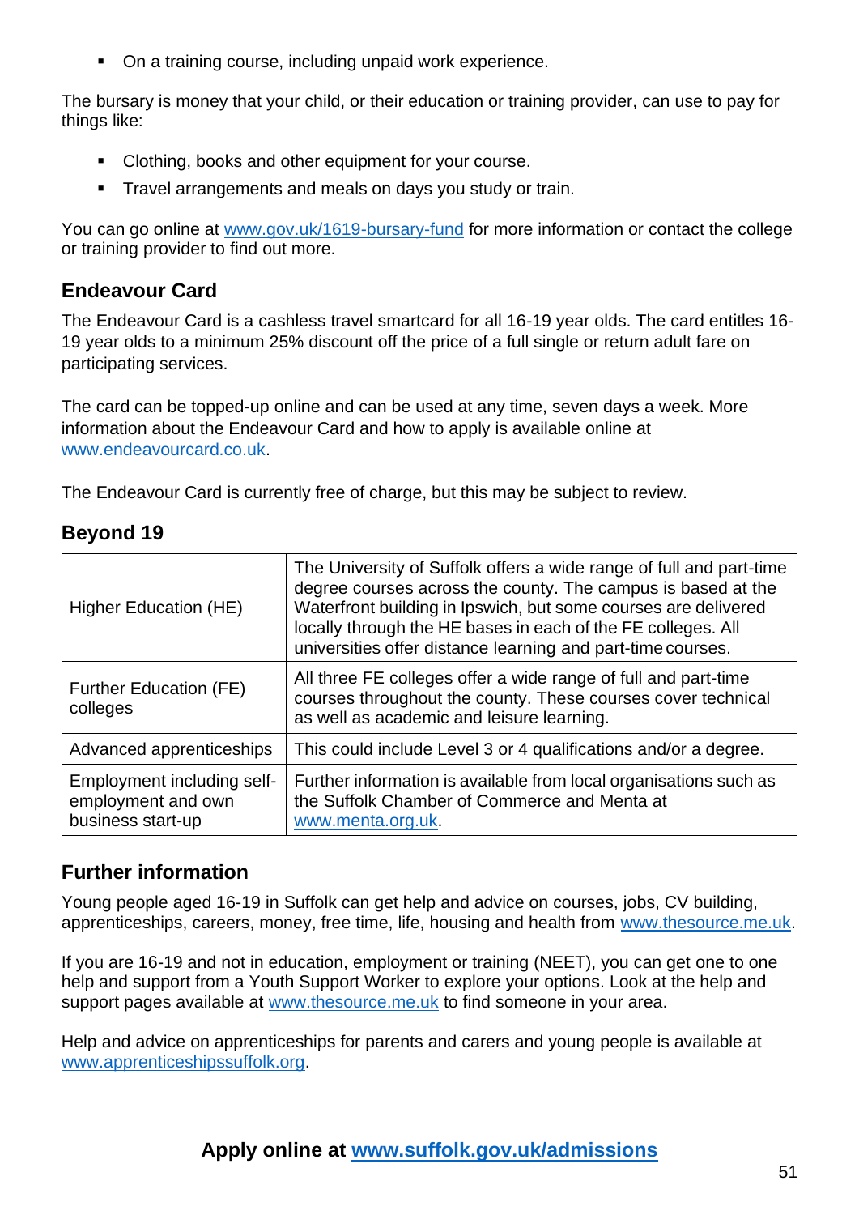- On a training course, including unpaid work experience.

The bursary is money that your child, or their education or training provider, can use to pay for things like:

- Clothing, books and other equipment for your course.
- Travel arrangements and meals on days you study or train.

You can go online at www.gov.uk/1619-bursary-fund for more information or contact the college or training provider to find out more.

## Endeavour Card

The Endeavour Card is a cashless travel smartcard for all 16-19 year olds. The card entitles 16-19 year olds to a minimum 25% discount off the price of a full single or return adult fare on participating services.

The card can be topped-up online and can be used at any time, seven days a week. More information about the Endeavour Card and how to apply is available online at www.endeavourcard.co.uk.

The Endeavour Card is currently free of charge, but this may be subject to review.

## Beyond 19

| | |
|---|---|
| Higher Education (HE) | The University of Suffolk offers a wide range of full and part-time degree courses across the county. The campus is based at the Waterfront building in Ipswich, but some courses are delivered locally through the HE bases in each of the FE colleges. All universities offer distance learning and part-time courses. |
| Further Education (FE) colleges | All three FE colleges offer a wide range of full and part-time courses throughout the county. These courses cover technical as well as academic and leisure learning. |
| Advanced apprenticeships | This could include Level 3 or 4 qualifications and/or a degree. |
| Employment including self-employment and own business start-up | Further information is available from local organisations such as the Suffolk Chamber of Commerce and Menta at www.menta.org.uk. |

## Further information

Young people aged 16-19 in Suffolk can get help and advice on courses, jobs, CV building, apprenticeships, careers, money, free time, life, housing and health from www.thesource.me.uk.

If you are 16-19 and not in education, employment or training (NEET), you can get one to one help and support from a Youth Support Worker to explore your options. Look at the help and support pages available at www.thesource.me.uk to find someone in your area.

Help and advice on apprenticeships for parents and carers and young people is available at www.apprenticeshipssuffolk.org.

**Apply online at www.suffolk.gov.uk/admissions**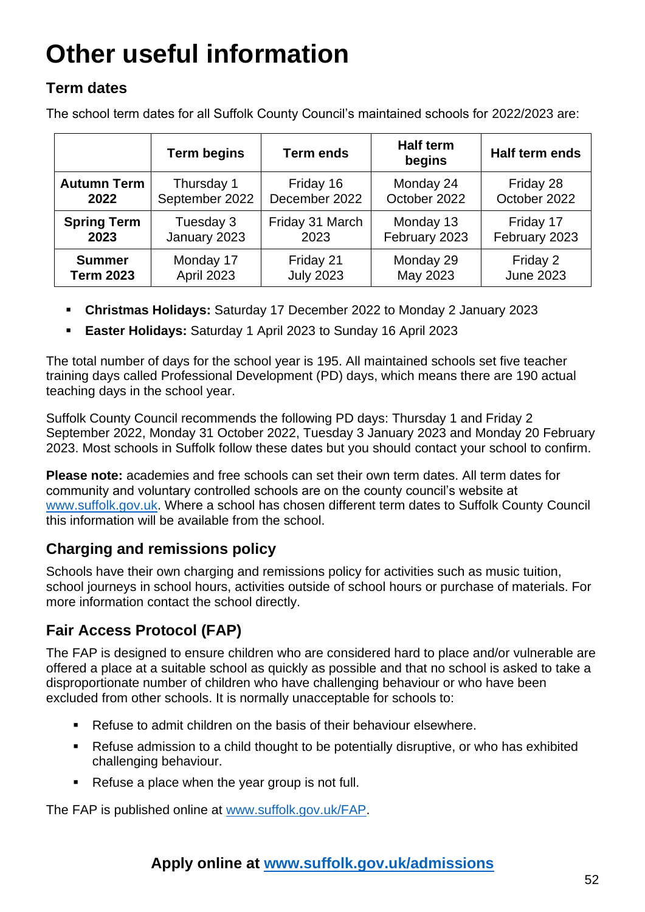# Other useful information

## Term dates

The school term dates for all Suffolk County Council's maintained schools for 2022/2023 are:

| | Term begins | Term ends | Half term begins | Half term ends |
|---|---|---|---|---|
| **Autumn Term 2022** | Thursday 1 September 2022 | Friday 16 December 2022 | Monday 24 October 2022 | Friday 28 October 2022 |
| **Spring Term 2023** | Tuesday 3 January 2023 | Friday 31 March 2023 | Monday 13 February 2023 | Friday 17 February 2023 |
| **Summer Term 2023** | Monday 17 April 2023 | Friday 21 July 2023 | Monday 29 May 2023 | Friday 2 June 2023 |

- **Christmas Holidays:** Saturday 17 December 2022 to Monday 2 January 2023
- **Easter Holidays:** Saturday 1 April 2023 to Sunday 16 April 2023

The total number of days for the school year is 195. All maintained schools set five teacher training days called Professional Development (PD) days, which means there are 190 actual teaching days in the school year.

Suffolk County Council recommends the following PD days: Thursday 1 and Friday 2 September 2022, Monday 31 October 2022, Tuesday 3 January 2023 and Monday 20 February 2023. Most schools in Suffolk follow these dates but you should contact your school to confirm.

**Please note:** academies and free schools can set their own term dates. All term dates for community and voluntary controlled schools are on the county council's website at www.suffolk.gov.uk. Where a school has chosen different term dates to Suffolk County Council this information will be available from the school.

## Charging and remissions policy

Schools have their own charging and remissions policy for activities such as music tuition, school journeys in school hours, activities outside of school hours or purchase of materials. For more information contact the school directly.

## Fair Access Protocol (FAP)

The FAP is designed to ensure children who are considered hard to place and/or vulnerable are offered a place at a suitable school as quickly as possible and that no school is asked to take a disproportionate number of children who have challenging behaviour or who have been excluded from other schools. It is normally unacceptable for schools to:

- Refuse to admit children on the basis of their behaviour elsewhere.
- Refuse admission to a child thought to be potentially disruptive, or who has exhibited challenging behaviour.
- Refuse a place when the year group is not full.

The FAP is published online at www.suffolk.gov.uk/FAP.

**Apply online at www.suffolk.gov.uk/admissions**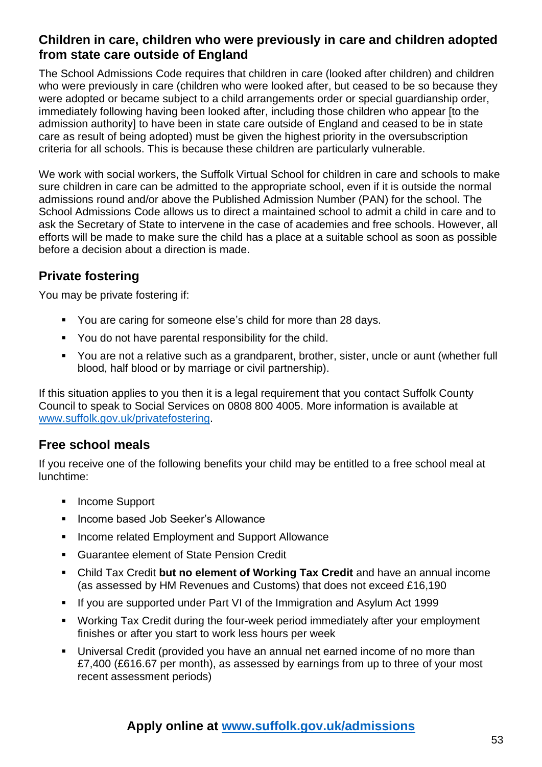## Children in care, children who were previously in care and children adopted from state care outside of England

The School Admissions Code requires that children in care (looked after children) and children who were previously in care (children who were looked after, but ceased to be so because they were adopted or became subject to a child arrangements order or special guardianship order, immediately following having been looked after, including those children who appear [to the admission authority] to have been in state care outside of England and ceased to be in state care as result of being adopted) must be given the highest priority in the oversubscription criteria for all schools. This is because these children are particularly vulnerable.

We work with social workers, the Suffolk Virtual School for children in care and schools to make sure children in care can be admitted to the appropriate school, even if it is outside the normal admissions round and/or above the Published Admission Number (PAN) for the school. The School Admissions Code allows us to direct a maintained school to admit a child in care and to ask the Secretary of State to intervene in the case of academies and free schools. However, all efforts will be made to make sure the child has a place at a suitable school as soon as possible before a decision about a direction is made.

## Private fostering

You may be private fostering if:

- You are caring for someone else's child for more than 28 days.
- You do not have parental responsibility for the child.
- You are not a relative such as a grandparent, brother, sister, uncle or aunt (whether full blood, half blood or by marriage or civil partnership).

If this situation applies to you then it is a legal requirement that you contact Suffolk County Council to speak to Social Services on 0808 800 4005. More information is available at [www.suffolk.gov.uk/privatefostering](http://www.suffolk.gov.uk/privatefostering).

## Free school meals

If you receive one of the following benefits your child may be entitled to a free school meal at lunchtime:

- Income Support
- Income based Job Seeker's Allowance
- Income related Employment and Support Allowance
- Guarantee element of State Pension Credit
- Child Tax Credit **but no element of Working Tax Credit** and have an annual income (as assessed by HM Revenues and Customs) that does not exceed £16,190
- If you are supported under Part VI of the Immigration and Asylum Act 1999
- Working Tax Credit during the four-week period immediately after your employment finishes or after you start to work less hours per week
- Universal Credit (provided you have an annual net earned income of no more than £7,400 (£616.67 per month), as assessed by earnings from up to three of your most recent assessment periods)

**Apply online at [www.suffolk.gov.uk/admissions](http://www.suffolk.gov.uk/admissions)**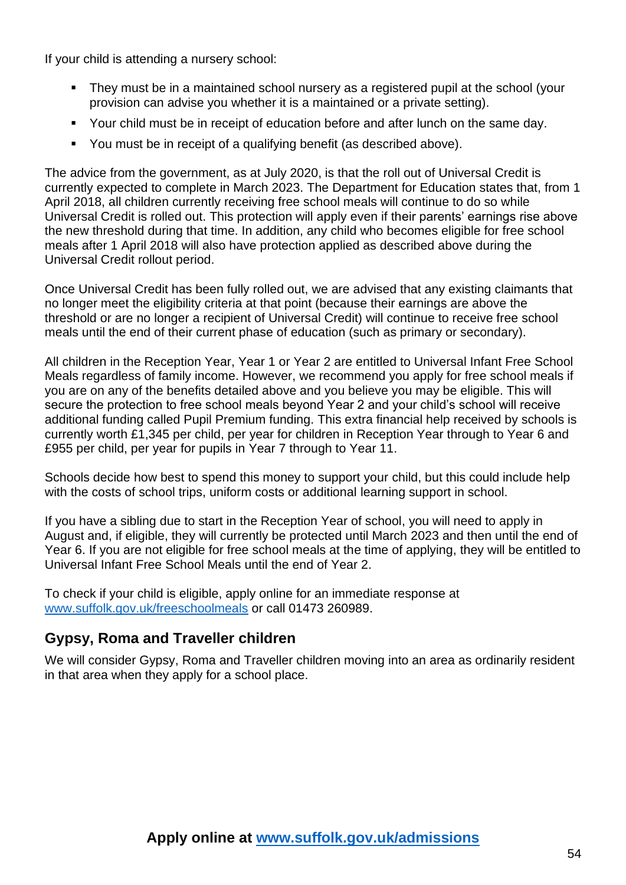If your child is attending a nursery school:

- They must be in a maintained school nursery as a registered pupil at the school (your provision can advise you whether it is a maintained or a private setting).
- Your child must be in receipt of education before and after lunch on the same day.
- You must be in receipt of a qualifying benefit (as described above).

The advice from the government, as at July 2020, is that the roll out of Universal Credit is currently expected to complete in March 2023. The Department for Education states that, from 1 April 2018, all children currently receiving free school meals will continue to do so while Universal Credit is rolled out. This protection will apply even if their parents' earnings rise above the new threshold during that time. In addition, any child who becomes eligible for free school meals after 1 April 2018 will also have protection applied as described above during the Universal Credit rollout period.

Once Universal Credit has been fully rolled out, we are advised that any existing claimants that no longer meet the eligibility criteria at that point (because their earnings are above the threshold or are no longer a recipient of Universal Credit) will continue to receive free school meals until the end of their current phase of education (such as primary or secondary).

All children in the Reception Year, Year 1 or Year 2 are entitled to Universal Infant Free School Meals regardless of family income. However, we recommend you apply for free school meals if you are on any of the benefits detailed above and you believe you may be eligible. This will secure the protection to free school meals beyond Year 2 and your child's school will receive additional funding called Pupil Premium funding. This extra financial help received by schools is currently worth £1,345 per child, per year for children in Reception Year through to Year 6 and £955 per child, per year for pupils in Year 7 through to Year 11.

Schools decide how best to spend this money to support your child, but this could include help with the costs of school trips, uniform costs or additional learning support in school.

If you have a sibling due to start in the Reception Year of school, you will need to apply in August and, if eligible, they will currently be protected until March 2023 and then until the end of Year 6. If you are not eligible for free school meals at the time of applying, they will be entitled to Universal Infant Free School Meals until the end of Year 2.

To check if your child is eligible, apply online for an immediate response at [www.suffolk.gov.uk/freeschoolmeals](http://www.suffolk.gov.uk/freeschoolmeals) or call 01473 260989.

## Gypsy, Roma and Traveller children

We will consider Gypsy, Roma and Traveller children moving into an area as ordinarily resident in that area when they apply for a school place.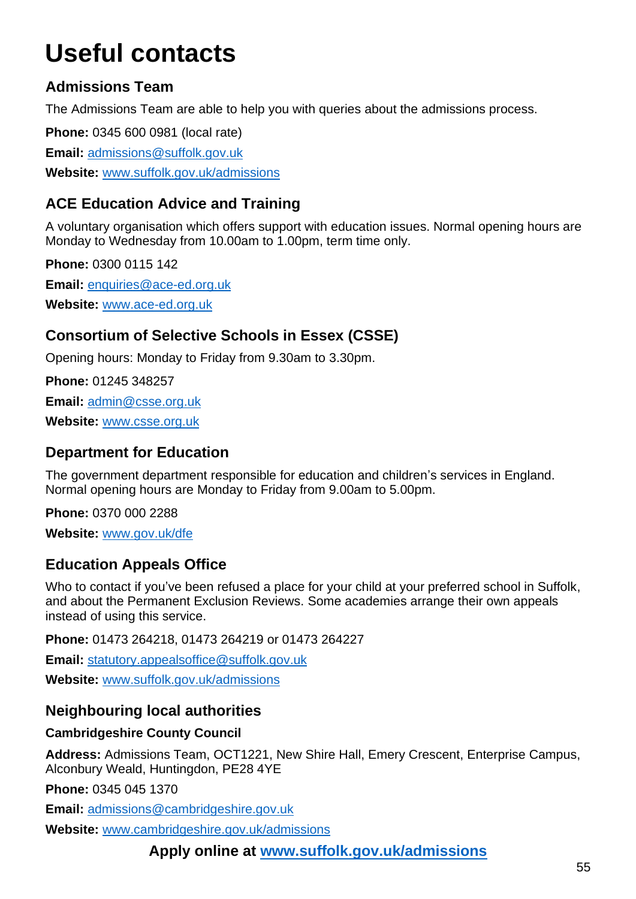# Useful contacts

## Admissions Team

The Admissions Team are able to help you with queries about the admissions process.

**Phone:** 0345 600 0981 (local rate)

**Email:** admissions@suffolk.gov.uk

**Website:** www.suffolk.gov.uk/admissions

## ACE Education Advice and Training

A voluntary organisation which offers support with education issues. Normal opening hours are Monday to Wednesday from 10.00am to 1.00pm, term time only.

**Phone:** 0300 0115 142

**Email:** enquiries@ace-ed.org.uk

**Website:** www.ace-ed.org.uk

## Consortium of Selective Schools in Essex (CSSE)

Opening hours: Monday to Friday from 9.30am to 3.30pm.

**Phone:** 01245 348257

**Email:** admin@csse.org.uk

**Website:** www.csse.org.uk

## Department for Education

The government department responsible for education and children's services in England. Normal opening hours are Monday to Friday from 9.00am to 5.00pm.

**Phone:** 0370 000 2288

**Website:** www.gov.uk/dfe

## Education Appeals Office

Who to contact if you've been refused a place for your child at your preferred school in Suffolk, and about the Permanent Exclusion Reviews. Some academies arrange their own appeals instead of using this service.

**Phone:** 01473 264218, 01473 264219 or 01473 264227

**Email:** statutory.appealsoffice@suffolk.gov.uk

**Website:** www.suffolk.gov.uk/admissions

## Neighbouring local authorities

### Cambridgeshire County Council

**Address:** Admissions Team, OCT1221, New Shire Hall, Emery Crescent, Enterprise Campus, Alconbury Weald, Huntingdon, PE28 4YE

**Phone:** 0345 045 1370

**Email:** admissions@cambridgeshire.gov.uk

**Website:** www.cambridgeshire.gov.uk/admissions

**Apply online at www.suffolk.gov.uk/admissions**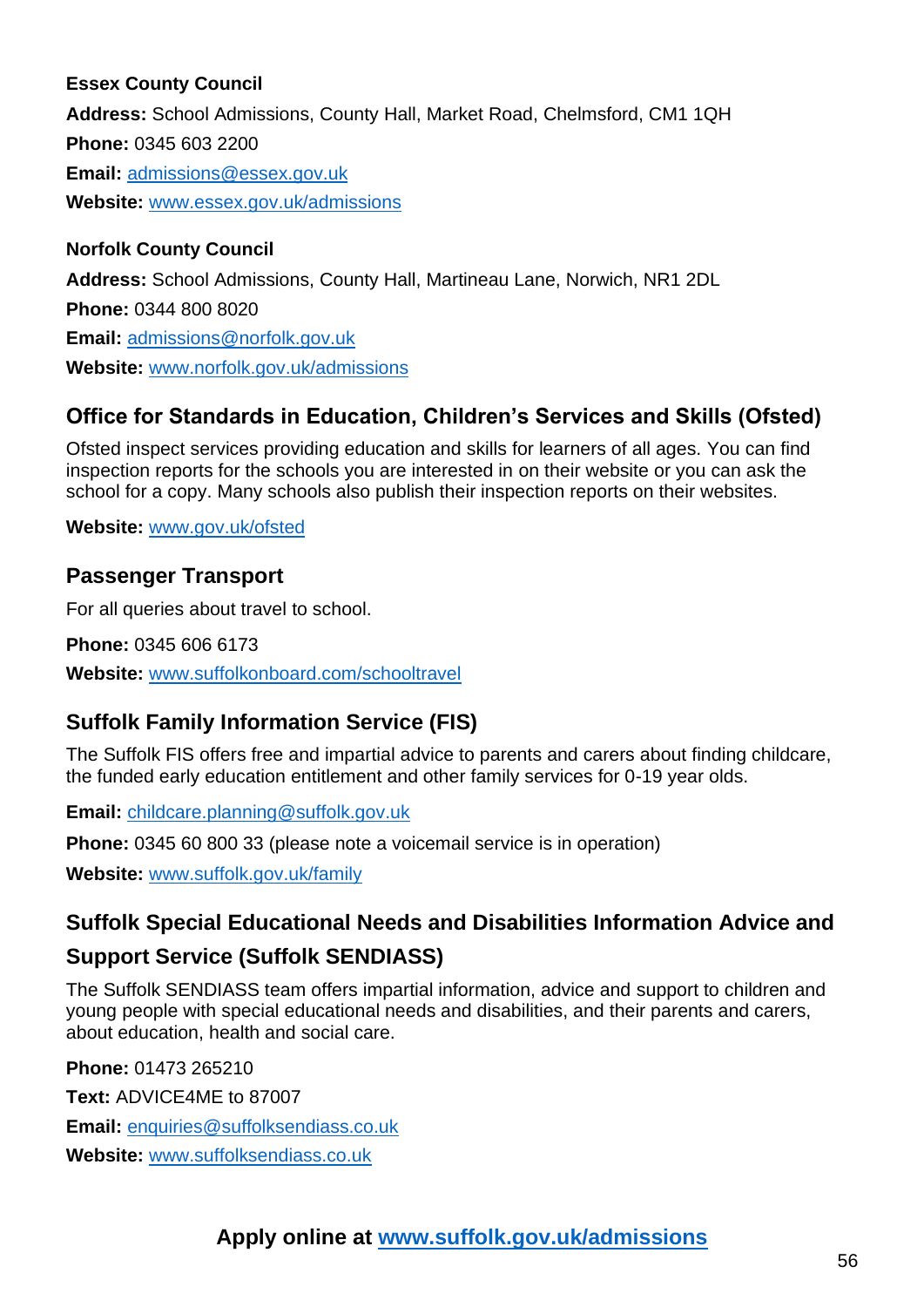**Essex County Council**

**Address:** School Admissions, County Hall, Market Road, Chelmsford, CM1 1QH

**Phone:** 0345 603 2200

**Email:** admissions@essex.gov.uk

**Website:** www.essex.gov.uk/admissions

**Norfolk County Council**

**Address:** School Admissions, County Hall, Martineau Lane, Norwich, NR1 2DL

**Phone:** 0344 800 8020

**Email:** admissions@norfolk.gov.uk

**Website:** www.norfolk.gov.uk/admissions

## Office for Standards in Education, Children's Services and Skills (Ofsted)

Ofsted inspect services providing education and skills for learners of all ages. You can find inspection reports for the schools you are interested in on their website or you can ask the school for a copy. Many schools also publish their inspection reports on their websites.

**Website:** www.gov.uk/ofsted

## Passenger Transport

For all queries about travel to school.

**Phone:** 0345 606 6173

**Website:** www.suffolkonboard.com/schooltravel

## Suffolk Family Information Service (FIS)

The Suffolk FIS offers free and impartial advice to parents and carers about finding childcare, the funded early education entitlement and other family services for 0-19 year olds.

**Email:** childcare.planning@suffolk.gov.uk

**Phone:** 0345 60 800 33 (please note a voicemail service is in operation)

**Website:** www.suffolk.gov.uk/family

## Suffolk Special Educational Needs and Disabilities Information Advice and Support Service (Suffolk SENDIASS)

The Suffolk SENDIASS team offers impartial information, advice and support to children and young people with special educational needs and disabilities, and their parents and carers, about education, health and social care.

**Phone:** 01473 265210

**Text:** ADVICE4ME to 87007

**Email:** enquiries@suffolksendiass.co.uk

**Website:** www.suffolksendiass.co.uk

**Apply online at www.suffolk.gov.uk/admissions**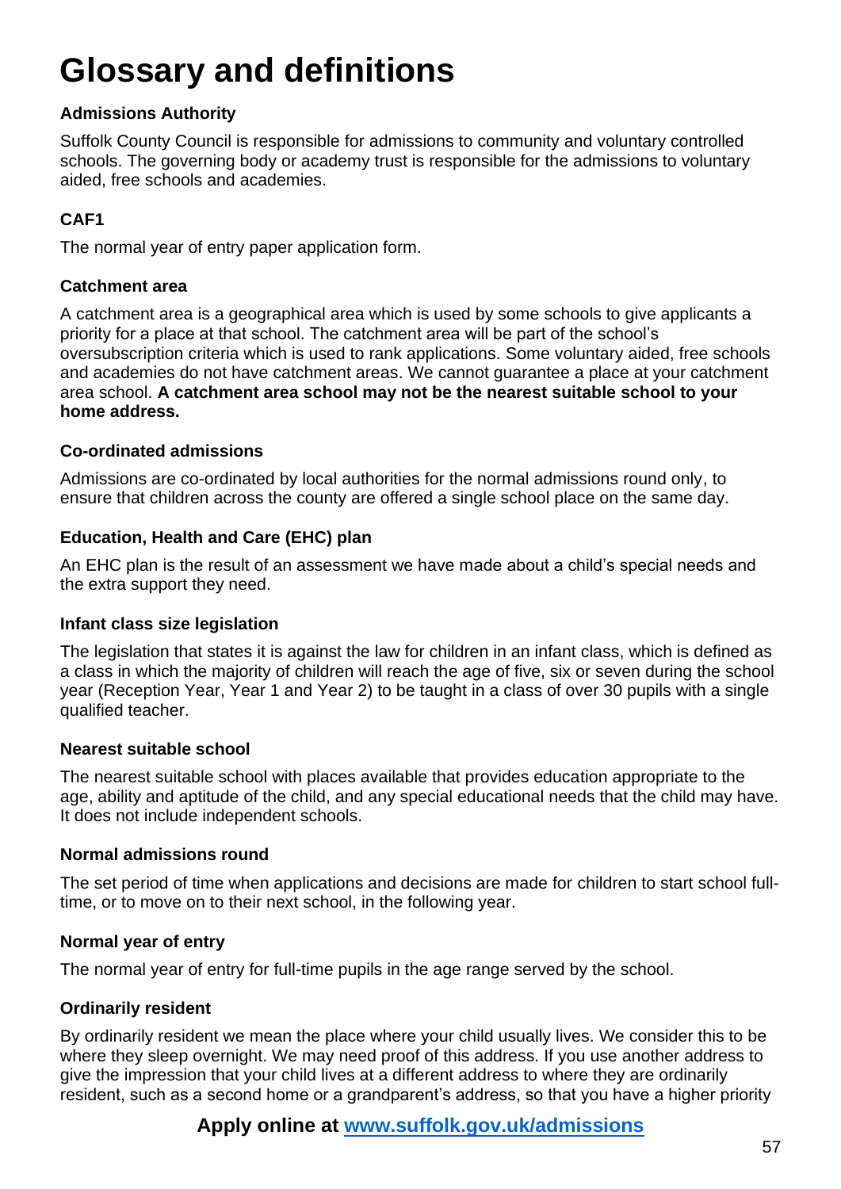# Glossary and definitions

**Admissions Authority**

Suffolk County Council is responsible for admissions to community and voluntary controlled schools. The governing body or academy trust is responsible for the admissions to voluntary aided, free schools and academies.

**CAF1**

The normal year of entry paper application form.

**Catchment area**

A catchment area is a geographical area which is used by some schools to give applicants a priority for a place at that school. The catchment area will be part of the school's oversubscription criteria which is used to rank applications. Some voluntary aided, free schools and academies do not have catchment areas. We cannot guarantee a place at your catchment area school. **A catchment area school may not be the nearest suitable school to your home address.**

**Co-ordinated admissions**

Admissions are co-ordinated by local authorities for the normal admissions round only, to ensure that children across the county are offered a single school place on the same day.

**Education, Health and Care (EHC) plan**

An EHC plan is the result of an assessment we have made about a child's special needs and the extra support they need.

**Infant class size legislation**

The legislation that states it is against the law for children in an infant class, which is defined as a class in which the majority of children will reach the age of five, six or seven during the school year (Reception Year, Year 1 and Year 2) to be taught in a class of over 30 pupils with a single qualified teacher.

**Nearest suitable school**

The nearest suitable school with places available that provides education appropriate to the age, ability and aptitude of the child, and any special educational needs that the child may have. It does not include independent schools.

**Normal admissions round**

The set period of time when applications and decisions are made for children to start school full-time, or to move on to their next school, in the following year.

**Normal year of entry**

The normal year of entry for full-time pupils in the age range served by the school.

**Ordinarily resident**

By ordinarily resident we mean the place where your child usually lives. We consider this to be where they sleep overnight. We may need proof of this address. If you use another address to give the impression that your child lives at a different address to where they are ordinarily resident, such as a second home or a grandparent's address, so that you have a higher priority

**Apply online at [www.suffolk.gov.uk/admissions](www.suffolk.gov.uk/admissions)**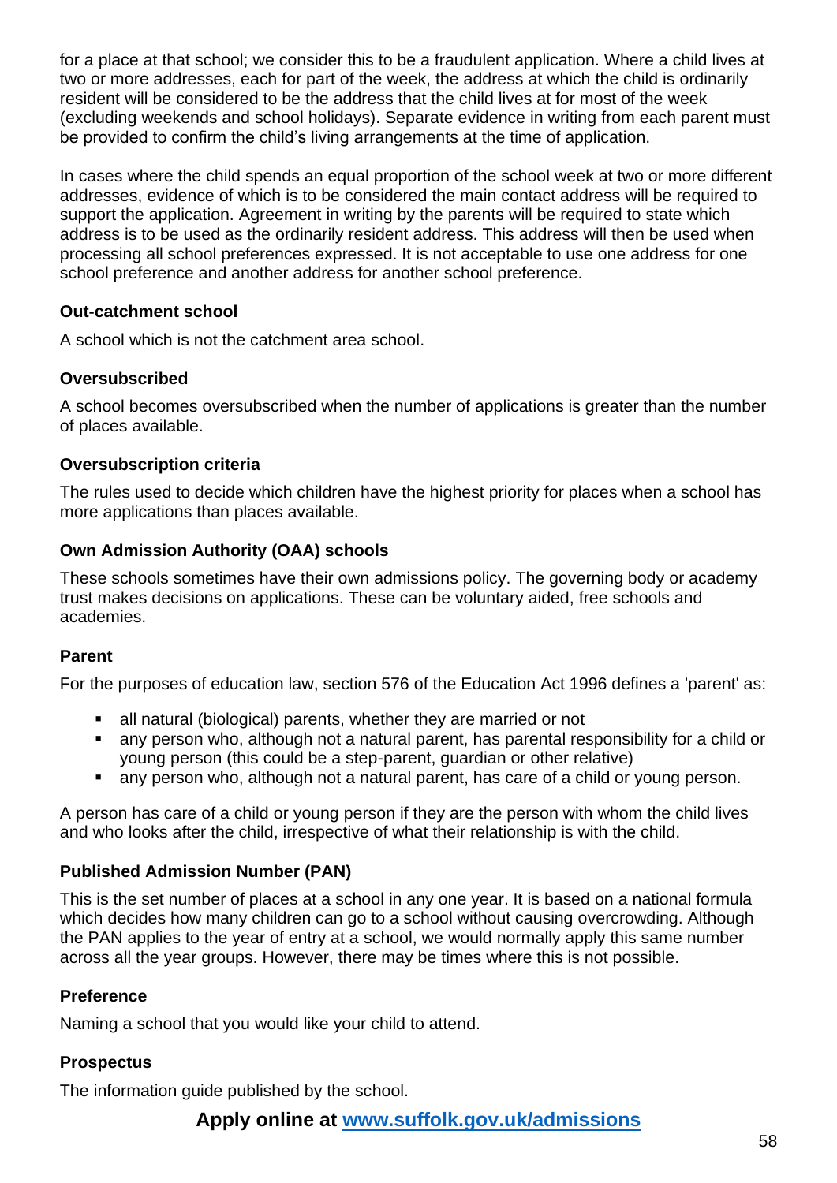for a place at that school; we consider this to be a fraudulent application. Where a child lives at two or more addresses, each for part of the week, the address at which the child is ordinarily resident will be considered to be the address that the child lives at for most of the week (excluding weekends and school holidays). Separate evidence in writing from each parent must be provided to confirm the child's living arrangements at the time of application.

In cases where the child spends an equal proportion of the school week at two or more different addresses, evidence of which is to be considered the main contact address will be required to support the application. Agreement in writing by the parents will be required to state which address is to be used as the ordinarily resident address. This address will then be used when processing all school preferences expressed. It is not acceptable to use one address for one school preference and another address for another school preference.

**Out-catchment school**

A school which is not the catchment area school.

**Oversubscribed**

A school becomes oversubscribed when the number of applications is greater than the number of places available.

**Oversubscription criteria**

The rules used to decide which children have the highest priority for places when a school has more applications than places available.

**Own Admission Authority (OAA) schools**

These schools sometimes have their own admissions policy. The governing body or academy trust makes decisions on applications. These can be voluntary aided, free schools and academies.

**Parent**

For the purposes of education law, section 576 of the Education Act 1996 defines a 'parent' as:

- all natural (biological) parents, whether they are married or not
- any person who, although not a natural parent, has parental responsibility for a child or young person (this could be a step-parent, guardian or other relative)
- any person who, although not a natural parent, has care of a child or young person.

A person has care of a child or young person if they are the person with whom the child lives and who looks after the child, irrespective of what their relationship is with the child.

**Published Admission Number (PAN)**

This is the set number of places at a school in any one year. It is based on a national formula which decides how many children can go to a school without causing overcrowding. Although the PAN applies to the year of entry at a school, we would normally apply this same number across all the year groups. However, there may be times where this is not possible.

**Preference**

Naming a school that you would like your child to attend.

**Prospectus**

The information guide published by the school.

**Apply online at [www.suffolk.gov.uk/admissions](http://www.suffolk.gov.uk/admissions)**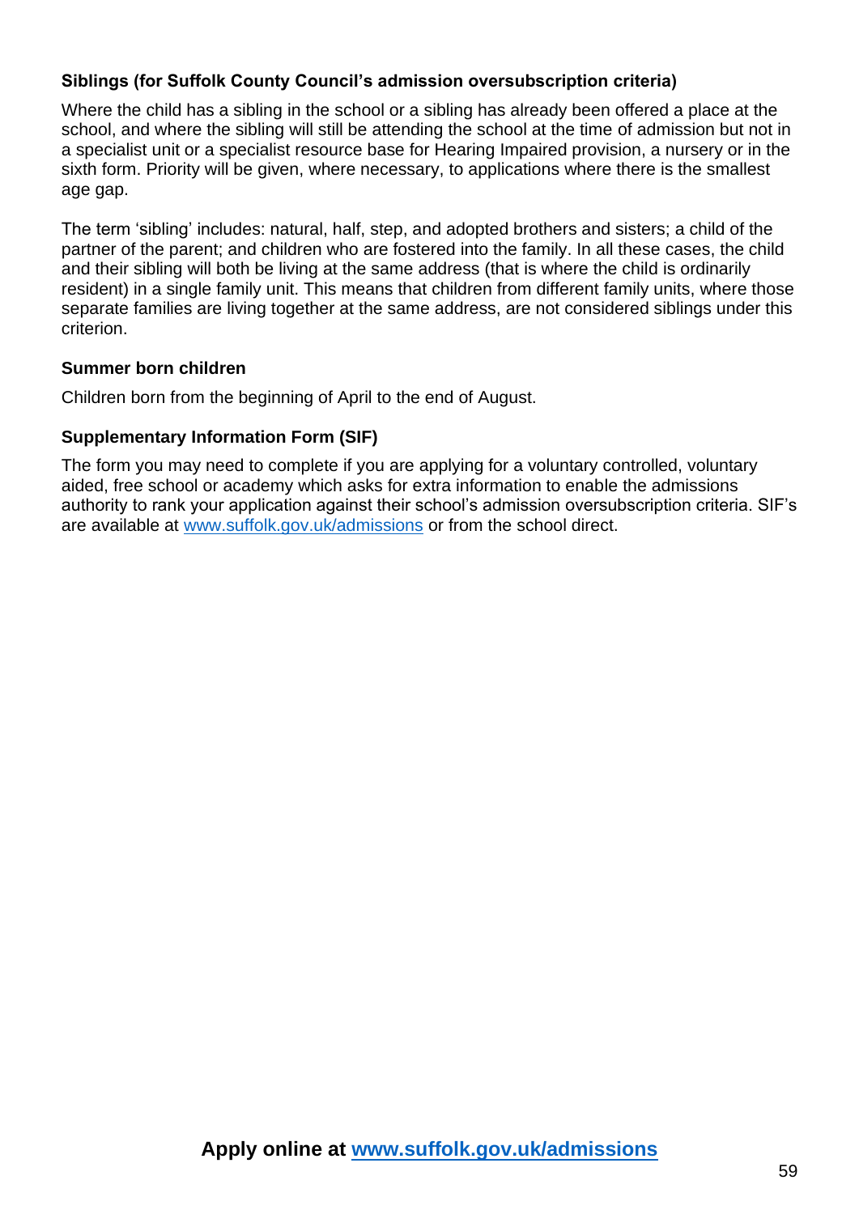**Siblings (for Suffolk County Council's admission oversubscription criteria)**

Where the child has a sibling in the school or a sibling has already been offered a place at the school, and where the sibling will still be attending the school at the time of admission but not in a specialist unit or a specialist resource base for Hearing Impaired provision, a nursery or in the sixth form. Priority will be given, where necessary, to applications where there is the smallest age gap.

The term 'sibling' includes: natural, half, step, and adopted brothers and sisters; a child of the partner of the parent; and children who are fostered into the family. In all these cases, the child and their sibling will both be living at the same address (that is where the child is ordinarily resident) in a single family unit. This means that children from different family units, where those separate families are living together at the same address, are not considered siblings under this criterion.

**Summer born children**

Children born from the beginning of April to the end of August.

**Supplementary Information Form (SIF)**

The form you may need to complete if you are applying for a voluntary controlled, voluntary aided, free school or academy which asks for extra information to enable the admissions authority to rank your application against their school's admission oversubscription criteria. SIF's are available at [www.suffolk.gov.uk/admissions](http://www.suffolk.gov.uk/admissions) or from the school direct.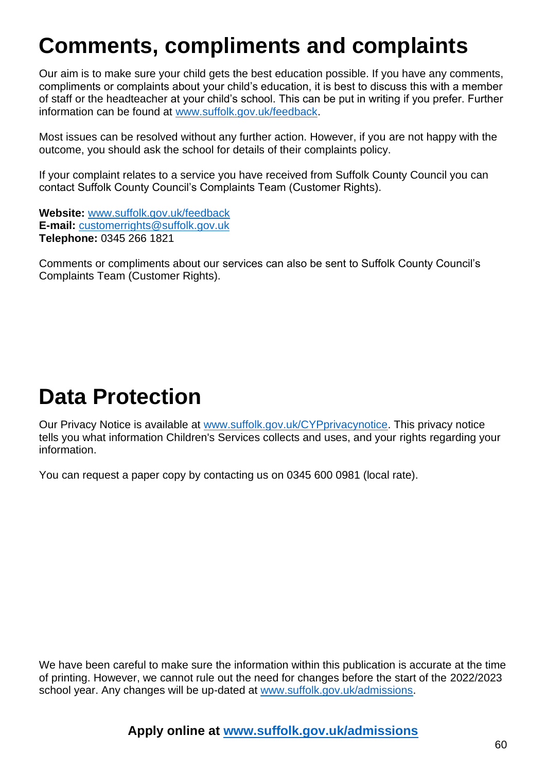# Comments, compliments and complaints

Our aim is to make sure your child gets the best education possible. If you have any comments, compliments or complaints about your child's education, it is best to discuss this with a member of staff or the headteacher at your child's school. This can be put in writing if you prefer. Further information can be found at [www.suffolk.gov.uk/feedback](http://www.suffolk.gov.uk/feedback).

Most issues can be resolved without any further action. However, if you are not happy with the outcome, you should ask the school for details of their complaints policy.

If your complaint relates to a service you have received from Suffolk County Council you can contact Suffolk County Council's Complaints Team (Customer Rights).

**Website:** [www.suffolk.gov.uk/feedback](http://www.suffolk.gov.uk/feedback)
**E-mail:** [customerrights@suffolk.gov.uk](mailto:customerrights@suffolk.gov.uk)
**Telephone:** 0345 266 1821

Comments or compliments about our services can also be sent to Suffolk County Council's Complaints Team (Customer Rights).

# Data Protection

Our Privacy Notice is available at [www.suffolk.gov.uk/CYPprivacynotice](http://www.suffolk.gov.uk/CYPprivacynotice). This privacy notice tells you what information Children's Services collects and uses, and your rights regarding your information.

You can request a paper copy by contacting us on 0345 600 0981 (local rate).

We have been careful to make sure the information within this publication is accurate at the time of printing. However, we cannot rule out the need for changes before the start of the 2022/2023 school year. Any changes will be up-dated at [www.suffolk.gov.uk/admissions](http://www.suffolk.gov.uk/admissions).

**Apply online at [www.suffolk.gov.uk/admissions](http://www.suffolk.gov.uk/admissions)**